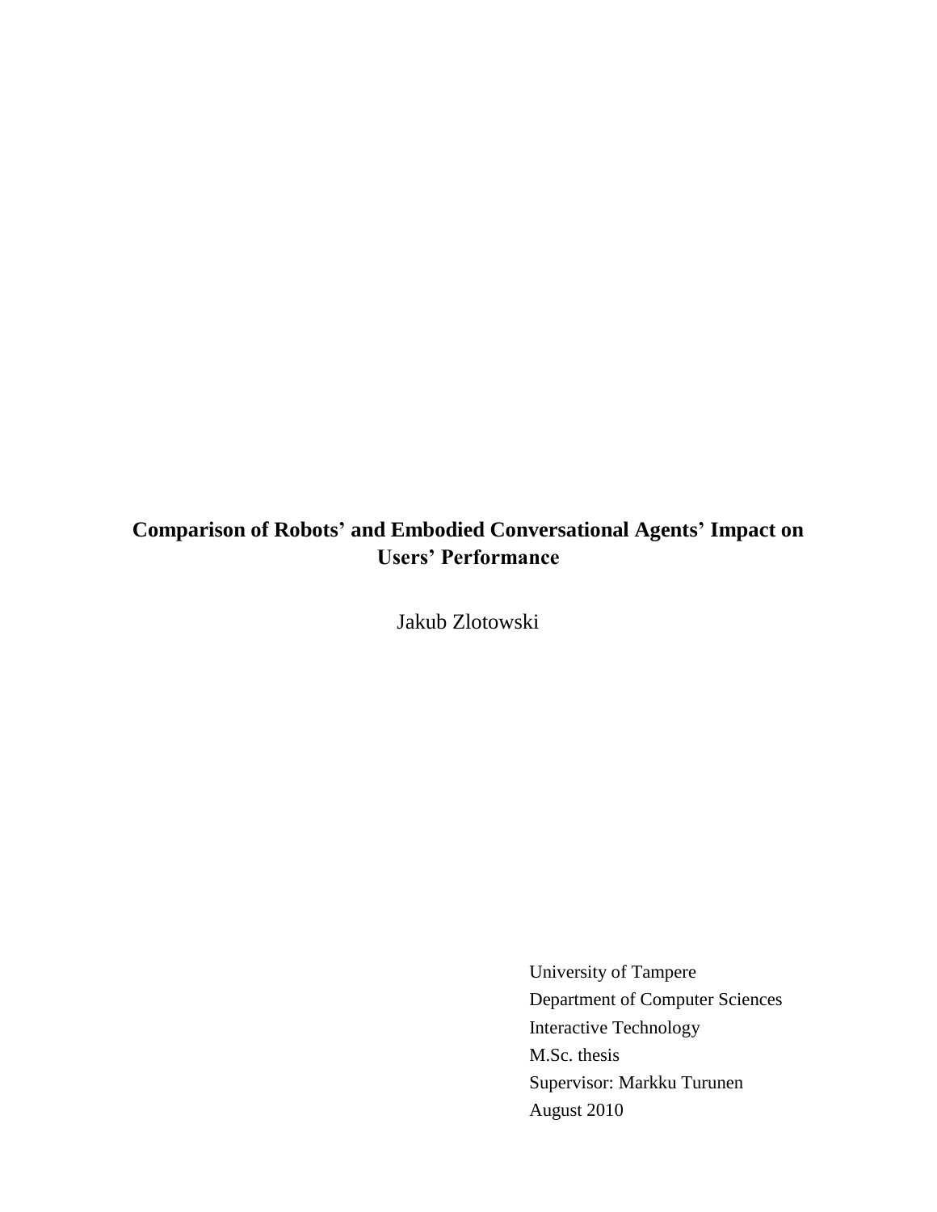# Comparison of Robots' and Embodied Conversational Agents' Impact on Users' Performance

Jakub Zlotowski

University of Tampere
Department of Computer Sciences
Interactive Technology
M.Sc. thesis
Supervisor: Markku Turunen
August 2010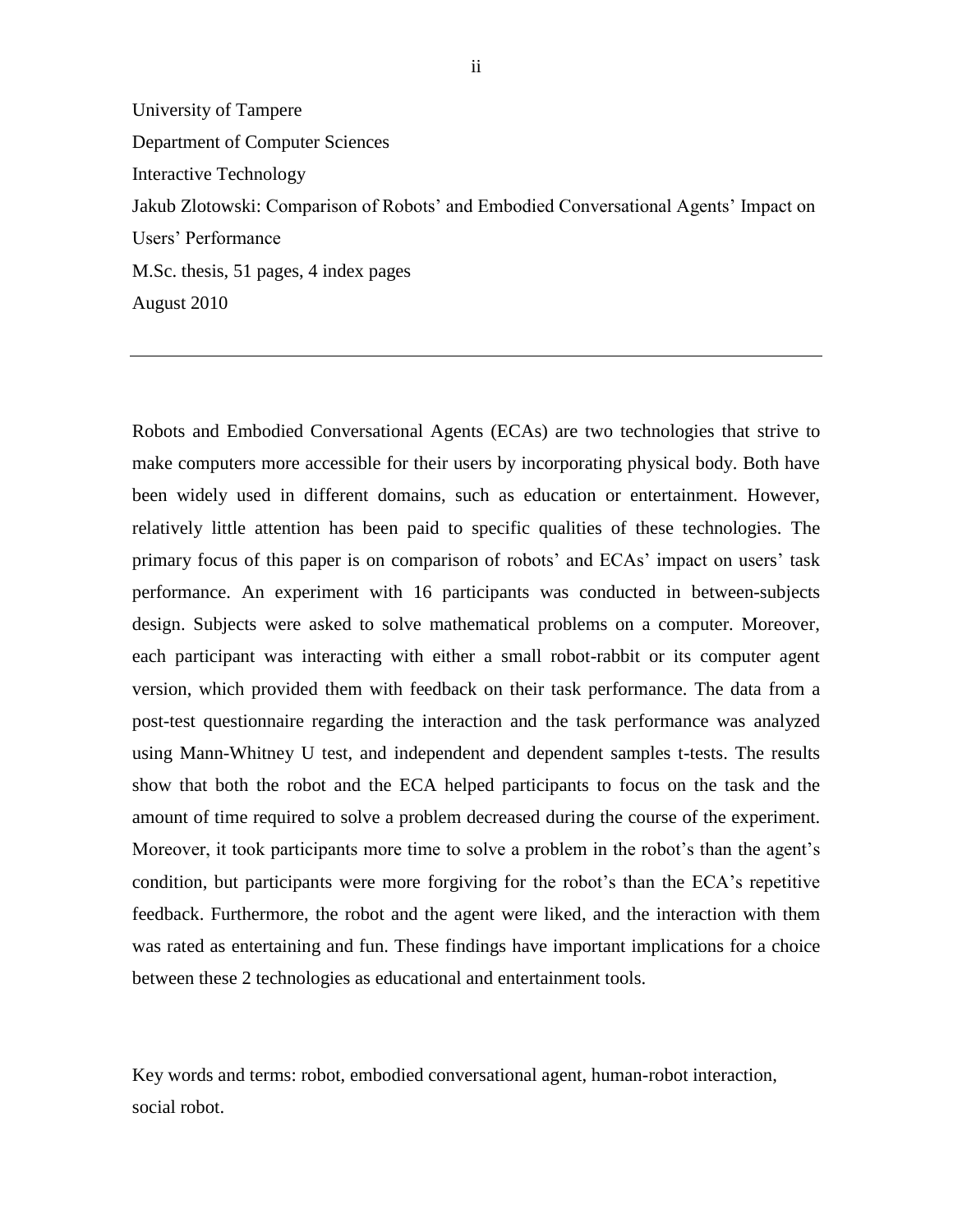University of Tampere

Department of Computer Sciences

Interactive Technology

Jakub Zlotowski: Comparison of Robots' and Embodied Conversational Agents' Impact on Users' Performance

M.Sc. thesis, 51 pages, 4 index pages

August 2010

---

Robots and Embodied Conversational Agents (ECAs) are two technologies that strive to make computers more accessible for their users by incorporating physical body. Both have been widely used in different domains, such as education or entertainment. However, relatively little attention has been paid to specific qualities of these technologies. The primary focus of this paper is on comparison of robots' and ECAs' impact on users' task performance. An experiment with 16 participants was conducted in between-subjects design. Subjects were asked to solve mathematical problems on a computer. Moreover, each participant was interacting with either a small robot-rabbit or its computer agent version, which provided them with feedback on their task performance. The data from a post-test questionnaire regarding the interaction and the task performance was analyzed using Mann-Whitney U test, and independent and dependent samples t-tests. The results show that both the robot and the ECA helped participants to focus on the task and the amount of time required to solve a problem decreased during the course of the experiment. Moreover, it took participants more time to solve a problem in the robot's than the agent's condition, but participants were more forgiving for the robot's than the ECA's repetitive feedback. Furthermore, the robot and the agent were liked, and the interaction with them was rated as entertaining and fun. These findings have important implications for a choice between these 2 technologies as educational and entertainment tools.

Key words and terms: robot, embodied conversational agent, human-robot interaction, social robot.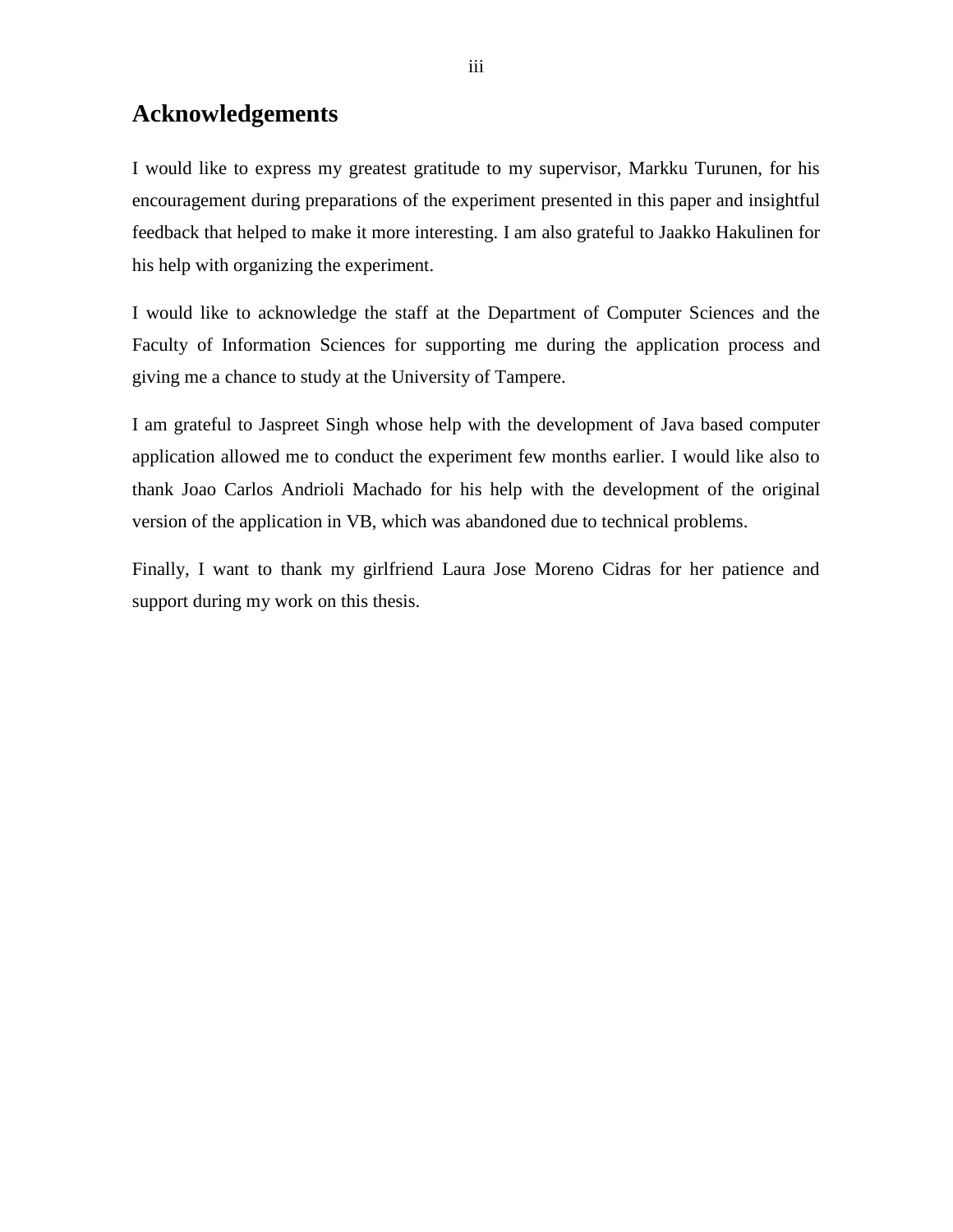# Acknowledgements

I would like to express my greatest gratitude to my supervisor, Markku Turunen, for his encouragement during preparations of the experiment presented in this paper and insightful feedback that helped to make it more interesting. I am also grateful to Jaakko Hakulinen for his help with organizing the experiment.

I would like to acknowledge the staff at the Department of Computer Sciences and the Faculty of Information Sciences for supporting me during the application process and giving me a chance to study at the University of Tampere.

I am grateful to Jaspreet Singh whose help with the development of Java based computer application allowed me to conduct the experiment few months earlier. I would like also to thank Joao Carlos Andrioli Machado for his help with the development of the original version of the application in VB, which was abandoned due to technical problems.

Finally, I want to thank my girlfriend Laura Jose Moreno Cidras for her patience and support during my work on this thesis.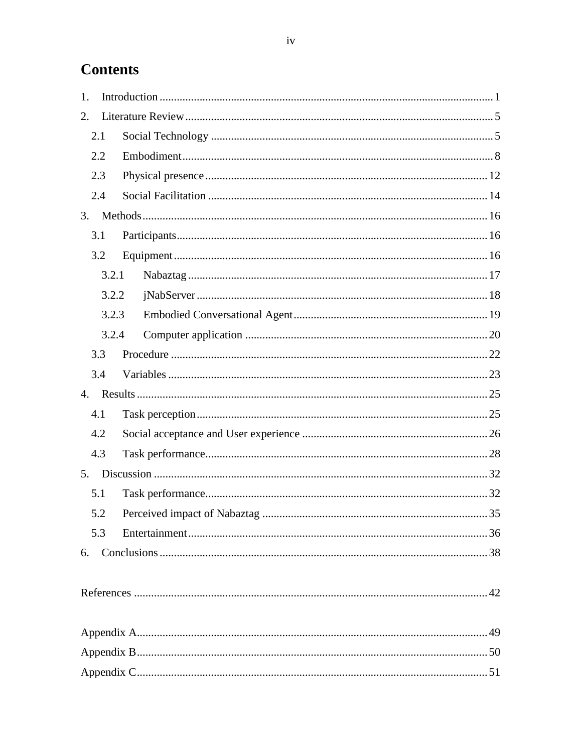# Contents

1. Introduction ........ 1
2. Literature Review ........ 5
   - 2.1 Social Technology ........ 5
   - 2.2 Embodiment ........ 8
   - 2.3 Physical presence ........ 12
   - 2.4 Social Facilitation ........ 14
3. Methods ........ 16
   - 3.1 Participants ........ 16
   - 3.2 Equipment ........ 16
     - 3.2.1 Nabaztag ........ 17
     - 3.2.2 jNabServer ........ 18
     - 3.2.3 Embodied Conversational Agent ........ 19
     - 3.2.4 Computer application ........ 20
   - 3.3 Procedure ........ 22
   - 3.4 Variables ........ 23
4. Results ........ 25
   - 4.1 Task perception ........ 25
   - 4.2 Social acceptance and User experience ........ 26
   - 4.3 Task performance ........ 28
5. Discussion ........ 32
   - 5.1 Task performance ........ 32
   - 5.2 Perceived impact of Nabaztag ........ 35
   - 5.3 Entertainment ........ 36
6. Conclusions ........ 38

References ........ 42

Appendix A ........ 49

Appendix B ........ 50

Appendix C ........ 51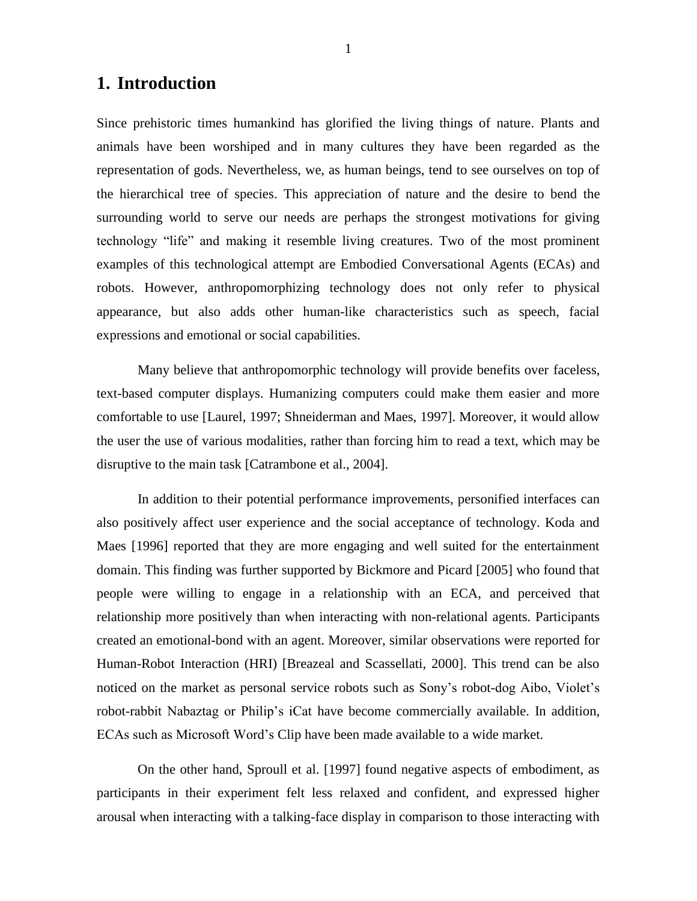# 1. Introduction

Since prehistoric times humankind has glorified the living things of nature. Plants and animals have been worshiped and in many cultures they have been regarded as the representation of gods. Nevertheless, we, as human beings, tend to see ourselves on top of the hierarchical tree of species. This appreciation of nature and the desire to bend the surrounding world to serve our needs are perhaps the strongest motivations for giving technology "life" and making it resemble living creatures. Two of the most prominent examples of this technological attempt are Embodied Conversational Agents (ECAs) and robots. However, anthropomorphizing technology does not only refer to physical appearance, but also adds other human-like characteristics such as speech, facial expressions and emotional or social capabilities.

Many believe that anthropomorphic technology will provide benefits over faceless, text-based computer displays. Humanizing computers could make them easier and more comfortable to use [Laurel, 1997; Shneiderman and Maes, 1997]. Moreover, it would allow the user the use of various modalities, rather than forcing him to read a text, which may be disruptive to the main task [Catrambone et al., 2004].

In addition to their potential performance improvements, personified interfaces can also positively affect user experience and the social acceptance of technology. Koda and Maes [1996] reported that they are more engaging and well suited for the entertainment domain. This finding was further supported by Bickmore and Picard [2005] who found that people were willing to engage in a relationship with an ECA, and perceived that relationship more positively than when interacting with non-relational agents. Participants created an emotional-bond with an agent. Moreover, similar observations were reported for Human-Robot Interaction (HRI) [Breazeal and Scassellati, 2000]. This trend can be also noticed on the market as personal service robots such as Sony's robot-dog Aibo, Violet's robot-rabbit Nabaztag or Philip's iCat have become commercially available. In addition, ECAs such as Microsoft Word's Clip have been made available to a wide market.

On the other hand, Sproull et al. [1997] found negative aspects of embodiment, as participants in their experiment felt less relaxed and confident, and expressed higher arousal when interacting with a talking-face display in comparison to those interacting with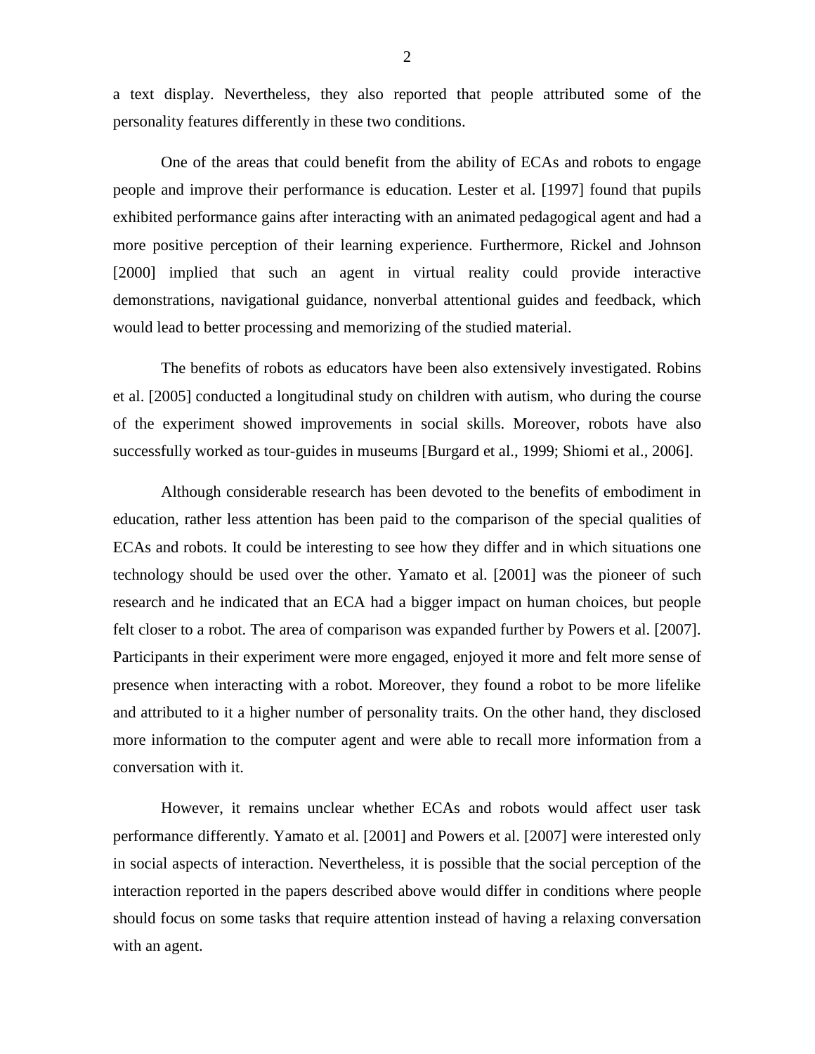a text display. Nevertheless, they also reported that people attributed some of the personality features differently in these two conditions.

One of the areas that could benefit from the ability of ECAs and robots to engage people and improve their performance is education. Lester et al. [1997] found that pupils exhibited performance gains after interacting with an animated pedagogical agent and had a more positive perception of their learning experience. Furthermore, Rickel and Johnson [2000] implied that such an agent in virtual reality could provide interactive demonstrations, navigational guidance, nonverbal attentional guides and feedback, which would lead to better processing and memorizing of the studied material.

The benefits of robots as educators have been also extensively investigated. Robins et al. [2005] conducted a longitudinal study on children with autism, who during the course of the experiment showed improvements in social skills. Moreover, robots have also successfully worked as tour-guides in museums [Burgard et al., 1999; Shiomi et al., 2006].

Although considerable research has been devoted to the benefits of embodiment in education, rather less attention has been paid to the comparison of the special qualities of ECAs and robots. It could be interesting to see how they differ and in which situations one technology should be used over the other. Yamato et al. [2001] was the pioneer of such research and he indicated that an ECA had a bigger impact on human choices, but people felt closer to a robot. The area of comparison was expanded further by Powers et al. [2007]. Participants in their experiment were more engaged, enjoyed it more and felt more sense of presence when interacting with a robot. Moreover, they found a robot to be more lifelike and attributed to it a higher number of personality traits. On the other hand, they disclosed more information to the computer agent and were able to recall more information from a conversation with it.

However, it remains unclear whether ECAs and robots would affect user task performance differently. Yamato et al. [2001] and Powers et al. [2007] were interested only in social aspects of interaction. Nevertheless, it is possible that the social perception of the interaction reported in the papers described above would differ in conditions where people should focus on some tasks that require attention instead of having a relaxing conversation with an agent.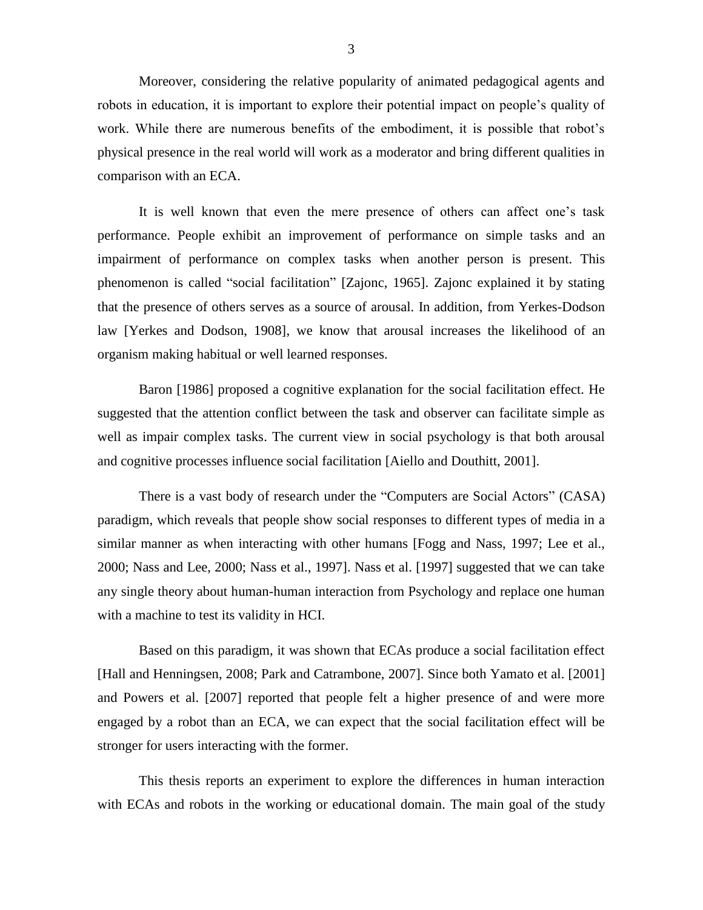Moreover, considering the relative popularity of animated pedagogical agents and robots in education, it is important to explore their potential impact on people's quality of work. While there are numerous benefits of the embodiment, it is possible that robot's physical presence in the real world will work as a moderator and bring different qualities in comparison with an ECA.

It is well known that even the mere presence of others can affect one's task performance. People exhibit an improvement of performance on simple tasks and an impairment of performance on complex tasks when another person is present. This phenomenon is called "social facilitation" [Zajonc, 1965]. Zajonc explained it by stating that the presence of others serves as a source of arousal. In addition, from Yerkes-Dodson law [Yerkes and Dodson, 1908], we know that arousal increases the likelihood of an organism making habitual or well learned responses.

Baron [1986] proposed a cognitive explanation for the social facilitation effect. He suggested that the attention conflict between the task and observer can facilitate simple as well as impair complex tasks. The current view in social psychology is that both arousal and cognitive processes influence social facilitation [Aiello and Douthitt, 2001].

There is a vast body of research under the "Computers are Social Actors" (CASA) paradigm, which reveals that people show social responses to different types of media in a similar manner as when interacting with other humans [Fogg and Nass, 1997; Lee et al., 2000; Nass and Lee, 2000; Nass et al., 1997]. Nass et al. [1997] suggested that we can take any single theory about human-human interaction from Psychology and replace one human with a machine to test its validity in HCI.

Based on this paradigm, it was shown that ECAs produce a social facilitation effect [Hall and Henningsen, 2008; Park and Catrambone, 2007]. Since both Yamato et al. [2001] and Powers et al. [2007] reported that people felt a higher presence of and were more engaged by a robot than an ECA, we can expect that the social facilitation effect will be stronger for users interacting with the former.

This thesis reports an experiment to explore the differences in human interaction with ECAs and robots in the working or educational domain. The main goal of the study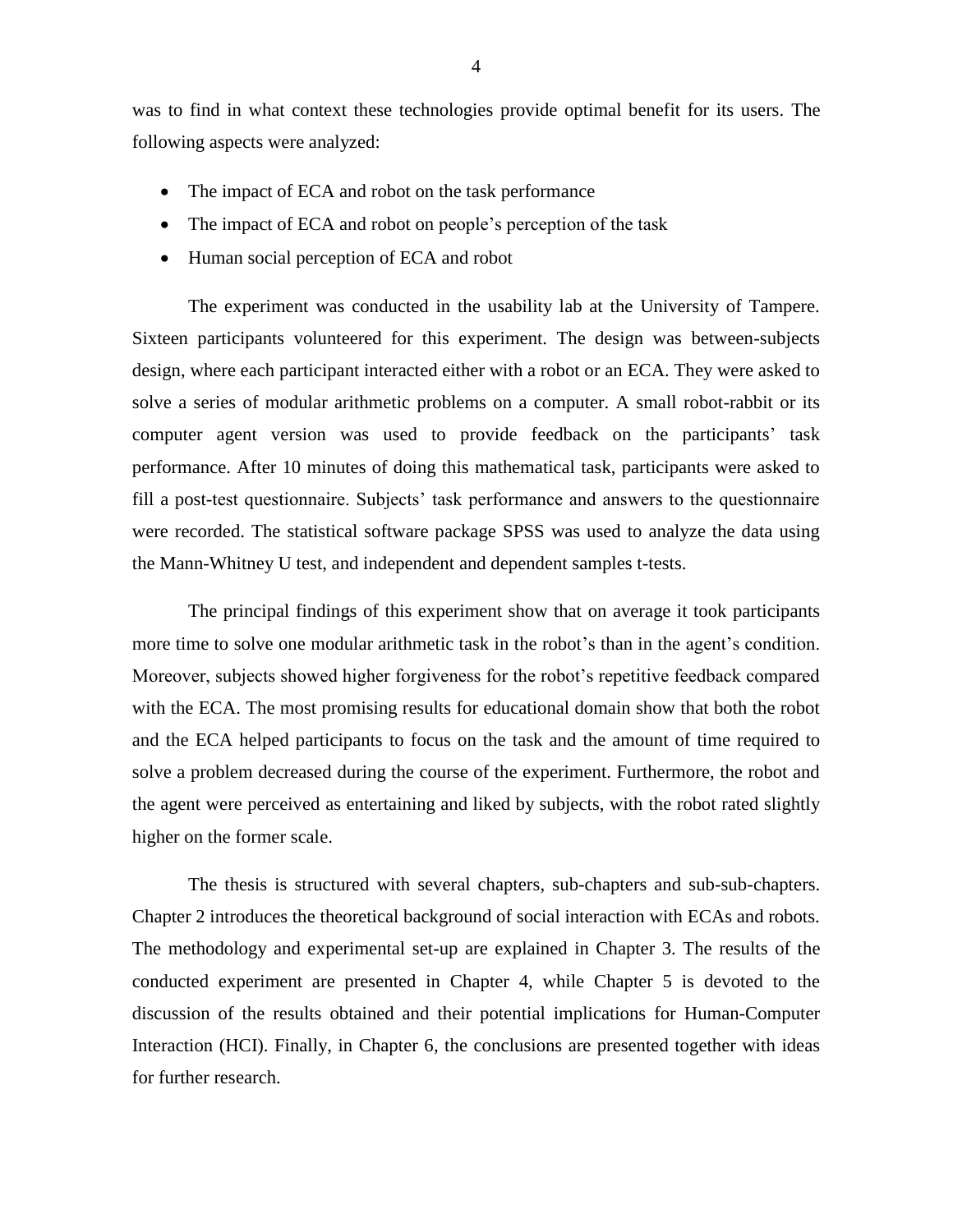was to find in what context these technologies provide optimal benefit for its users. The following aspects were analyzed:

- The impact of ECA and robot on the task performance
- The impact of ECA and robot on people's perception of the task
- Human social perception of ECA and robot

The experiment was conducted in the usability lab at the University of Tampere. Sixteen participants volunteered for this experiment. The design was between-subjects design, where each participant interacted either with a robot or an ECA. They were asked to solve a series of modular arithmetic problems on a computer. A small robot-rabbit or its computer agent version was used to provide feedback on the participants' task performance. After 10 minutes of doing this mathematical task, participants were asked to fill a post-test questionnaire. Subjects' task performance and answers to the questionnaire were recorded. The statistical software package SPSS was used to analyze the data using the Mann-Whitney U test, and independent and dependent samples t-tests.

The principal findings of this experiment show that on average it took participants more time to solve one modular arithmetic task in the robot's than in the agent's condition. Moreover, subjects showed higher forgiveness for the robot's repetitive feedback compared with the ECA. The most promising results for educational domain show that both the robot and the ECA helped participants to focus on the task and the amount of time required to solve a problem decreased during the course of the experiment. Furthermore, the robot and the agent were perceived as entertaining and liked by subjects, with the robot rated slightly higher on the former scale.

The thesis is structured with several chapters, sub-chapters and sub-sub-chapters. Chapter 2 introduces the theoretical background of social interaction with ECAs and robots. The methodology and experimental set-up are explained in Chapter 3. The results of the conducted experiment are presented in Chapter 4, while Chapter 5 is devoted to the discussion of the results obtained and their potential implications for Human-Computer Interaction (HCI). Finally, in Chapter 6, the conclusions are presented together with ideas for further research.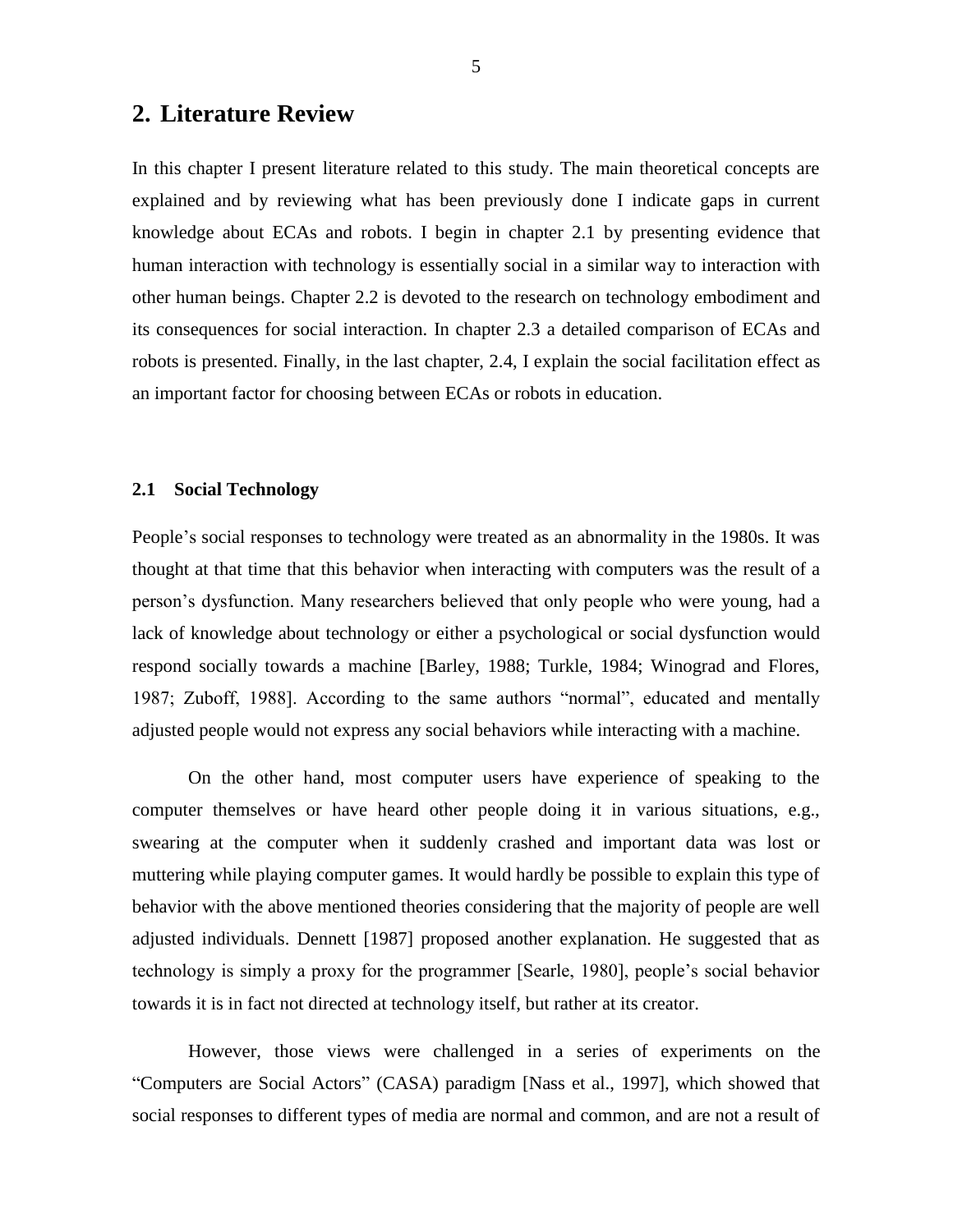# 2. Literature Review

In this chapter I present literature related to this study. The main theoretical concepts are explained and by reviewing what has been previously done I indicate gaps in current knowledge about ECAs and robots. I begin in chapter 2.1 by presenting evidence that human interaction with technology is essentially social in a similar way to interaction with other human beings. Chapter 2.2 is devoted to the research on technology embodiment and its consequences for social interaction. In chapter 2.3 a detailed comparison of ECAs and robots is presented. Finally, in the last chapter, 2.4, I explain the social facilitation effect as an important factor for choosing between ECAs or robots in education.

### 2.1 Social Technology

People's social responses to technology were treated as an abnormality in the 1980s. It was thought at that time that this behavior when interacting with computers was the result of a person's dysfunction. Many researchers believed that only people who were young, had a lack of knowledge about technology or either a psychological or social dysfunction would respond socially towards a machine [Barley, 1988; Turkle, 1984; Winograd and Flores, 1987; Zuboff, 1988]. According to the same authors "normal", educated and mentally adjusted people would not express any social behaviors while interacting with a machine.

On the other hand, most computer users have experience of speaking to the computer themselves or have heard other people doing it in various situations, e.g., swearing at the computer when it suddenly crashed and important data was lost or muttering while playing computer games. It would hardly be possible to explain this type of behavior with the above mentioned theories considering that the majority of people are well adjusted individuals. Dennett [1987] proposed another explanation. He suggested that as technology is simply a proxy for the programmer [Searle, 1980], people's social behavior towards it is in fact not directed at technology itself, but rather at its creator.

However, those views were challenged in a series of experiments on the "Computers are Social Actors" (CASA) paradigm [Nass et al., 1997], which showed that social responses to different types of media are normal and common, and are not a result of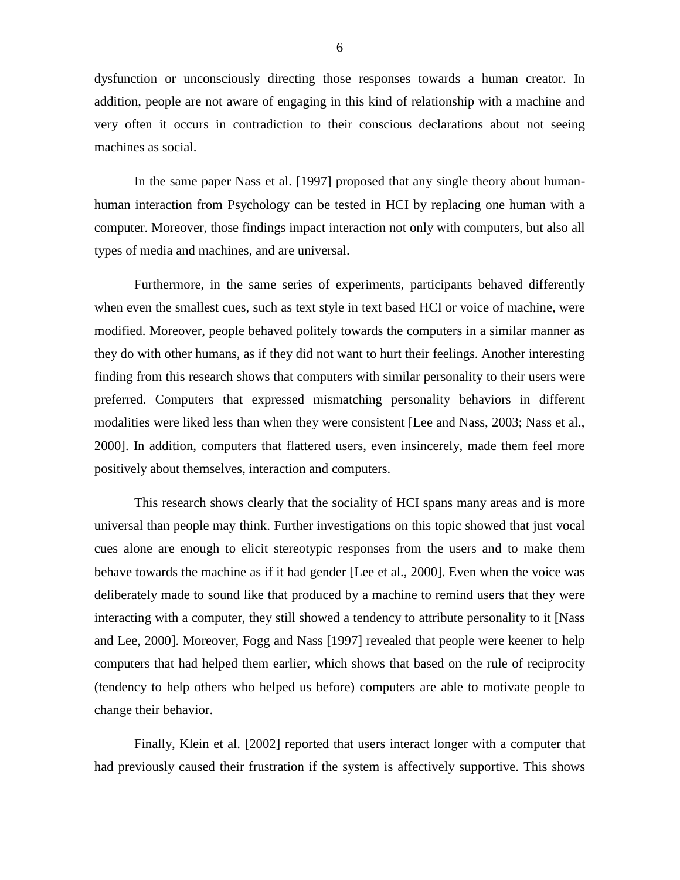dysfunction or unconsciously directing those responses towards a human creator. In addition, people are not aware of engaging in this kind of relationship with a machine and very often it occurs in contradiction to their conscious declarations about not seeing machines as social.

In the same paper Nass et al. [1997] proposed that any single theory about human-human interaction from Psychology can be tested in HCI by replacing one human with a computer. Moreover, those findings impact interaction not only with computers, but also all types of media and machines, and are universal.

Furthermore, in the same series of experiments, participants behaved differently when even the smallest cues, such as text style in text based HCI or voice of machine, were modified. Moreover, people behaved politely towards the computers in a similar manner as they do with other humans, as if they did not want to hurt their feelings. Another interesting finding from this research shows that computers with similar personality to their users were preferred. Computers that expressed mismatching personality behaviors in different modalities were liked less than when they were consistent [Lee and Nass, 2003; Nass et al., 2000]. In addition, computers that flattered users, even insincerely, made them feel more positively about themselves, interaction and computers.

This research shows clearly that the sociality of HCI spans many areas and is more universal than people may think. Further investigations on this topic showed that just vocal cues alone are enough to elicit stereotypic responses from the users and to make them behave towards the machine as if it had gender [Lee et al., 2000]. Even when the voice was deliberately made to sound like that produced by a machine to remind users that they were interacting with a computer, they still showed a tendency to attribute personality to it [Nass and Lee, 2000]. Moreover, Fogg and Nass [1997] revealed that people were keener to help computers that had helped them earlier, which shows that based on the rule of reciprocity (tendency to help others who helped us before) computers are able to motivate people to change their behavior.

Finally, Klein et al. [2002] reported that users interact longer with a computer that had previously caused their frustration if the system is affectively supportive. This shows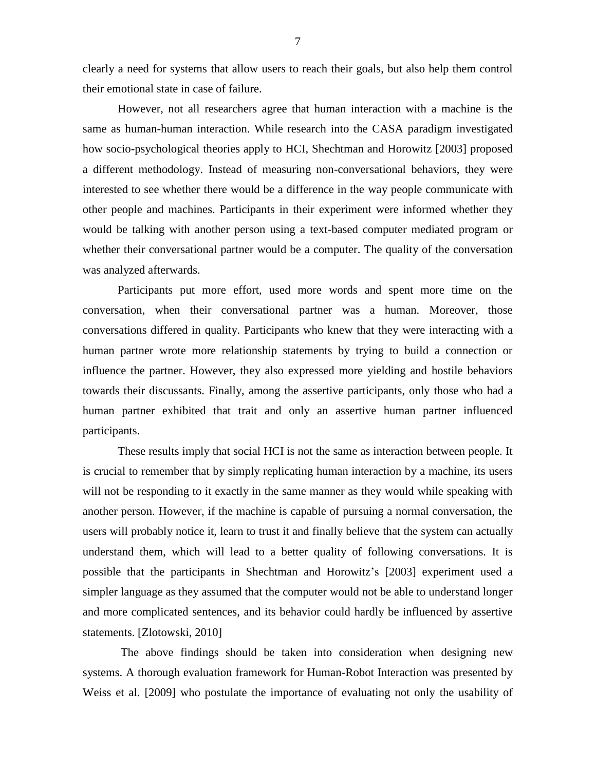clearly a need for systems that allow users to reach their goals, but also help them control their emotional state in case of failure.

However, not all researchers agree that human interaction with a machine is the same as human-human interaction. While research into the CASA paradigm investigated how socio-psychological theories apply to HCI, Shechtman and Horowitz [2003] proposed a different methodology. Instead of measuring non-conversational behaviors, they were interested to see whether there would be a difference in the way people communicate with other people and machines. Participants in their experiment were informed whether they would be talking with another person using a text-based computer mediated program or whether their conversational partner would be a computer. The quality of the conversation was analyzed afterwards.

Participants put more effort, used more words and spent more time on the conversation, when their conversational partner was a human. Moreover, those conversations differed in quality. Participants who knew that they were interacting with a human partner wrote more relationship statements by trying to build a connection or influence the partner. However, they also expressed more yielding and hostile behaviors towards their discussants. Finally, among the assertive participants, only those who had a human partner exhibited that trait and only an assertive human partner influenced participants.

These results imply that social HCI is not the same as interaction between people. It is crucial to remember that by simply replicating human interaction by a machine, its users will not be responding to it exactly in the same manner as they would while speaking with another person. However, if the machine is capable of pursuing a normal conversation, the users will probably notice it, learn to trust it and finally believe that the system can actually understand them, which will lead to a better quality of following conversations. It is possible that the participants in Shechtman and Horowitz's [2003] experiment used a simpler language as they assumed that the computer would not be able to understand longer and more complicated sentences, and its behavior could hardly be influenced by assertive statements. [Zlotowski, 2010]

The above findings should be taken into consideration when designing new systems. A thorough evaluation framework for Human-Robot Interaction was presented by Weiss et al. [2009] who postulate the importance of evaluating not only the usability of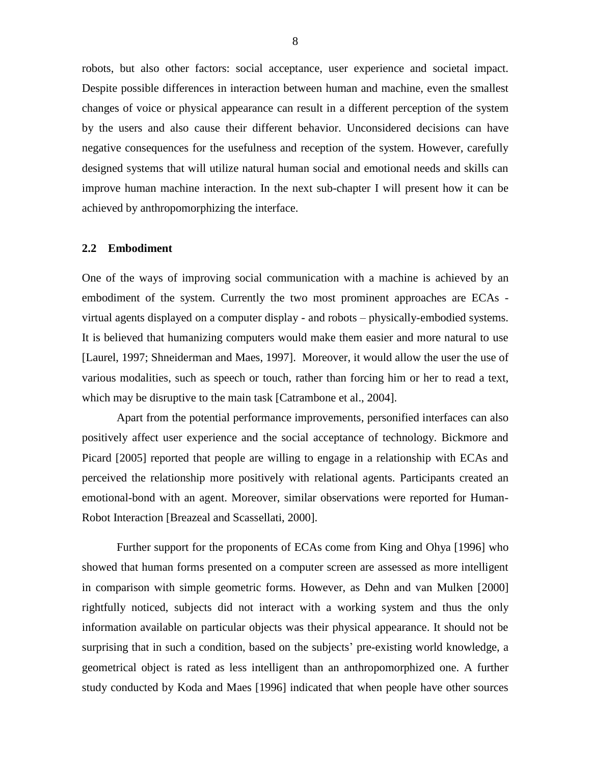robots, but also other factors: social acceptance, user experience and societal impact. Despite possible differences in interaction between human and machine, even the smallest changes of voice or physical appearance can result in a different perception of the system by the users and also cause their different behavior. Unconsidered decisions can have negative consequences for the usefulness and reception of the system. However, carefully designed systems that will utilize natural human social and emotional needs and skills can improve human machine interaction. In the next sub-chapter I will present how it can be achieved by anthropomorphizing the interface.

## 2.2 Embodiment

One of the ways of improving social communication with a machine is achieved by an embodiment of the system. Currently the two most prominent approaches are ECAs - virtual agents displayed on a computer display - and robots – physically-embodied systems. It is believed that humanizing computers would make them easier and more natural to use [Laurel, 1997; Shneiderman and Maes, 1997]. Moreover, it would allow the user the use of various modalities, such as speech or touch, rather than forcing him or her to read a text, which may be disruptive to the main task [Catrambone et al., 2004].

Apart from the potential performance improvements, personified interfaces can also positively affect user experience and the social acceptance of technology. Bickmore and Picard [2005] reported that people are willing to engage in a relationship with ECAs and perceived the relationship more positively with relational agents. Participants created an emotional-bond with an agent. Moreover, similar observations were reported for Human-Robot Interaction [Breazeal and Scassellati, 2000].

Further support for the proponents of ECAs come from King and Ohya [1996] who showed that human forms presented on a computer screen are assessed as more intelligent in comparison with simple geometric forms. However, as Dehn and van Mulken [2000] rightfully noticed, subjects did not interact with a working system and thus the only information available on particular objects was their physical appearance. It should not be surprising that in such a condition, based on the subjects' pre-existing world knowledge, a geometrical object is rated as less intelligent than an anthropomorphized one. A further study conducted by Koda and Maes [1996] indicated that when people have other sources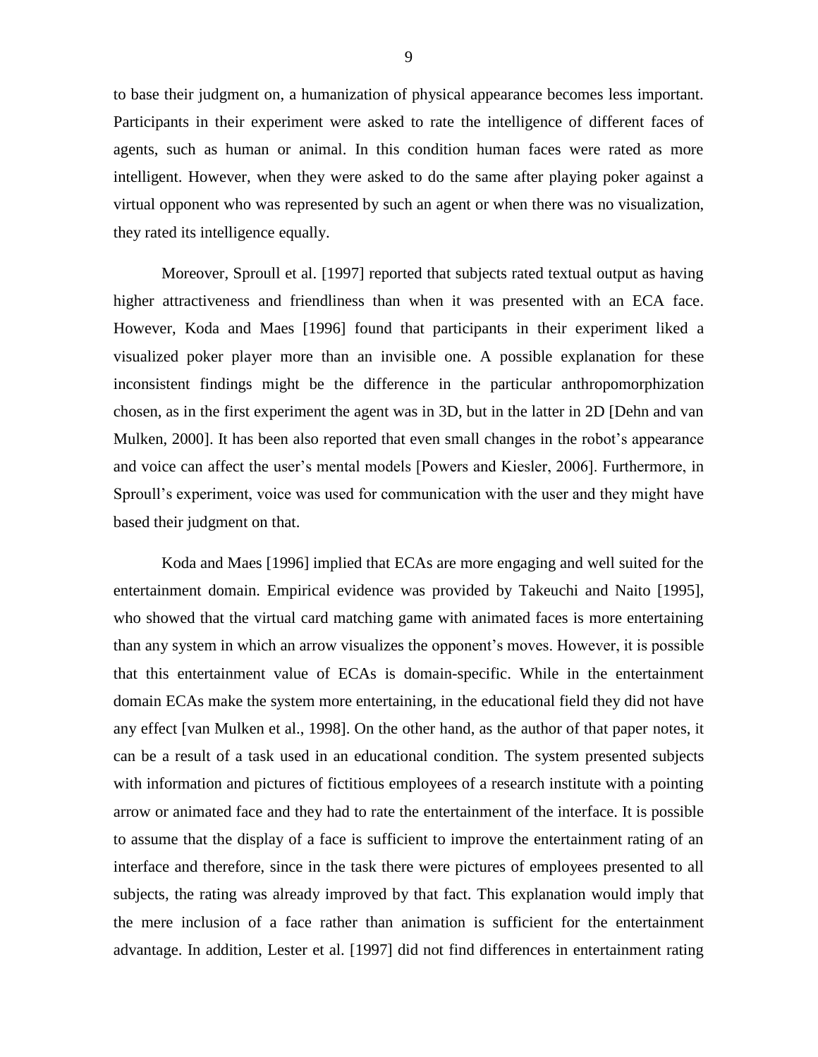to base their judgment on, a humanization of physical appearance becomes less important. Participants in their experiment were asked to rate the intelligence of different faces of agents, such as human or animal. In this condition human faces were rated as more intelligent. However, when they were asked to do the same after playing poker against a virtual opponent who was represented by such an agent or when there was no visualization, they rated its intelligence equally.

Moreover, Sproull et al. [1997] reported that subjects rated textual output as having higher attractiveness and friendliness than when it was presented with an ECA face. However, Koda and Maes [1996] found that participants in their experiment liked a visualized poker player more than an invisible one. A possible explanation for these inconsistent findings might be the difference in the particular anthropomorphization chosen, as in the first experiment the agent was in 3D, but in the latter in 2D [Dehn and van Mulken, 2000]. It has been also reported that even small changes in the robot's appearance and voice can affect the user's mental models [Powers and Kiesler, 2006]. Furthermore, in Sproull's experiment, voice was used for communication with the user and they might have based their judgment on that.

Koda and Maes [1996] implied that ECAs are more engaging and well suited for the entertainment domain. Empirical evidence was provided by Takeuchi and Naito [1995], who showed that the virtual card matching game with animated faces is more entertaining than any system in which an arrow visualizes the opponent's moves. However, it is possible that this entertainment value of ECAs is domain-specific. While in the entertainment domain ECAs make the system more entertaining, in the educational field they did not have any effect [van Mulken et al., 1998]. On the other hand, as the author of that paper notes, it can be a result of a task used in an educational condition. The system presented subjects with information and pictures of fictitious employees of a research institute with a pointing arrow or animated face and they had to rate the entertainment of the interface. It is possible to assume that the display of a face is sufficient to improve the entertainment rating of an interface and therefore, since in the task there were pictures of employees presented to all subjects, the rating was already improved by that fact. This explanation would imply that the mere inclusion of a face rather than animation is sufficient for the entertainment advantage. In addition, Lester et al. [1997] did not find differences in entertainment rating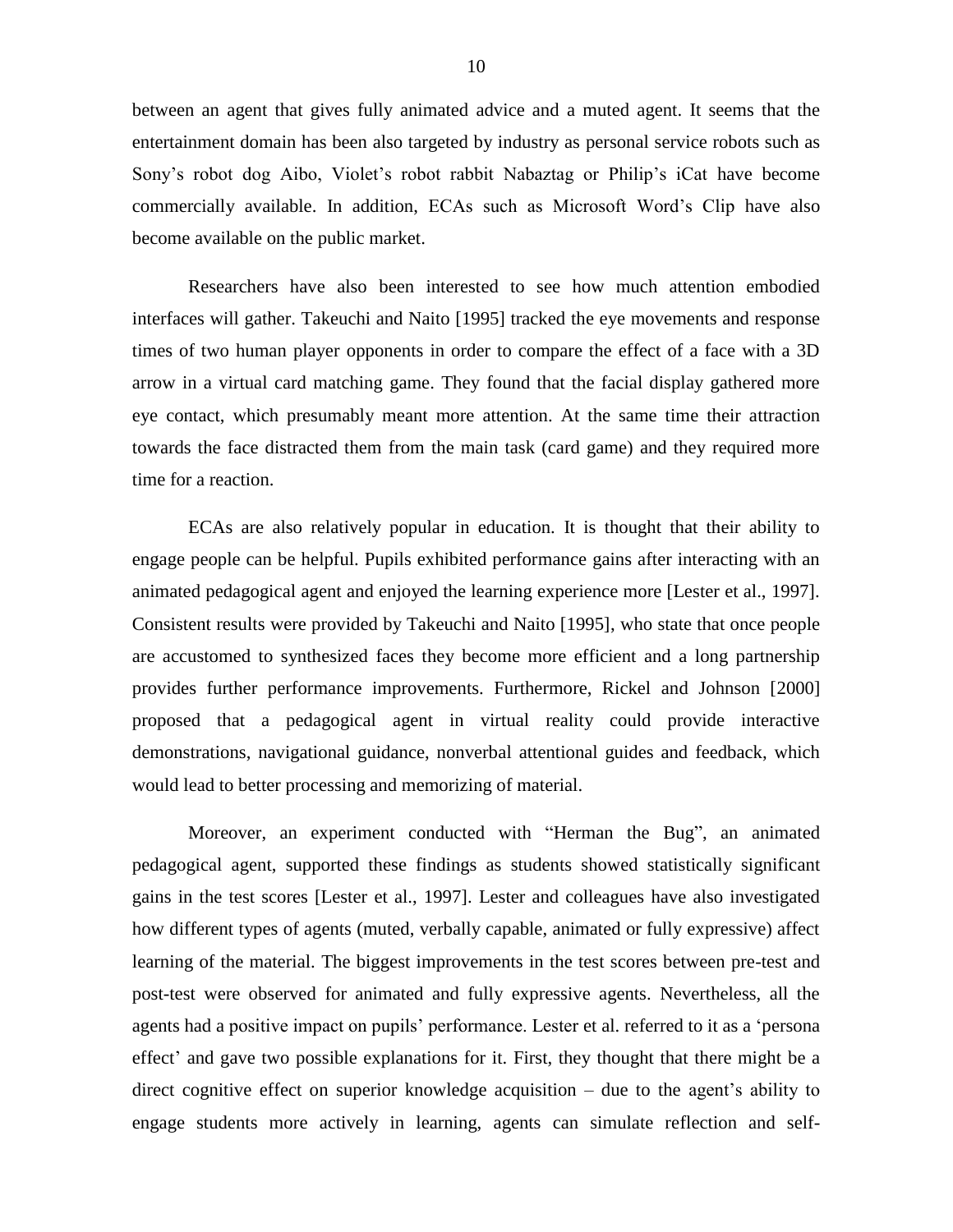between an agent that gives fully animated advice and a muted agent. It seems that the entertainment domain has been also targeted by industry as personal service robots such as Sony's robot dog Aibo, Violet's robot rabbit Nabaztag or Philip's iCat have become commercially available. In addition, ECAs such as Microsoft Word's Clip have also become available on the public market.

Researchers have also been interested to see how much attention embodied interfaces will gather. Takeuchi and Naito [1995] tracked the eye movements and response times of two human player opponents in order to compare the effect of a face with a 3D arrow in a virtual card matching game. They found that the facial display gathered more eye contact, which presumably meant more attention. At the same time their attraction towards the face distracted them from the main task (card game) and they required more time for a reaction.

ECAs are also relatively popular in education. It is thought that their ability to engage people can be helpful. Pupils exhibited performance gains after interacting with an animated pedagogical agent and enjoyed the learning experience more [Lester et al., 1997]. Consistent results were provided by Takeuchi and Naito [1995], who state that once people are accustomed to synthesized faces they become more efficient and a long partnership provides further performance improvements. Furthermore, Rickel and Johnson [2000] proposed that a pedagogical agent in virtual reality could provide interactive demonstrations, navigational guidance, nonverbal attentional guides and feedback, which would lead to better processing and memorizing of material.

Moreover, an experiment conducted with "Herman the Bug", an animated pedagogical agent, supported these findings as students showed statistically significant gains in the test scores [Lester et al., 1997]. Lester and colleagues have also investigated how different types of agents (muted, verbally capable, animated or fully expressive) affect learning of the material. The biggest improvements in the test scores between pre-test and post-test were observed for animated and fully expressive agents. Nevertheless, all the agents had a positive impact on pupils' performance. Lester et al. referred to it as a 'persona effect' and gave two possible explanations for it. First, they thought that there might be a direct cognitive effect on superior knowledge acquisition – due to the agent's ability to engage students more actively in learning, agents can simulate reflection and self-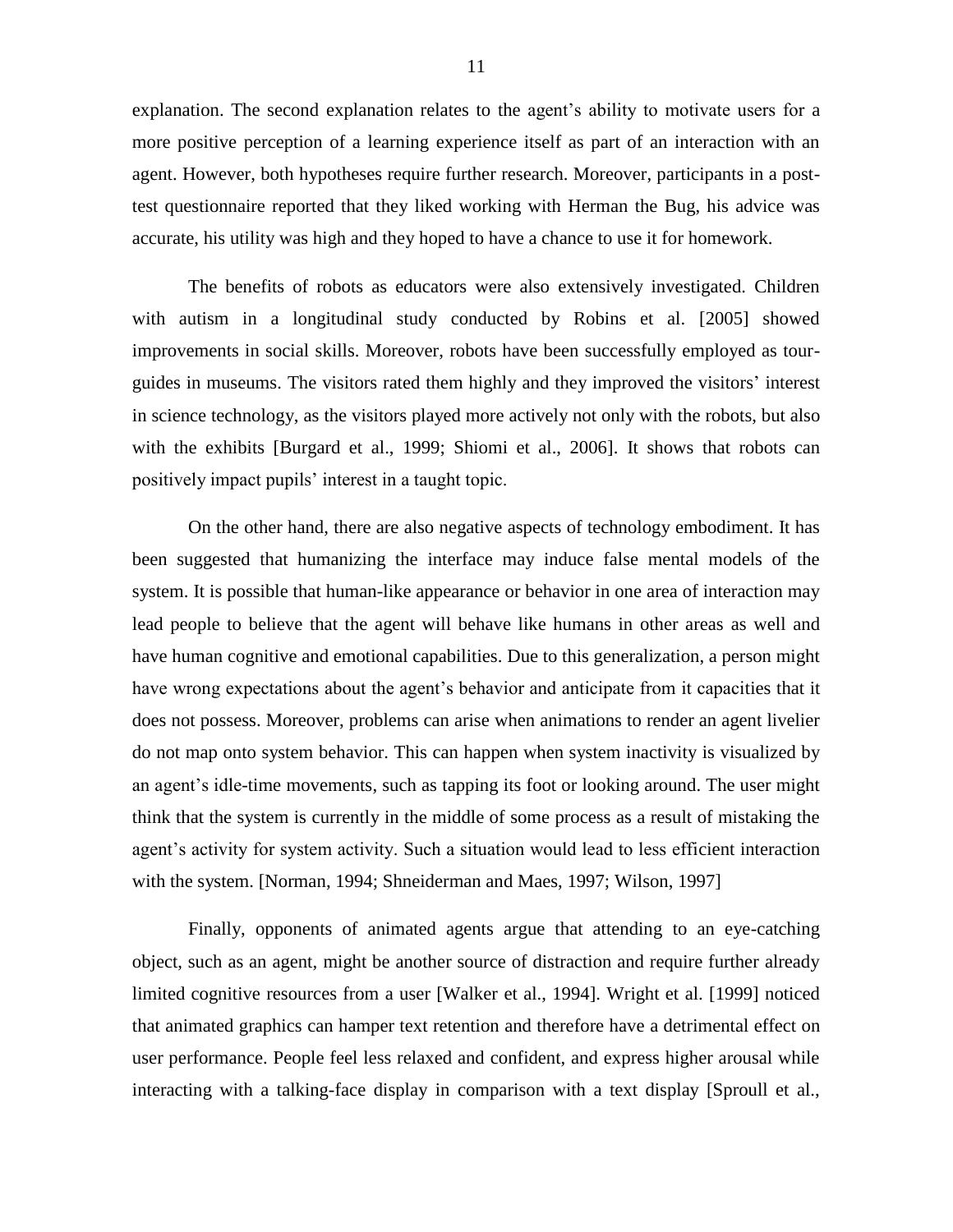explanation. The second explanation relates to the agent's ability to motivate users for a more positive perception of a learning experience itself as part of an interaction with an agent. However, both hypotheses require further research. Moreover, participants in a post-test questionnaire reported that they liked working with Herman the Bug, his advice was accurate, his utility was high and they hoped to have a chance to use it for homework.

The benefits of robots as educators were also extensively investigated. Children with autism in a longitudinal study conducted by Robins et al. [2005] showed improvements in social skills. Moreover, robots have been successfully employed as tour-guides in museums. The visitors rated them highly and they improved the visitors' interest in science technology, as the visitors played more actively not only with the robots, but also with the exhibits [Burgard et al., 1999; Shiomi et al., 2006]. It shows that robots can positively impact pupils' interest in a taught topic.

On the other hand, there are also negative aspects of technology embodiment. It has been suggested that humanizing the interface may induce false mental models of the system. It is possible that human-like appearance or behavior in one area of interaction may lead people to believe that the agent will behave like humans in other areas as well and have human cognitive and emotional capabilities. Due to this generalization, a person might have wrong expectations about the agent's behavior and anticipate from it capacities that it does not possess. Moreover, problems can arise when animations to render an agent livelier do not map onto system behavior. This can happen when system inactivity is visualized by an agent's idle-time movements, such as tapping its foot or looking around. The user might think that the system is currently in the middle of some process as a result of mistaking the agent's activity for system activity. Such a situation would lead to less efficient interaction with the system. [Norman, 1994; Shneiderman and Maes, 1997; Wilson, 1997]

Finally, opponents of animated agents argue that attending to an eye-catching object, such as an agent, might be another source of distraction and require further already limited cognitive resources from a user [Walker et al., 1994]. Wright et al. [1999] noticed that animated graphics can hamper text retention and therefore have a detrimental effect on user performance. People feel less relaxed and confident, and express higher arousal while interacting with a talking-face display in comparison with a text display [Sproull et al.,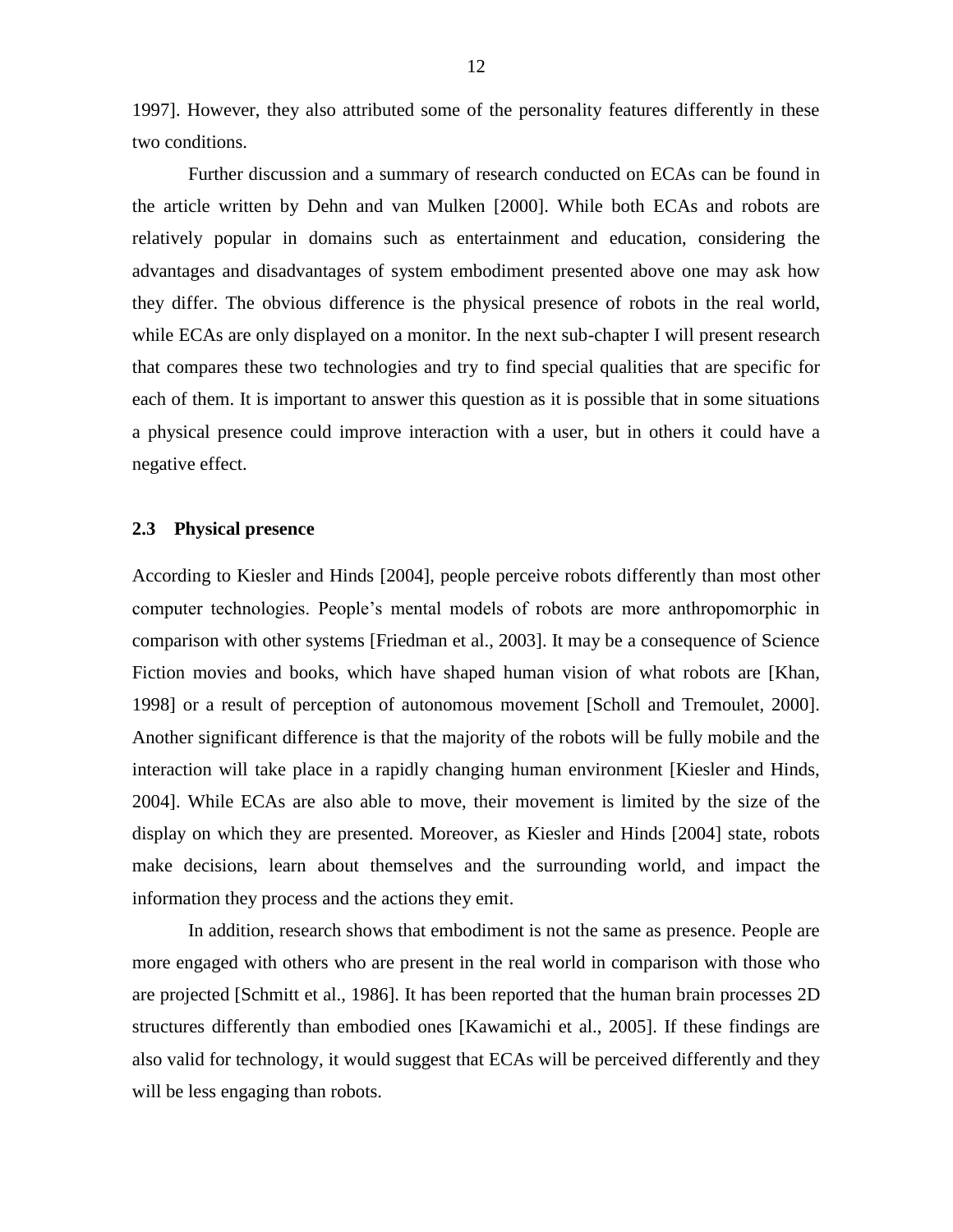1997]. However, they also attributed some of the personality features differently in these two conditions.

Further discussion and a summary of research conducted on ECAs can be found in the article written by Dehn and van Mulken [2000]. While both ECAs and robots are relatively popular in domains such as entertainment and education, considering the advantages and disadvantages of system embodiment presented above one may ask how they differ. The obvious difference is the physical presence of robots in the real world, while ECAs are only displayed on a monitor. In the next sub-chapter I will present research that compares these two technologies and try to find special qualities that are specific for each of them. It is important to answer this question as it is possible that in some situations a physical presence could improve interaction with a user, but in others it could have a negative effect.

## 2.3 Physical presence

According to Kiesler and Hinds [2004], people perceive robots differently than most other computer technologies. People's mental models of robots are more anthropomorphic in comparison with other systems [Friedman et al., 2003]. It may be a consequence of Science Fiction movies and books, which have shaped human vision of what robots are [Khan, 1998] or a result of perception of autonomous movement [Scholl and Tremoulet, 2000]. Another significant difference is that the majority of the robots will be fully mobile and the interaction will take place in a rapidly changing human environment [Kiesler and Hinds, 2004]. While ECAs are also able to move, their movement is limited by the size of the display on which they are presented. Moreover, as Kiesler and Hinds [2004] state, robots make decisions, learn about themselves and the surrounding world, and impact the information they process and the actions they emit.

In addition, research shows that embodiment is not the same as presence. People are more engaged with others who are present in the real world in comparison with those who are projected [Schmitt et al., 1986]. It has been reported that the human brain processes 2D structures differently than embodied ones [Kawamichi et al., 2005]. If these findings are also valid for technology, it would suggest that ECAs will be perceived differently and they will be less engaging than robots.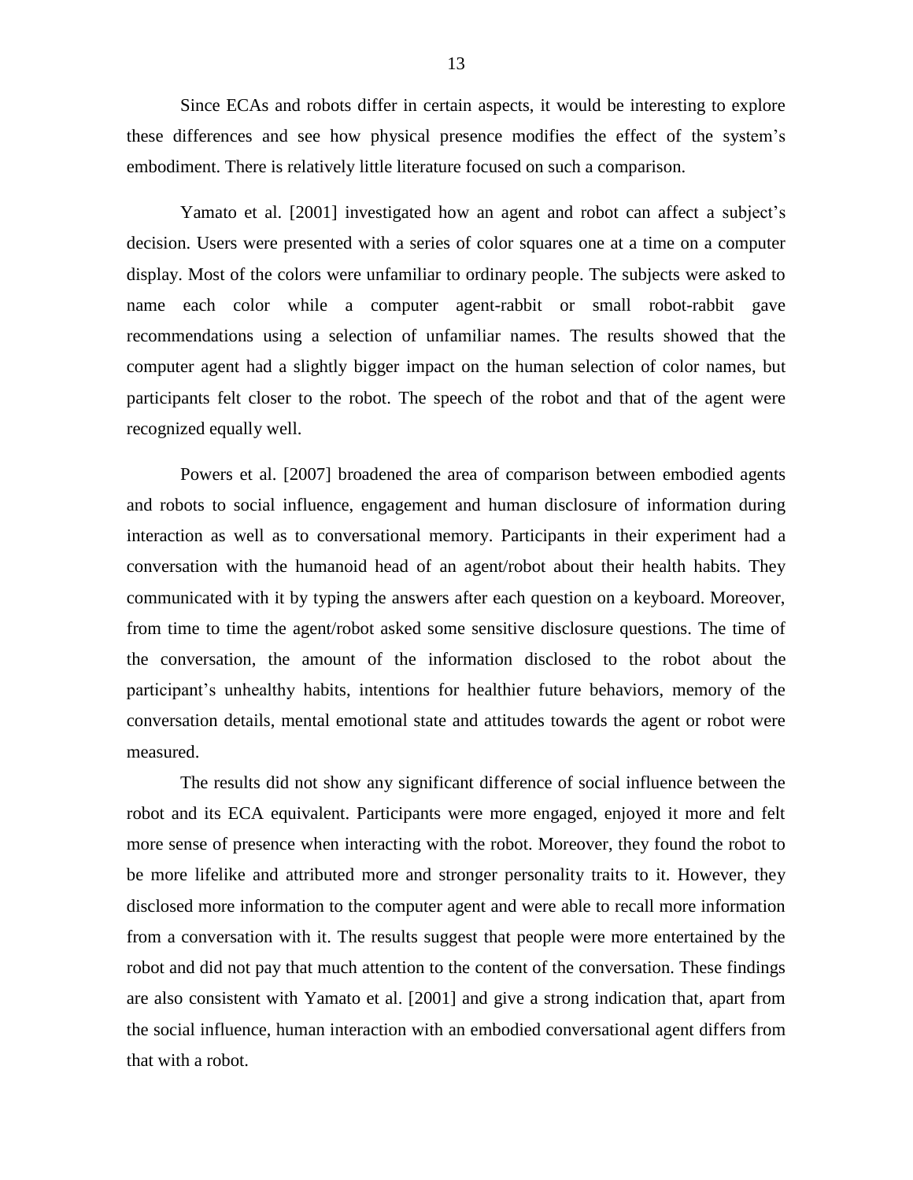Since ECAs and robots differ in certain aspects, it would be interesting to explore these differences and see how physical presence modifies the effect of the system's embodiment. There is relatively little literature focused on such a comparison.

Yamato et al. [2001] investigated how an agent and robot can affect a subject's decision. Users were presented with a series of color squares one at a time on a computer display. Most of the colors were unfamiliar to ordinary people. The subjects were asked to name each color while a computer agent-rabbit or small robot-rabbit gave recommendations using a selection of unfamiliar names. The results showed that the computer agent had a slightly bigger impact on the human selection of color names, but participants felt closer to the robot. The speech of the robot and that of the agent were recognized equally well.

Powers et al. [2007] broadened the area of comparison between embodied agents and robots to social influence, engagement and human disclosure of information during interaction as well as to conversational memory. Participants in their experiment had a conversation with the humanoid head of an agent/robot about their health habits. They communicated with it by typing the answers after each question on a keyboard. Moreover, from time to time the agent/robot asked some sensitive disclosure questions. The time of the conversation, the amount of the information disclosed to the robot about the participant's unhealthy habits, intentions for healthier future behaviors, memory of the conversation details, mental emotional state and attitudes towards the agent or robot were measured.

The results did not show any significant difference of social influence between the robot and its ECA equivalent. Participants were more engaged, enjoyed it more and felt more sense of presence when interacting with the robot. Moreover, they found the robot to be more lifelike and attributed more and stronger personality traits to it. However, they disclosed more information to the computer agent and were able to recall more information from a conversation with it. The results suggest that people were more entertained by the robot and did not pay that much attention to the content of the conversation. These findings are also consistent with Yamato et al. [2001] and give a strong indication that, apart from the social influence, human interaction with an embodied conversational agent differs from that with a robot.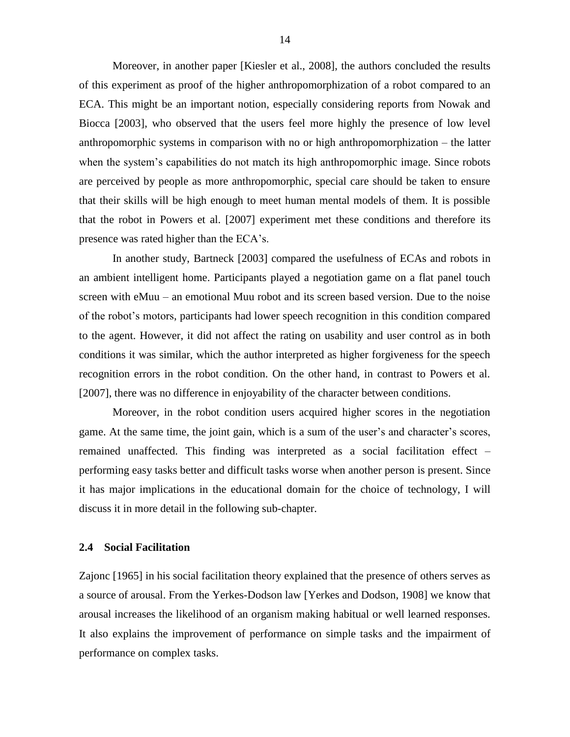Moreover, in another paper [Kiesler et al., 2008], the authors concluded the results of this experiment as proof of the higher anthropomorphization of a robot compared to an ECA. This might be an important notion, especially considering reports from Nowak and Biocca [2003], who observed that the users feel more highly the presence of low level anthropomorphic systems in comparison with no or high anthropomorphization – the latter when the system's capabilities do not match its high anthropomorphic image. Since robots are perceived by people as more anthropomorphic, special care should be taken to ensure that their skills will be high enough to meet human mental models of them. It is possible that the robot in Powers et al. [2007] experiment met these conditions and therefore its presence was rated higher than the ECA's.

In another study, Bartneck [2003] compared the usefulness of ECAs and robots in an ambient intelligent home. Participants played a negotiation game on a flat panel touch screen with eMuu – an emotional Muu robot and its screen based version. Due to the noise of the robot's motors, participants had lower speech recognition in this condition compared to the agent. However, it did not affect the rating on usability and user control as in both conditions it was similar, which the author interpreted as higher forgiveness for the speech recognition errors in the robot condition. On the other hand, in contrast to Powers et al. [2007], there was no difference in enjoyability of the character between conditions.

Moreover, in the robot condition users acquired higher scores in the negotiation game. At the same time, the joint gain, which is a sum of the user's and character's scores, remained unaffected. This finding was interpreted as a social facilitation effect – performing easy tasks better and difficult tasks worse when another person is present. Since it has major implications in the educational domain for the choice of technology, I will discuss it in more detail in the following sub-chapter.

## 2.4 Social Facilitation

Zajonc [1965] in his social facilitation theory explained that the presence of others serves as a source of arousal. From the Yerkes-Dodson law [Yerkes and Dodson, 1908] we know that arousal increases the likelihood of an organism making habitual or well learned responses. It also explains the improvement of performance on simple tasks and the impairment of performance on complex tasks.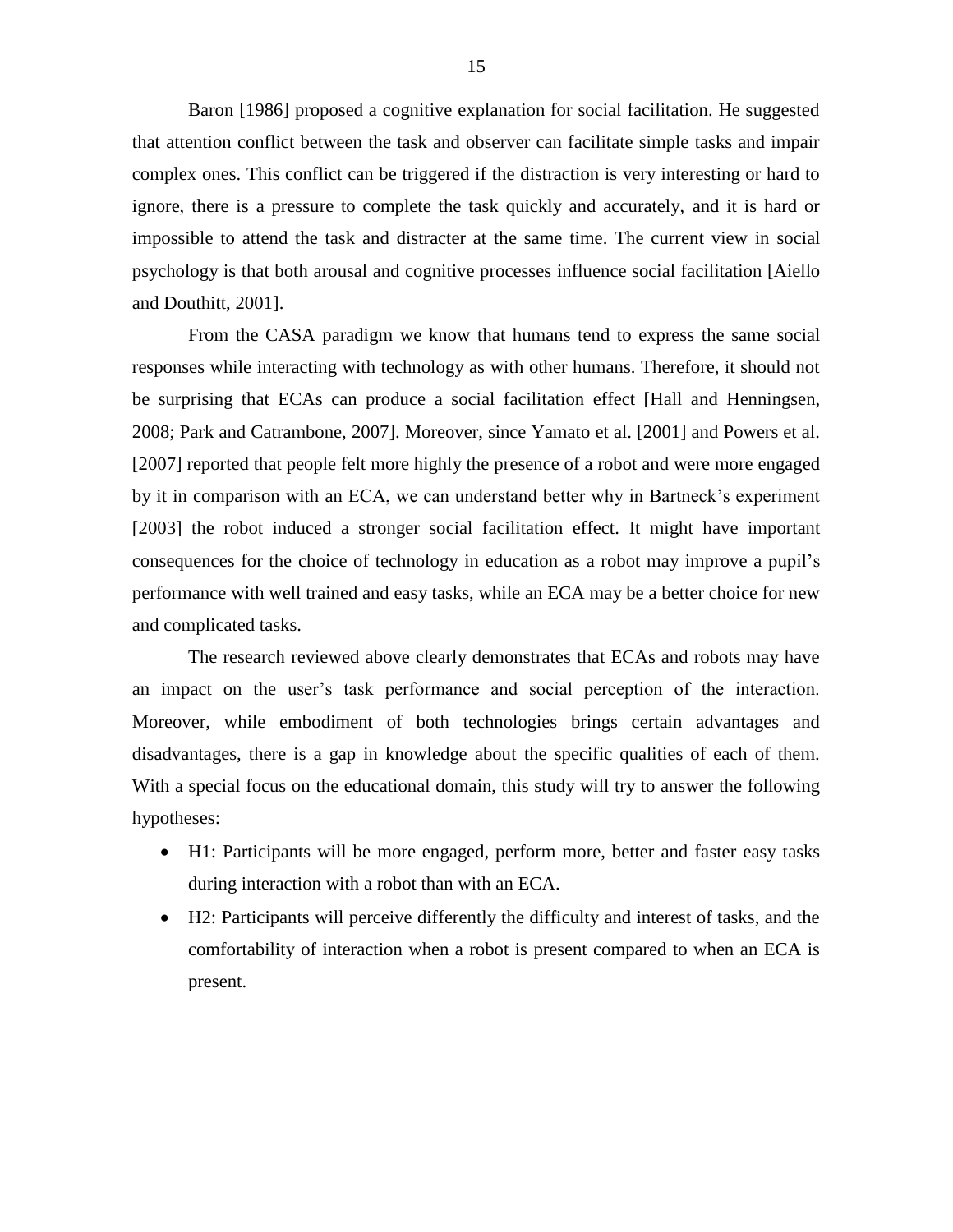Baron [1986] proposed a cognitive explanation for social facilitation. He suggested that attention conflict between the task and observer can facilitate simple tasks and impair complex ones. This conflict can be triggered if the distraction is very interesting or hard to ignore, there is a pressure to complete the task quickly and accurately, and it is hard or impossible to attend the task and distracter at the same time. The current view in social psychology is that both arousal and cognitive processes influence social facilitation [Aiello and Douthitt, 2001].

From the CASA paradigm we know that humans tend to express the same social responses while interacting with technology as with other humans. Therefore, it should not be surprising that ECAs can produce a social facilitation effect [Hall and Henningsen, 2008; Park and Catrambone, 2007]. Moreover, since Yamato et al. [2001] and Powers et al. [2007] reported that people felt more highly the presence of a robot and were more engaged by it in comparison with an ECA, we can understand better why in Bartneck's experiment [2003] the robot induced a stronger social facilitation effect. It might have important consequences for the choice of technology in education as a robot may improve a pupil's performance with well trained and easy tasks, while an ECA may be a better choice for new and complicated tasks.

The research reviewed above clearly demonstrates that ECAs and robots may have an impact on the user's task performance and social perception of the interaction. Moreover, while embodiment of both technologies brings certain advantages and disadvantages, there is a gap in knowledge about the specific qualities of each of them. With a special focus on the educational domain, this study will try to answer the following hypotheses:

- H1: Participants will be more engaged, perform more, better and faster easy tasks during interaction with a robot than with an ECA.
- H2: Participants will perceive differently the difficulty and interest of tasks, and the comfortability of interaction when a robot is present compared to when an ECA is present.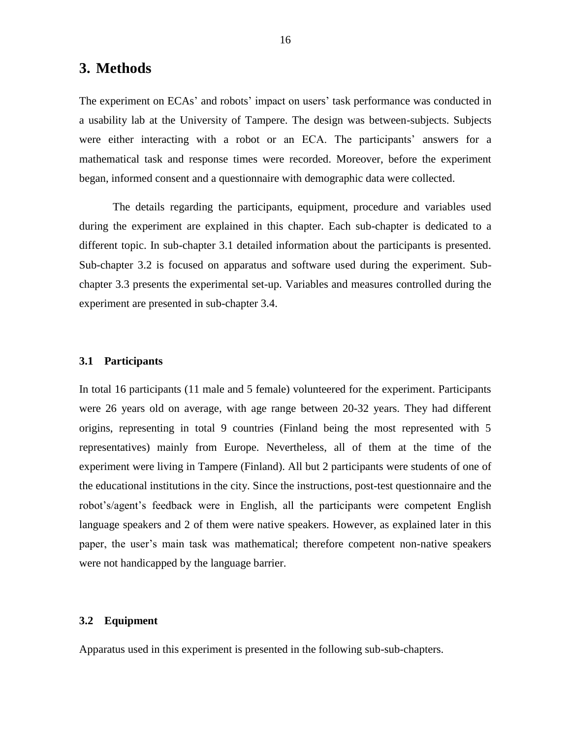# 3. Methods

The experiment on ECAs' and robots' impact on users' task performance was conducted in a usability lab at the University of Tampere. The design was between-subjects. Subjects were either interacting with a robot or an ECA. The participants' answers for a mathematical task and response times were recorded. Moreover, before the experiment began, informed consent and a questionnaire with demographic data were collected.

The details regarding the participants, equipment, procedure and variables used during the experiment are explained in this chapter. Each sub-chapter is dedicated to a different topic. In sub-chapter 3.1 detailed information about the participants is presented. Sub-chapter 3.2 is focused on apparatus and software used during the experiment. Sub-chapter 3.3 presents the experimental set-up. Variables and measures controlled during the experiment are presented in sub-chapter 3.4.

### 3.1 Participants

In total 16 participants (11 male and 5 female) volunteered for the experiment. Participants were 26 years old on average, with age range between 20-32 years. They had different origins, representing in total 9 countries (Finland being the most represented with 5 representatives) mainly from Europe. Nevertheless, all of them at the time of the experiment were living in Tampere (Finland). All but 2 participants were students of one of the educational institutions in the city. Since the instructions, post-test questionnaire and the robot's/agent's feedback were in English, all the participants were competent English language speakers and 2 of them were native speakers. However, as explained later in this paper, the user's main task was mathematical; therefore competent non-native speakers were not handicapped by the language barrier.

### 3.2 Equipment

Apparatus used in this experiment is presented in the following sub-sub-chapters.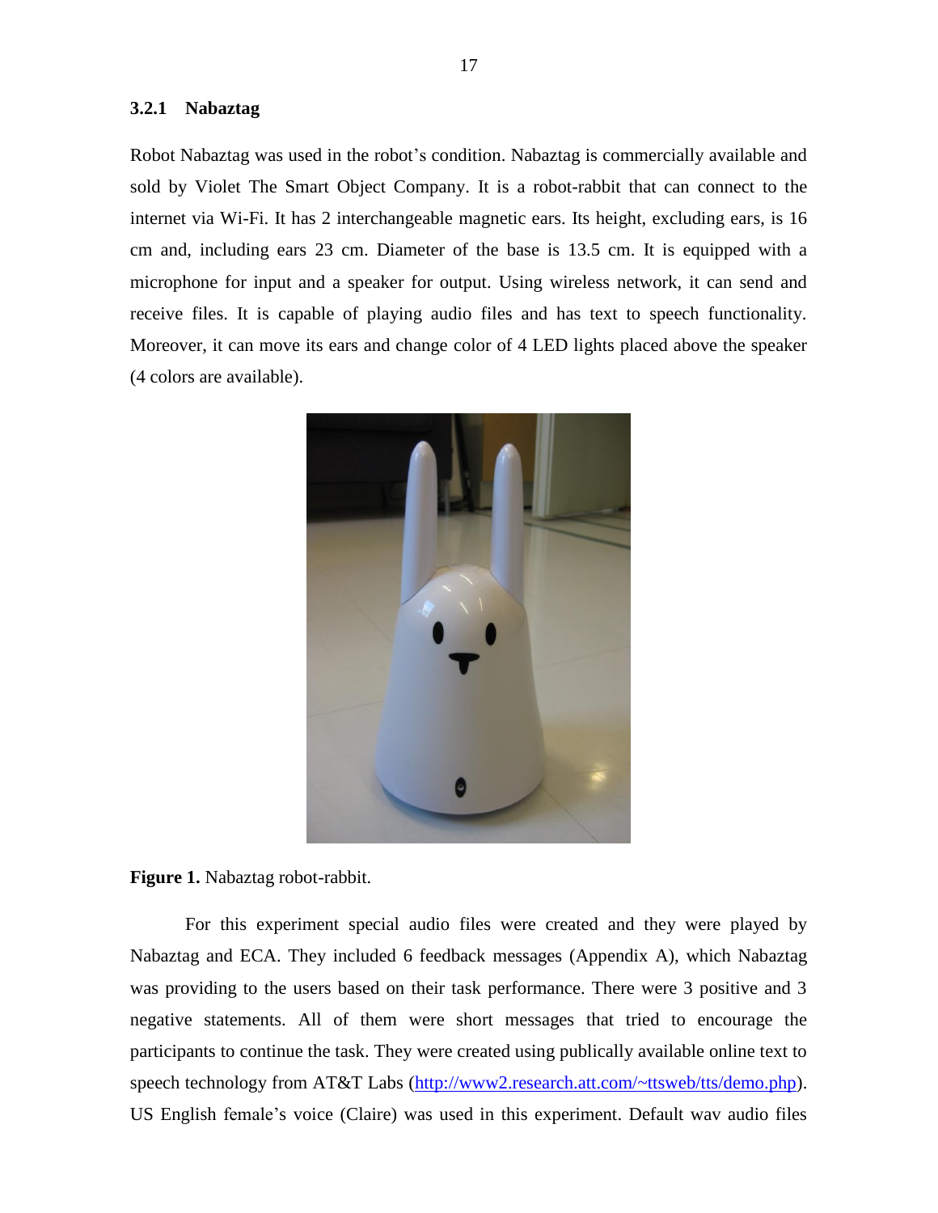### 3.2.1 Nabaztag

Robot Nabaztag was used in the robot's condition. Nabaztag is commercially available and sold by Violet The Smart Object Company. It is a robot-rabbit that can connect to the internet via Wi-Fi. It has 2 interchangeable magnetic ears. Its height, excluding ears, is 16 cm and, including ears 23 cm. Diameter of the base is 13.5 cm. It is equipped with a microphone for input and a speaker for output. Using wireless network, it can send and receive files. It is capable of playing audio files and has text to speech functionality. Moreover, it can move its ears and change color of 4 LED lights placed above the speaker (4 colors are available).

**Figure 1.** Nabaztag robot-rabbit.

For this experiment special audio files were created and they were played by Nabaztag and ECA. They included 6 feedback messages (Appendix A), which Nabaztag was providing to the users based on their task performance. There were 3 positive and 3 negative statements. All of them were short messages that tried to encourage the participants to continue the task. They were created using publically available online text to speech technology from AT&T Labs (http://www2.research.att.com/~ttsweb/tts/demo.php). US English female's voice (Claire) was used in this experiment. Default wav audio files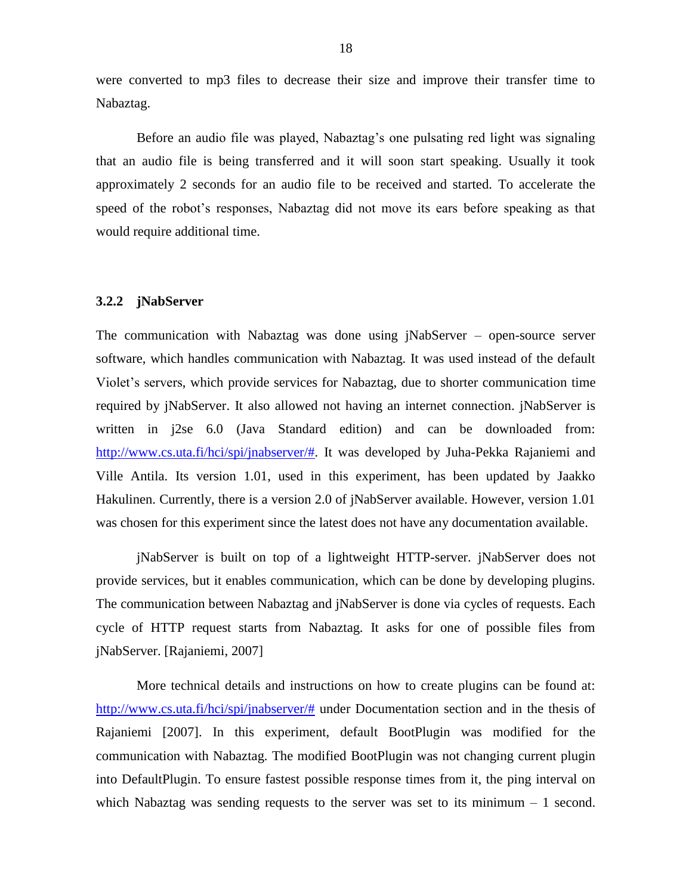were converted to mp3 files to decrease their size and improve their transfer time to Nabaztag.

Before an audio file was played, Nabaztag's one pulsating red light was signaling that an audio file is being transferred and it will soon start speaking. Usually it took approximately 2 seconds for an audio file to be received and started. To accelerate the speed of the robot's responses, Nabaztag did not move its ears before speaking as that would require additional time.

### 3.2.2 jNabServer

The communication with Nabaztag was done using jNabServer – open-source server software, which handles communication with Nabaztag. It was used instead of the default Violet's servers, which provide services for Nabaztag, due to shorter communication time required by jNabServer. It also allowed not having an internet connection. jNabServer is written in j2se 6.0 (Java Standard edition) and can be downloaded from: http://www.cs.uta.fi/hci/spi/jnabserver/#. It was developed by Juha-Pekka Rajaniemi and Ville Antila. Its version 1.01, used in this experiment, has been updated by Jaakko Hakulinen. Currently, there is a version 2.0 of jNabServer available. However, version 1.01 was chosen for this experiment since the latest does not have any documentation available.

jNabServer is built on top of a lightweight HTTP-server. jNabServer does not provide services, but it enables communication, which can be done by developing plugins. The communication between Nabaztag and jNabServer is done via cycles of requests. Each cycle of HTTP request starts from Nabaztag. It asks for one of possible files from jNabServer. [Rajaniemi, 2007]

More technical details and instructions on how to create plugins can be found at: http://www.cs.uta.fi/hci/spi/jnabserver/# under Documentation section and in the thesis of Rajaniemi [2007]. In this experiment, default BootPlugin was modified for the communication with Nabaztag. The modified BootPlugin was not changing current plugin into DefaultPlugin. To ensure fastest possible response times from it, the ping interval on which Nabaztag was sending requests to the server was set to its minimum – 1 second.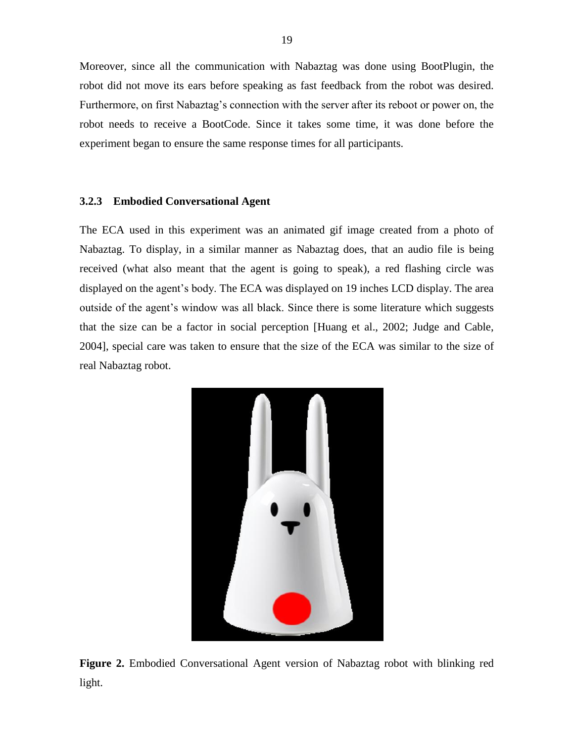Moreover, since all the communication with Nabaztag was done using BootPlugin, the robot did not move its ears before speaking as fast feedback from the robot was desired. Furthermore, on first Nabaztag's connection with the server after its reboot or power on, the robot needs to receive a BootCode. Since it takes some time, it was done before the experiment began to ensure the same response times for all participants.

### 3.2.3 Embodied Conversational Agent

The ECA used in this experiment was an animated gif image created from a photo of Nabaztag. To display, in a similar manner as Nabaztag does, that an audio file is being received (what also meant that the agent is going to speak), a red flashing circle was displayed on the agent's body. The ECA was displayed on 19 inches LCD display. The area outside of the agent's window was all black. Since there is some literature which suggests that the size can be a factor in social perception [Huang et al., 2002; Judge and Cable, 2004], special care was taken to ensure that the size of the ECA was similar to the size of real Nabaztag robot.

**Figure 2.** Embodied Conversational Agent version of Nabaztag robot with blinking red light.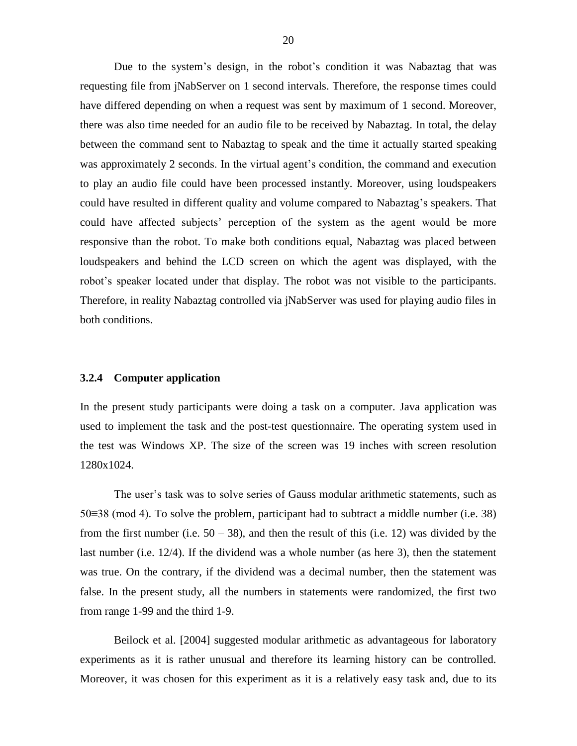Due to the system's design, in the robot's condition it was Nabaztag that was requesting file from jNabServer on 1 second intervals. Therefore, the response times could have differed depending on when a request was sent by maximum of 1 second. Moreover, there was also time needed for an audio file to be received by Nabaztag. In total, the delay between the command sent to Nabaztag to speak and the time it actually started speaking was approximately 2 seconds. In the virtual agent's condition, the command and execution to play an audio file could have been processed instantly. Moreover, using loudspeakers could have resulted in different quality and volume compared to Nabaztag's speakers. That could have affected subjects' perception of the system as the agent would be more responsive than the robot. To make both conditions equal, Nabaztag was placed between loudspeakers and behind the LCD screen on which the agent was displayed, with the robot's speaker located under that display. The robot was not visible to the participants. Therefore, in reality Nabaztag controlled via jNabServer was used for playing audio files in both conditions.

### 3.2.4 Computer application

In the present study participants were doing a task on a computer. Java application was used to implement the task and the post-test questionnaire. The operating system used in the test was Windows XP. The size of the screen was 19 inches with screen resolution 1280x1024.

The user's task was to solve series of Gauss modular arithmetic statements, such as $50 \equiv 38 \pmod 4$. To solve the problem, participant had to subtract a middle number (i.e. 38) from the first number (i.e. $50 - 38$), and then the result of this (i.e. 12) was divided by the last number (i.e. 12/4). If the dividend was a whole number (as here 3), then the statement was true. On the contrary, if the dividend was a decimal number, then the statement was false. In the present study, all the numbers in statements were randomized, the first two from range 1-99 and the third 1-9.

Beilock et al. [2004] suggested modular arithmetic as advantageous for laboratory experiments as it is rather unusual and therefore its learning history can be controlled. Moreover, it was chosen for this experiment as it is a relatively easy task and, due to its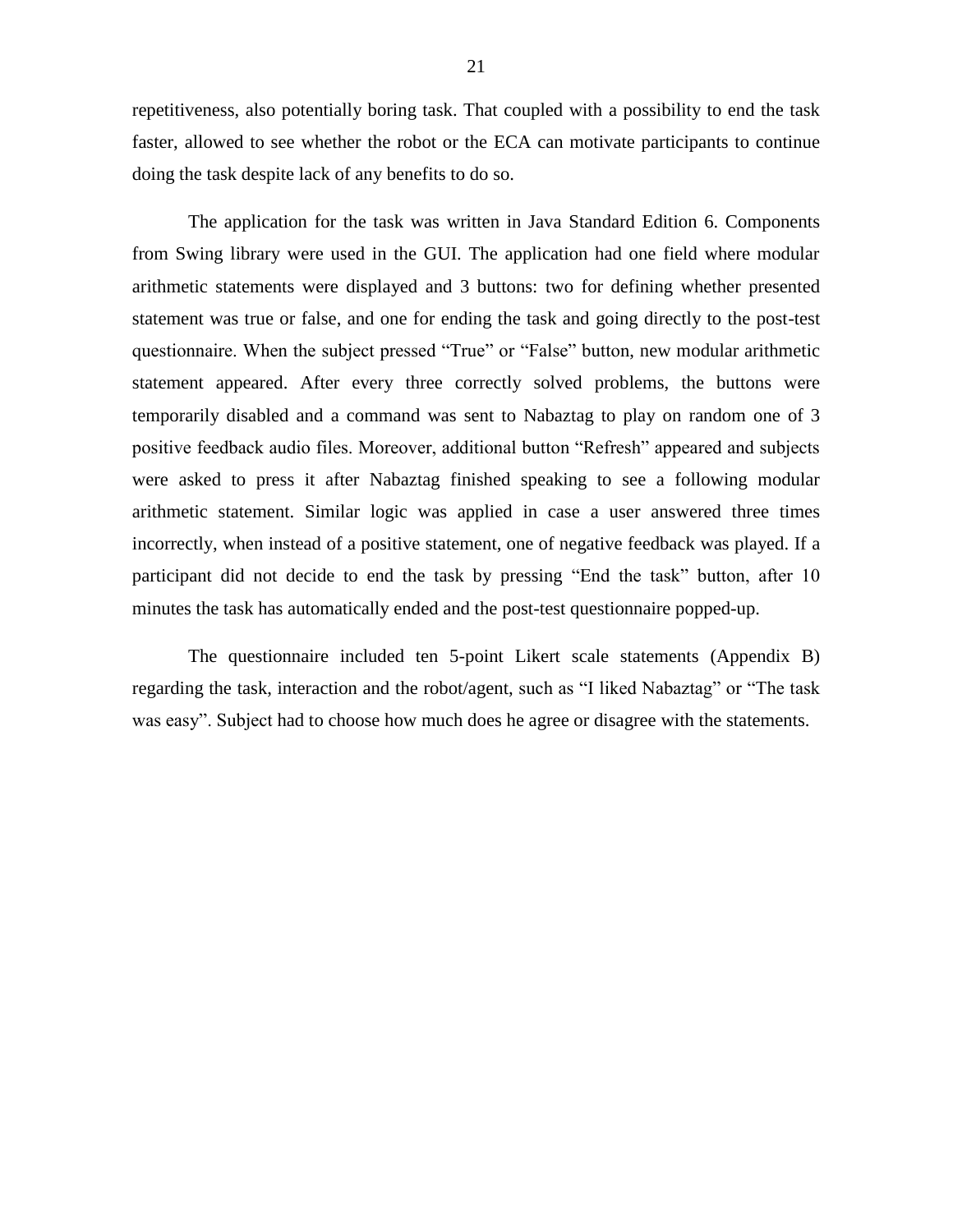repetitiveness, also potentially boring task. That coupled with a possibility to end the task faster, allowed to see whether the robot or the ECA can motivate participants to continue doing the task despite lack of any benefits to do so.

The application for the task was written in Java Standard Edition 6. Components from Swing library were used in the GUI. The application had one field where modular arithmetic statements were displayed and 3 buttons: two for defining whether presented statement was true or false, and one for ending the task and going directly to the post-test questionnaire. When the subject pressed “True” or “False” button, new modular arithmetic statement appeared. After every three correctly solved problems, the buttons were temporarily disabled and a command was sent to Nabaztag to play on random one of 3 positive feedback audio files. Moreover, additional button “Refresh” appeared and subjects were asked to press it after Nabaztag finished speaking to see a following modular arithmetic statement. Similar logic was applied in case a user answered three times incorrectly, when instead of a positive statement, one of negative feedback was played. If a participant did not decide to end the task by pressing “End the task” button, after 10 minutes the task has automatically ended and the post-test questionnaire popped-up.

The questionnaire included ten 5-point Likert scale statements (Appendix B) regarding the task, interaction and the robot/agent, such as “I liked Nabaztag” or “The task was easy”. Subject had to choose how much does he agree or disagree with the statements.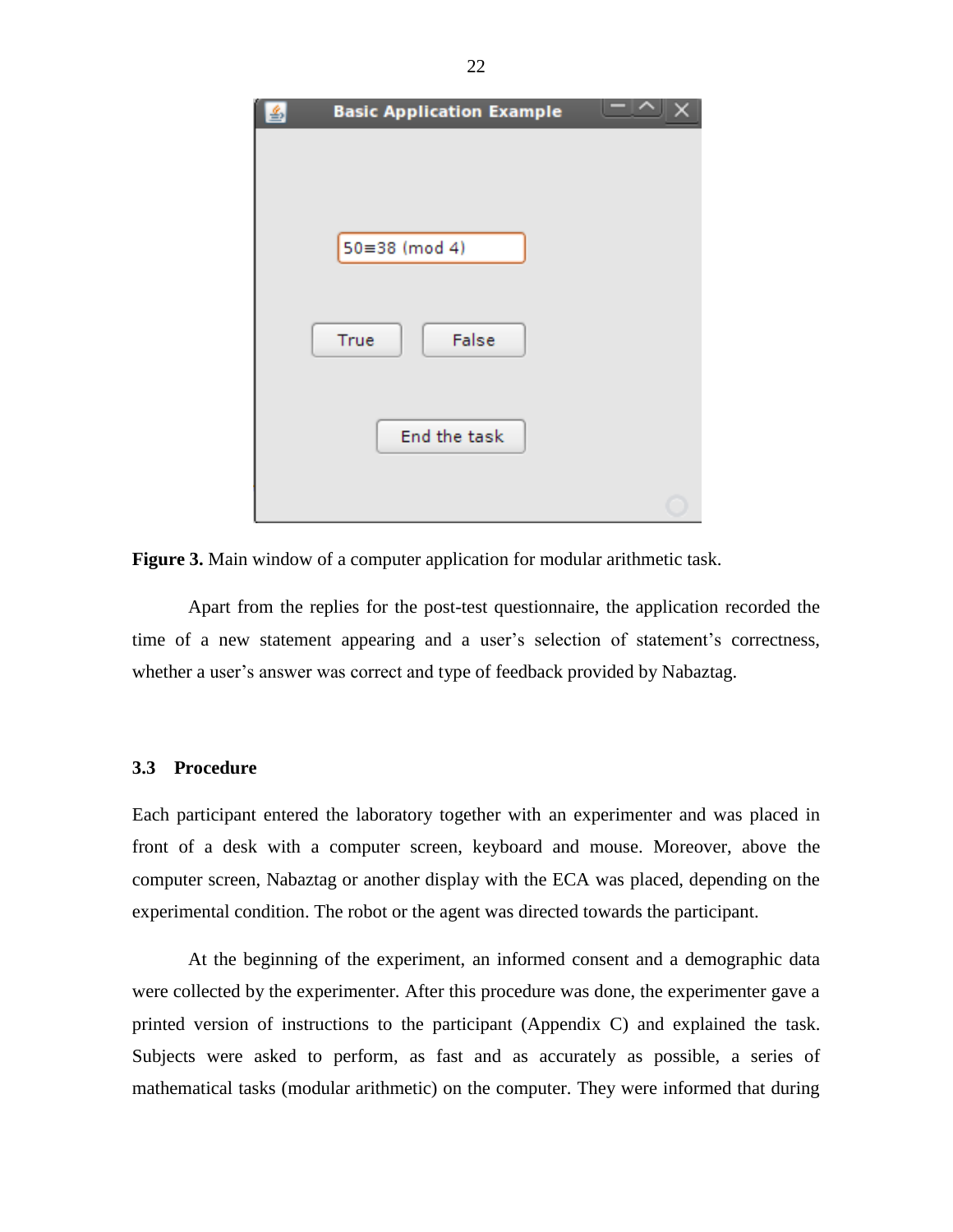**Figure 3.** Main window of a computer application for modular arithmetic task.

Apart from the replies for the post-test questionnaire, the application recorded the time of a new statement appearing and a user's selection of statement's correctness, whether a user's answer was correct and type of feedback provided by Nabaztag.

### 3.3 Procedure

Each participant entered the laboratory together with an experimenter and was placed in front of a desk with a computer screen, keyboard and mouse. Moreover, above the computer screen, Nabaztag or another display with the ECA was placed, depending on the experimental condition. The robot or the agent was directed towards the participant.

At the beginning of the experiment, an informed consent and a demographic data were collected by the experimenter. After this procedure was done, the experimenter gave a printed version of instructions to the participant (Appendix C) and explained the task. Subjects were asked to perform, as fast and as accurately as possible, a series of mathematical tasks (modular arithmetic) on the computer. They were informed that during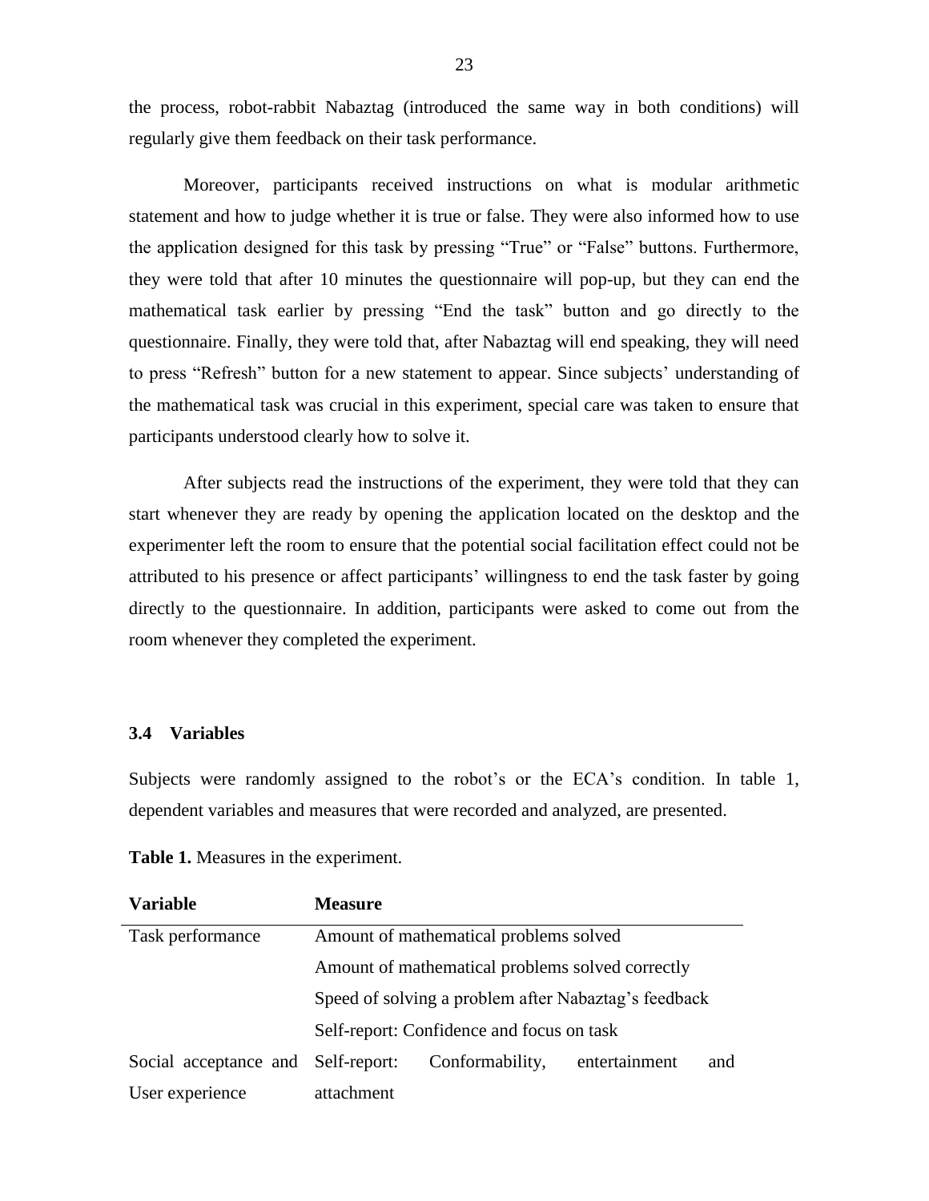the process, robot-rabbit Nabaztag (introduced the same way in both conditions) will regularly give them feedback on their task performance.

Moreover, participants received instructions on what is modular arithmetic statement and how to judge whether it is true or false. They were also informed how to use the application designed for this task by pressing "True" or "False" buttons. Furthermore, they were told that after 10 minutes the questionnaire will pop-up, but they can end the mathematical task earlier by pressing "End the task" button and go directly to the questionnaire. Finally, they were told that, after Nabaztag will end speaking, they will need to press "Refresh" button for a new statement to appear. Since subjects' understanding of the mathematical task was crucial in this experiment, special care was taken to ensure that participants understood clearly how to solve it.

After subjects read the instructions of the experiment, they were told that they can start whenever they are ready by opening the application located on the desktop and the experimenter left the room to ensure that the potential social facilitation effect could not be attributed to his presence or affect participants' willingness to end the task faster by going directly to the questionnaire. In addition, participants were asked to come out from the room whenever they completed the experiment.

### 3.4 Variables

Subjects were randomly assigned to the robot's or the ECA's condition. In table 1, dependent variables and measures that were recorded and analyzed, are presented.

**Table 1.** Measures in the experiment.

| Variable | Measure |
|---|---|
| Task performance | Amount of mathematical problems solved |
| | Amount of mathematical problems solved correctly |
| | Speed of solving a problem after Nabaztag's feedback |
| | Self-report: Confidence and focus on task |
| Social acceptance and User experience | Self-report: Conformability, entertainment and attachment |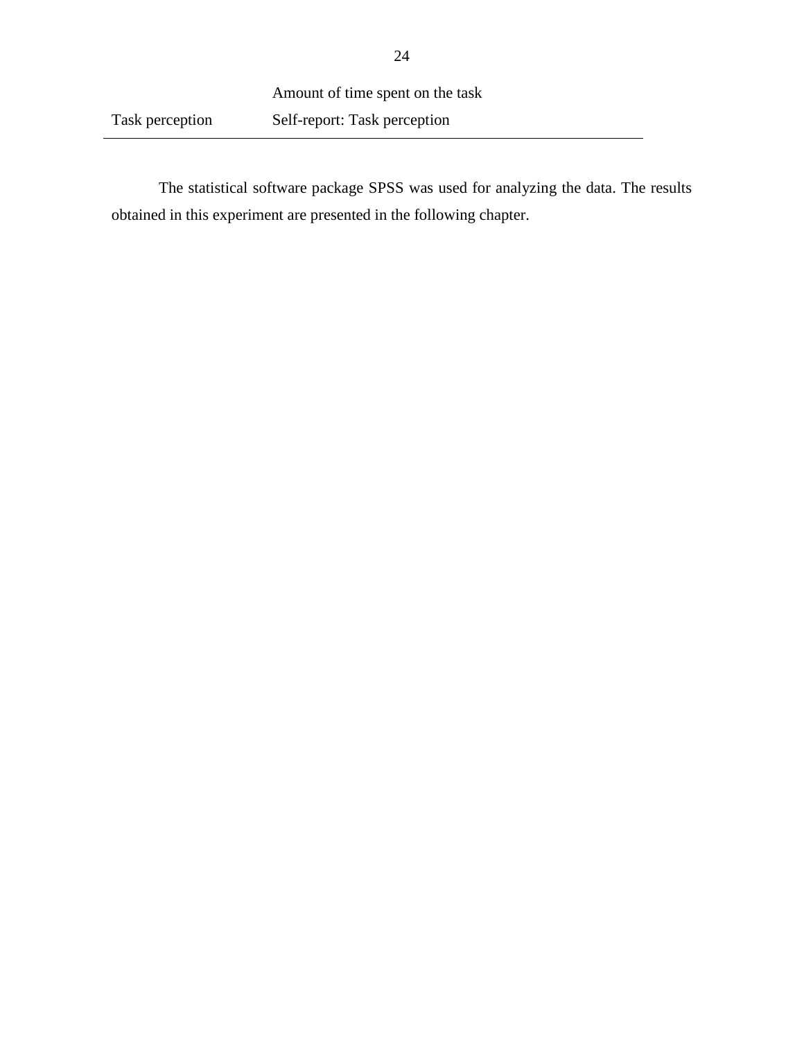| | |
|---|---|
| | Amount of time spent on the task |
| Task perception | Self-report: Task perception |

The statistical software package SPSS was used for analyzing the data. The results obtained in this experiment are presented in the following chapter.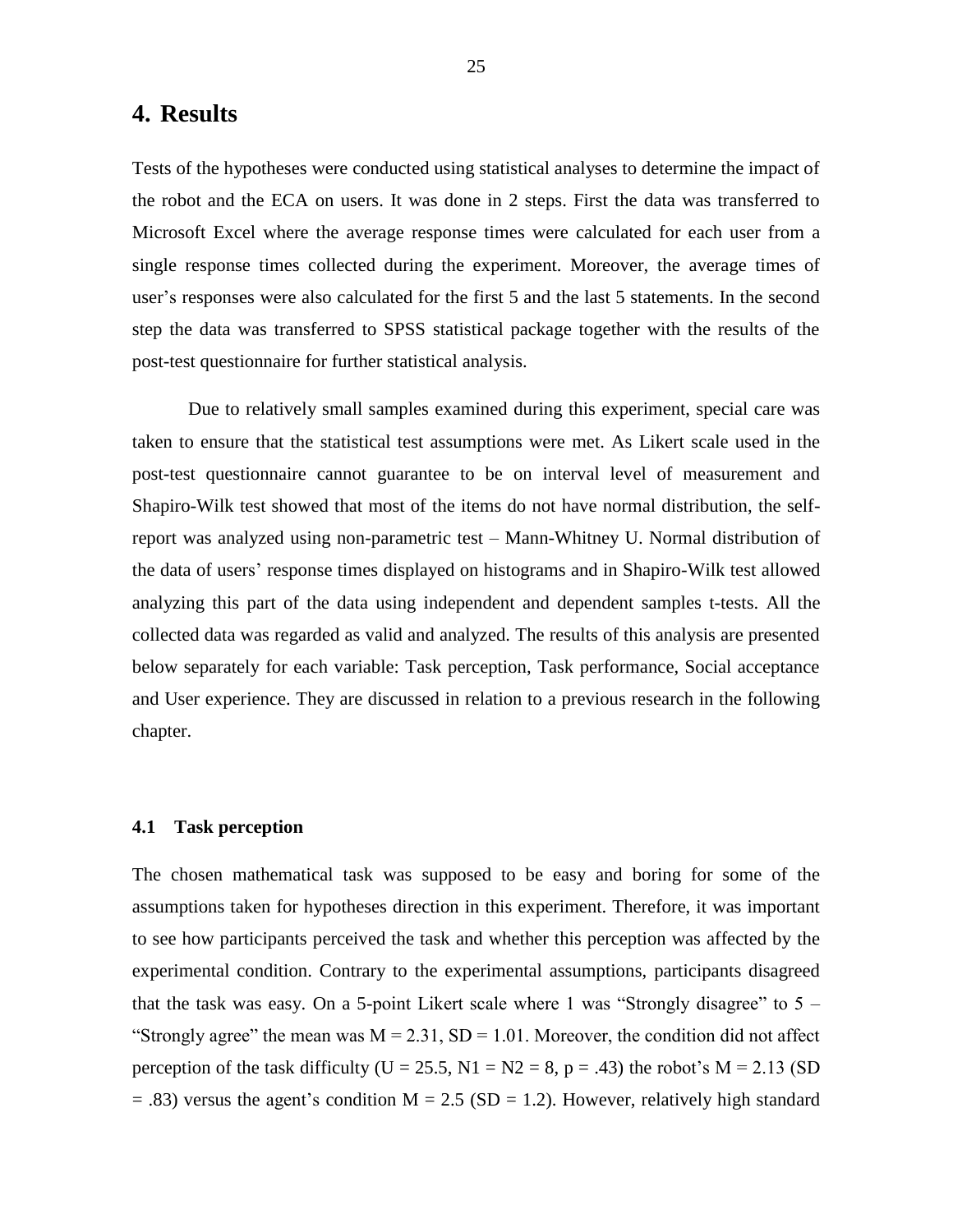# 4. Results

Tests of the hypotheses were conducted using statistical analyses to determine the impact of the robot and the ECA on users. It was done in 2 steps. First the data was transferred to Microsoft Excel where the average response times were calculated for each user from a single response times collected during the experiment. Moreover, the average times of user's responses were also calculated for the first 5 and the last 5 statements. In the second step the data was transferred to SPSS statistical package together with the results of the post-test questionnaire for further statistical analysis.

Due to relatively small samples examined during this experiment, special care was taken to ensure that the statistical test assumptions were met. As Likert scale used in the post-test questionnaire cannot guarantee to be on interval level of measurement and Shapiro-Wilk test showed that most of the items do not have normal distribution, the self-report was analyzed using non-parametric test – Mann-Whitney U. Normal distribution of the data of users' response times displayed on histograms and in Shapiro-Wilk test allowed analyzing this part of the data using independent and dependent samples t-tests. All the collected data was regarded as valid and analyzed. The results of this analysis are presented below separately for each variable: Task perception, Task performance, Social acceptance and User experience. They are discussed in relation to a previous research in the following chapter.

### 4.1 Task perception

The chosen mathematical task was supposed to be easy and boring for some of the assumptions taken for hypotheses direction in this experiment. Therefore, it was important to see how participants perceived the task and whether this perception was affected by the experimental condition. Contrary to the experimental assumptions, participants disagreed that the task was easy. On a 5-point Likert scale where 1 was "Strongly disagree" to 5 – "Strongly agree" the mean was $M = 2.31$, $SD = 1.01$. Moreover, the condition did not affect perception of the task difficulty ($U = 25.5$, $N1 = N2 = 8$, $p = .43$) the robot's $M = 2.13$ ($SD = .83$) versus the agent's condition $M = 2.5$ ($SD = 1.2$). However, relatively high standard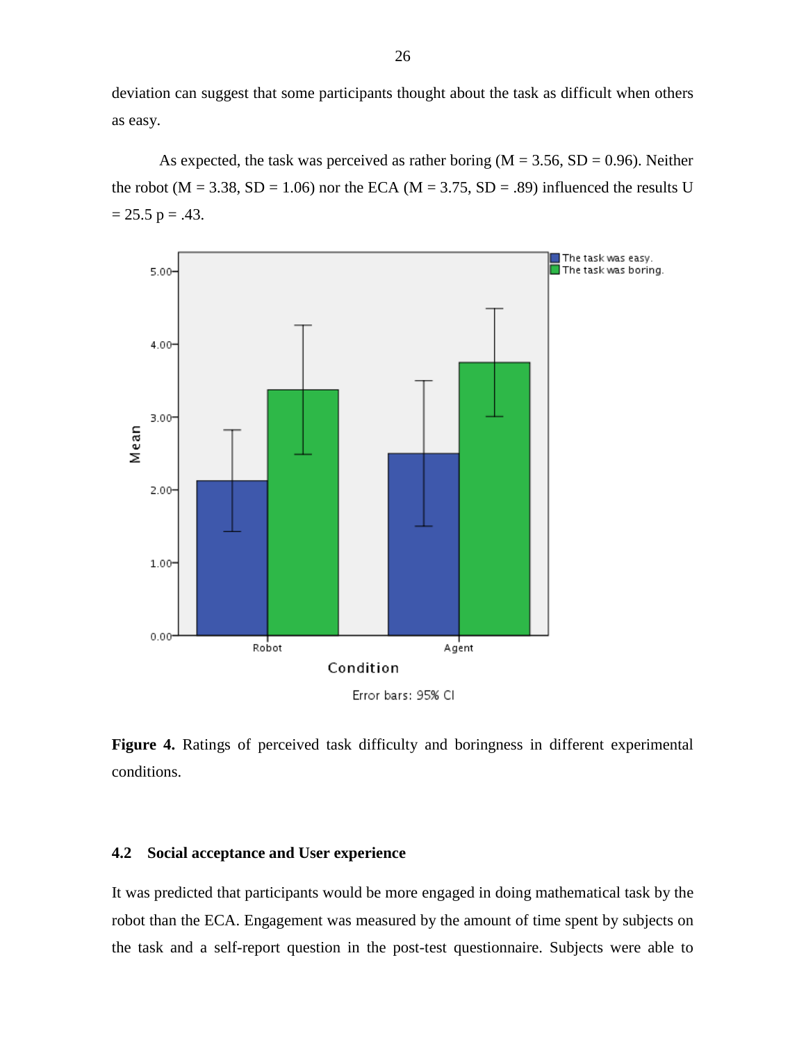deviation can suggest that some participants thought about the task as difficult when others as easy.

As expected, the task was perceived as rather boring ($M = 3.56$, $SD = 0.96$). Neither the robot ($M = 3.38$, $SD = 1.06$) nor the ECA ($M = 3.75$, $SD = .89$) influenced the results $U = 25.5$ $p = .43$.

**Figure 4.** Ratings of perceived task difficulty and boringness in different experimental conditions.

### 4.2 Social acceptance and User experience

It was predicted that participants would be more engaged in doing mathematical task by the robot than the ECA. Engagement was measured by the amount of time spent by subjects on the task and a self-report question in the post-test questionnaire. Subjects were able to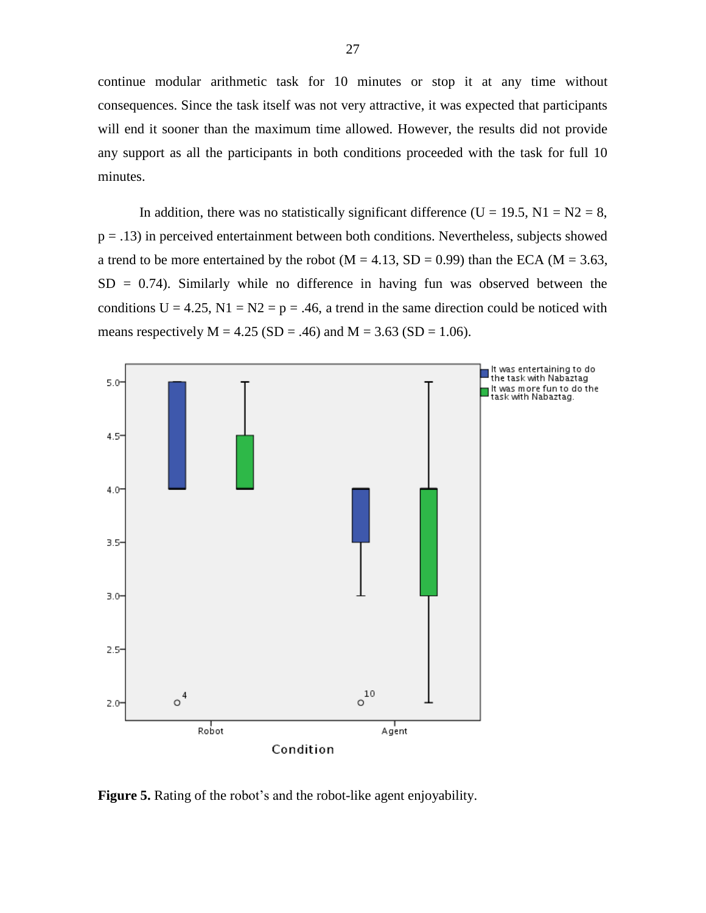continue modular arithmetic task for 10 minutes or stop it at any time without consequences. Since the task itself was not very attractive, it was expected that participants will end it sooner than the maximum time allowed. However, the results did not provide any support as all the participants in both conditions proceeded with the task for full 10 minutes.

In addition, there was no statistically significant difference ($U = 19.5$, $N1 = N2 = 8$, $p = .13$) in perceived entertainment between both conditions. Nevertheless, subjects showed a trend to be more entertained by the robot ($M = 4.13$, $SD = 0.99$) than the ECA ($M = 3.63$, $SD = 0.74$). Similarly while no difference in having fun was observed between the conditions $U = 4.25$, $N1 = N2 = p = .46$, a trend in the same direction could be noticed with means respectively $M = 4.25$ ($SD = .46$) and $M = 3.63$ ($SD = 1.06$).

**Figure 5.** Rating of the robot's and the robot-like agent enjoyability.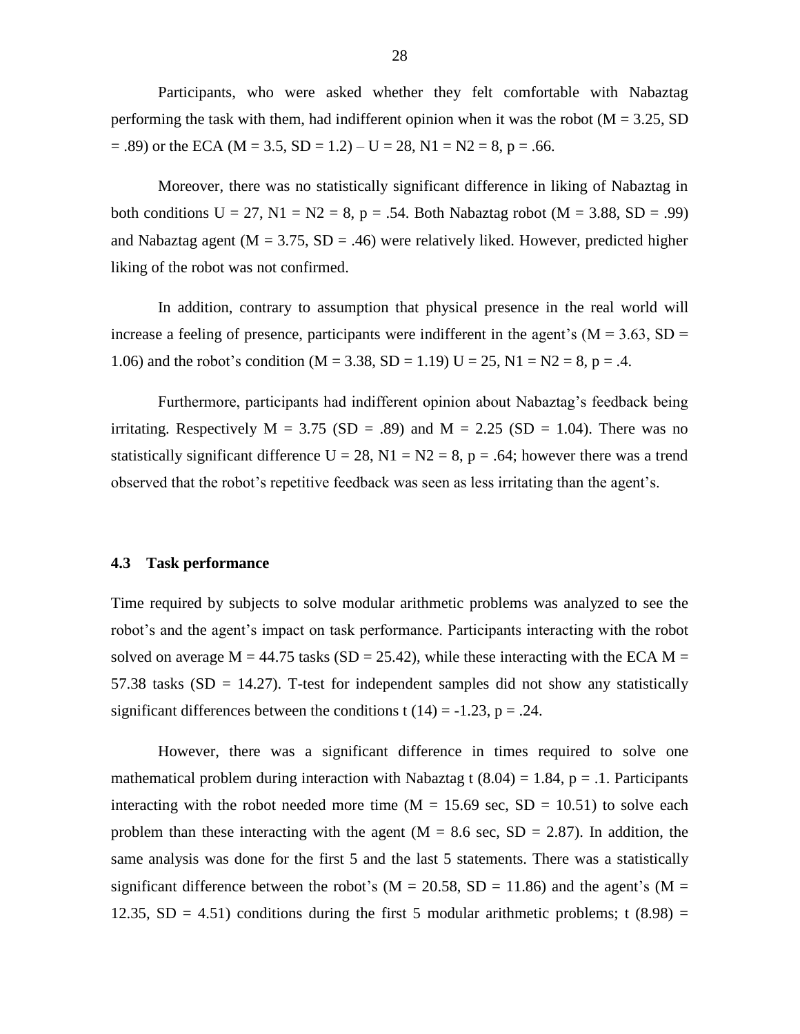Participants, who were asked whether they felt comfortable with Nabaztag performing the task with them, had indifferent opinion when it was the robot ($M = 3.25$, $SD = .89$) or the ECA ($M = 3.5$, $SD = 1.2$) – $U = 28$, $N1 = N2 = 8$, $p = .66$.

Moreover, there was no statistically significant difference in liking of Nabaztag in both conditions $U = 27$, $N1 = N2 = 8$, $p = .54$. Both Nabaztag robot ($M = 3.88$, $SD = .99$) and Nabaztag agent ($M = 3.75$, $SD = .46$) were relatively liked. However, predicted higher liking of the robot was not confirmed.

In addition, contrary to assumption that physical presence in the real world will increase a feeling of presence, participants were indifferent in the agent's ($M = 3.63$, $SD = 1.06$) and the robot's condition ($M = 3.38$, $SD = 1.19$) $U = 25$, $N1 = N2 = 8$, $p = .4$.

Furthermore, participants had indifferent opinion about Nabaztag's feedback being irritating. Respectively $M = 3.75$ ($SD = .89$) and $M = 2.25$ ($SD = 1.04$). There was no statistically significant difference $U = 28$, $N1 = N2 = 8$, $p = .64$; however there was a trend observed that the robot's repetitive feedback was seen as less irritating than the agent's.

### 4.3 Task performance

Time required by subjects to solve modular arithmetic problems was analyzed to see the robot's and the agent's impact on task performance. Participants interacting with the robot solved on average $M = 44.75$ tasks ($SD = 25.42$), while these interacting with the ECA $M = 57.38$ tasks ($SD = 14.27$). T-test for independent samples did not show any statistically significant differences between the conditions $t(14) = -1.23$, $p = .24$.

However, there was a significant difference in times required to solve one mathematical problem during interaction with Nabaztag $t(8.04) = 1.84$, $p = .1$. Participants interacting with the robot needed more time ($M = 15.69$ sec, $SD = 10.51$) to solve each problem than these interacting with the agent ($M = 8.6$ sec, $SD = 2.87$). In addition, the same analysis was done for the first 5 and the last 5 statements. There was a statistically significant difference between the robot's ($M = 20.58$, $SD = 11.86$) and the agent's ($M = 12.35$, $SD = 4.51$) conditions during the first 5 modular arithmetic problems; $t(8.98) =$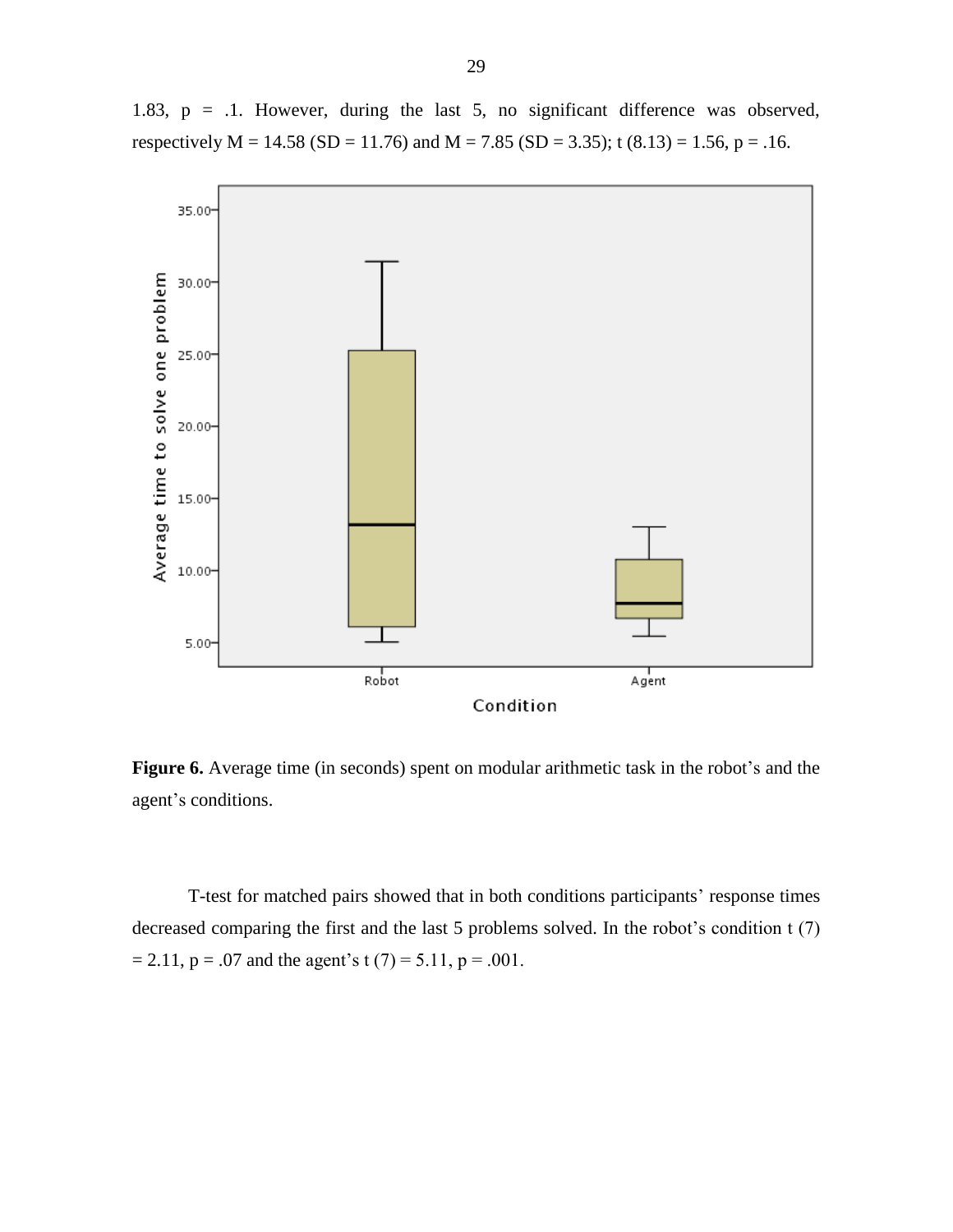1.83, $p = .1$. However, during the last 5, no significant difference was observed, respectively $M = 14.58$ ($SD = 11.76$) and $M = 7.85$ ($SD = 3.35$); $t(8.13) = 1.56$, $p = .16$.

**Figure 6.** Average time (in seconds) spent on modular arithmetic task in the robot's and the agent's conditions.

T-test for matched pairs showed that in both conditions participants' response times decreased comparing the first and the last 5 problems solved. In the robot's condition $t(7) = 2.11$, $p = .07$ and the agent's $t(7) = 5.11$, $p = .001$.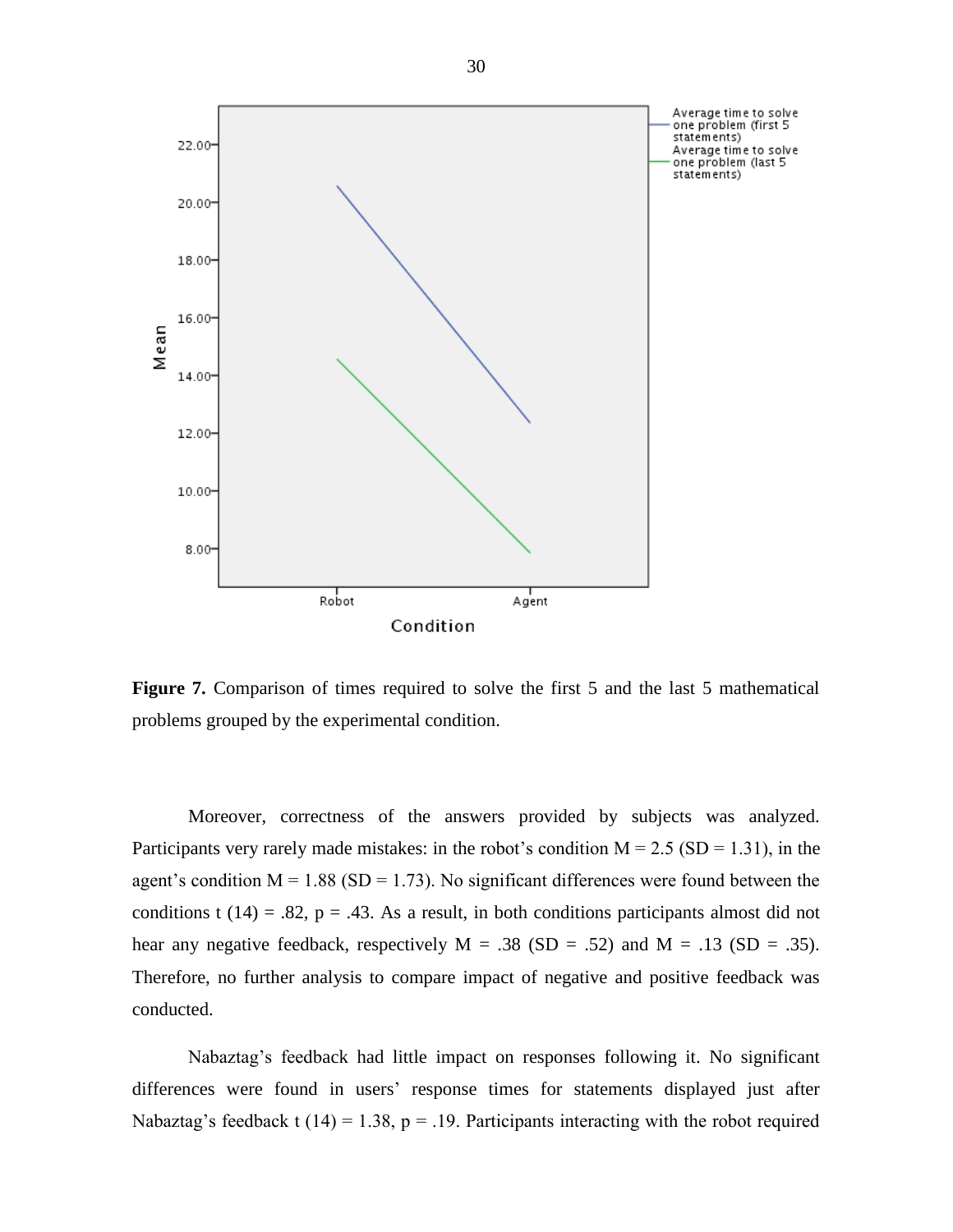**Figure 7.** Comparison of times required to solve the first 5 and the last 5 mathematical problems grouped by the experimental condition.

Moreover, correctness of the answers provided by subjects was analyzed. Participants very rarely made mistakes: in the robot's condition $M = 2.5$ ($SD = 1.31$), in the agent's condition $M = 1.88$ ($SD = 1.73$). No significant differences were found between the conditions $t(14) = .82$, $p = .43$. As a result, in both conditions participants almost did not hear any negative feedback, respectively $M = .38$ ($SD = .52$) and $M = .13$ ($SD = .35$). Therefore, no further analysis to compare impact of negative and positive feedback was conducted.

Nabaztag's feedback had little impact on responses following it. No significant differences were found in users' response times for statements displayed just after Nabaztag's feedback $t(14) = 1.38$, $p = .19$. Participants interacting with the robot required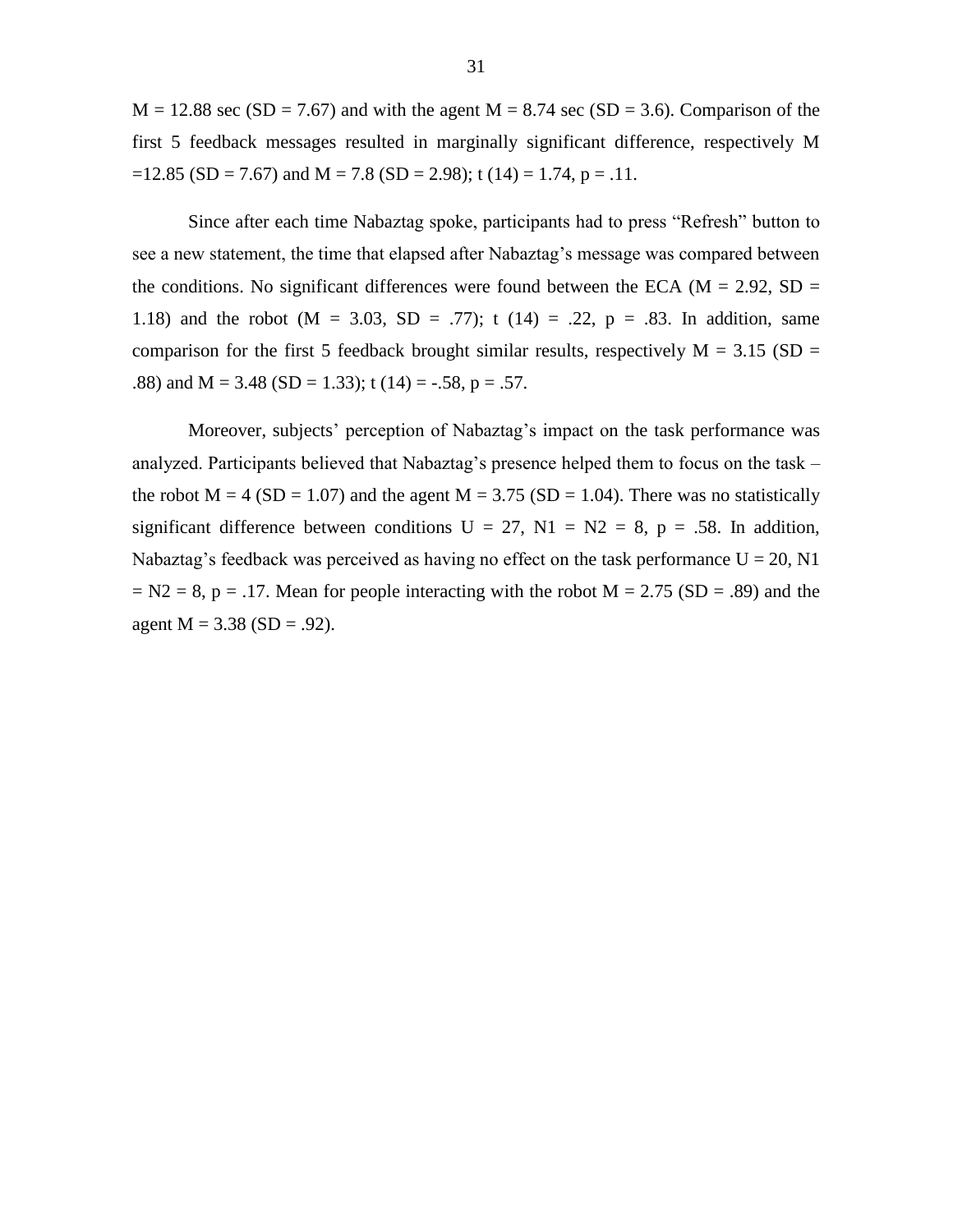$M = 12.88$ sec ($SD = 7.67$) and with the agent $M = 8.74$ sec ($SD = 3.6$). Comparison of the first 5 feedback messages resulted in marginally significant difference, respectively $M = 12.85$ ($SD = 7.67$) and $M = 7.8$ ($SD = 2.98$); $t(14) = 1.74$, $p = .11$.

Since after each time Nabaztag spoke, participants had to press "Refresh" button to see a new statement, the time that elapsed after Nabaztag's message was compared between the conditions. No significant differences were found between the ECA ($M = 2.92$, $SD = 1.18$) and the robot ($M = 3.03$, $SD = .77$); $t(14) = .22$, $p = .83$. In addition, same comparison for the first 5 feedback brought similar results, respectively $M = 3.15$ ($SD = .88$) and $M = 3.48$ ($SD = 1.33$); $t(14) = -.58$, $p = .57$.

Moreover, subjects' perception of Nabaztag's impact on the task performance was analyzed. Participants believed that Nabaztag's presence helped them to focus on the task – the robot $M = 4$ ($SD = 1.07$) and the agent $M = 3.75$ ($SD = 1.04$). There was no statistically significant difference between conditions $U = 27$, $N1 = N2 = 8$, $p = .58$. In addition, Nabaztag's feedback was perceived as having no effect on the task performance $U = 20$, $N1 = N2 = 8$, $p = .17$. Mean for people interacting with the robot $M = 2.75$ ($SD = .89$) and the agent $M = 3.38$ ($SD = .92$).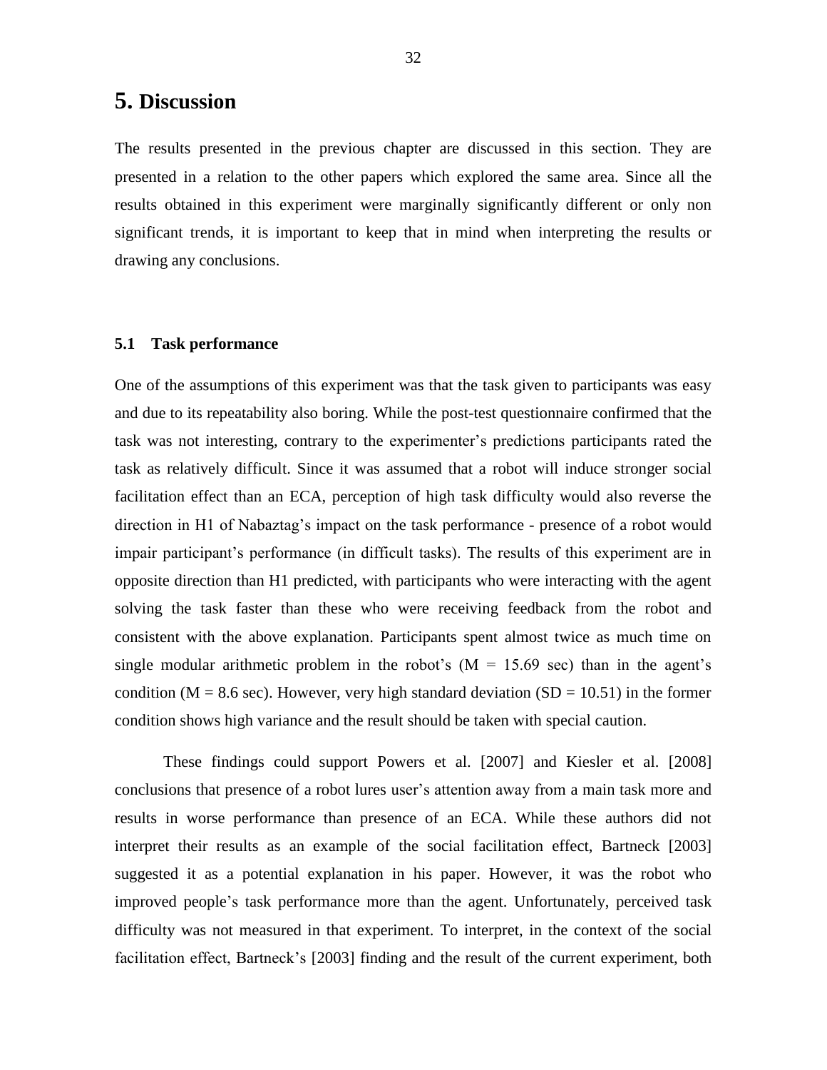# 5. Discussion

The results presented in the previous chapter are discussed in this section. They are presented in a relation to the other papers which explored the same area. Since all the results obtained in this experiment were marginally significantly different or only non significant trends, it is important to keep that in mind when interpreting the results or drawing any conclusions.

### 5.1 Task performance

One of the assumptions of this experiment was that the task given to participants was easy and due to its repeatability also boring. While the post-test questionnaire confirmed that the task was not interesting, contrary to the experimenter's predictions participants rated the task as relatively difficult. Since it was assumed that a robot will induce stronger social facilitation effect than an ECA, perception of high task difficulty would also reverse the direction in H1 of Nabaztag's impact on the task performance - presence of a robot would impair participant's performance (in difficult tasks). The results of this experiment are in opposite direction than H1 predicted, with participants who were interacting with the agent solving the task faster than these who were receiving feedback from the robot and consistent with the above explanation. Participants spent almost twice as much time on single modular arithmetic problem in the robot's ($M = 15.69$ sec) than in the agent's condition ($M = 8.6$ sec). However, very high standard deviation ($SD = 10.51$) in the former condition shows high variance and the result should be taken with special caution.

These findings could support Powers et al. [2007] and Kiesler et al. [2008] conclusions that presence of a robot lures user's attention away from a main task more and results in worse performance than presence of an ECA. While these authors did not interpret their results as an example of the social facilitation effect, Bartneck [2003] suggested it as a potential explanation in his paper. However, it was the robot who improved people's task performance more than the agent. Unfortunately, perceived task difficulty was not measured in that experiment. To interpret, in the context of the social facilitation effect, Bartneck's [2003] finding and the result of the current experiment, both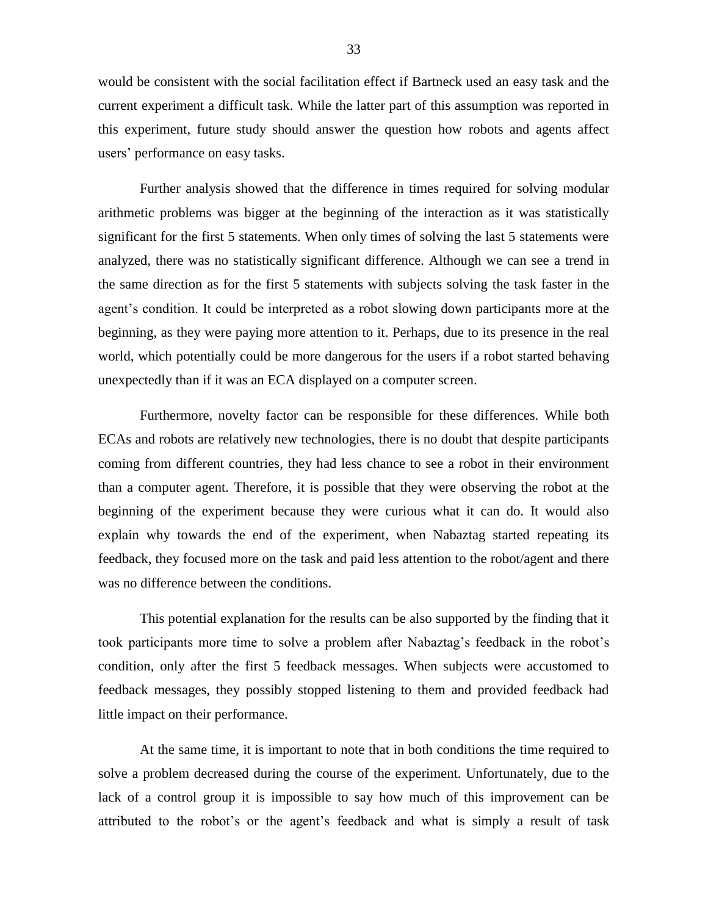would be consistent with the social facilitation effect if Bartneck used an easy task and the current experiment a difficult task. While the latter part of this assumption was reported in this experiment, future study should answer the question how robots and agents affect users' performance on easy tasks.

Further analysis showed that the difference in times required for solving modular arithmetic problems was bigger at the beginning of the interaction as it was statistically significant for the first 5 statements. When only times of solving the last 5 statements were analyzed, there was no statistically significant difference. Although we can see a trend in the same direction as for the first 5 statements with subjects solving the task faster in the agent's condition. It could be interpreted as a robot slowing down participants more at the beginning, as they were paying more attention to it. Perhaps, due to its presence in the real world, which potentially could be more dangerous for the users if a robot started behaving unexpectedly than if it was an ECA displayed on a computer screen.

Furthermore, novelty factor can be responsible for these differences. While both ECAs and robots are relatively new technologies, there is no doubt that despite participants coming from different countries, they had less chance to see a robot in their environment than a computer agent. Therefore, it is possible that they were observing the robot at the beginning of the experiment because they were curious what it can do. It would also explain why towards the end of the experiment, when Nabaztag started repeating its feedback, they focused more on the task and paid less attention to the robot/agent and there was no difference between the conditions.

This potential explanation for the results can be also supported by the finding that it took participants more time to solve a problem after Nabaztag's feedback in the robot's condition, only after the first 5 feedback messages. When subjects were accustomed to feedback messages, they possibly stopped listening to them and provided feedback had little impact on their performance.

At the same time, it is important to note that in both conditions the time required to solve a problem decreased during the course of the experiment. Unfortunately, due to the lack of a control group it is impossible to say how much of this improvement can be attributed to the robot's or the agent's feedback and what is simply a result of task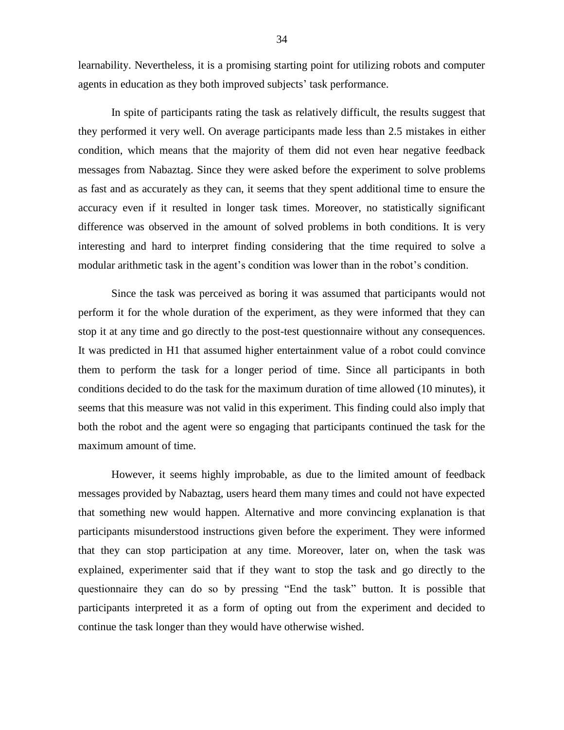learnability. Nevertheless, it is a promising starting point for utilizing robots and computer agents in education as they both improved subjects' task performance.

In spite of participants rating the task as relatively difficult, the results suggest that they performed it very well. On average participants made less than 2.5 mistakes in either condition, which means that the majority of them did not even hear negative feedback messages from Nabaztag. Since they were asked before the experiment to solve problems as fast and as accurately as they can, it seems that they spent additional time to ensure the accuracy even if it resulted in longer task times. Moreover, no statistically significant difference was observed in the amount of solved problems in both conditions. It is very interesting and hard to interpret finding considering that the time required to solve a modular arithmetic task in the agent's condition was lower than in the robot's condition.

Since the task was perceived as boring it was assumed that participants would not perform it for the whole duration of the experiment, as they were informed that they can stop it at any time and go directly to the post-test questionnaire without any consequences. It was predicted in H1 that assumed higher entertainment value of a robot could convince them to perform the task for a longer period of time. Since all participants in both conditions decided to do the task for the maximum duration of time allowed (10 minutes), it seems that this measure was not valid in this experiment. This finding could also imply that both the robot and the agent were so engaging that participants continued the task for the maximum amount of time.

However, it seems highly improbable, as due to the limited amount of feedback messages provided by Nabaztag, users heard them many times and could not have expected that something new would happen. Alternative and more convincing explanation is that participants misunderstood instructions given before the experiment. They were informed that they can stop participation at any time. Moreover, later on, when the task was explained, experimenter said that if they want to stop the task and go directly to the questionnaire they can do so by pressing "End the task" button. It is possible that participants interpreted it as a form of opting out from the experiment and decided to continue the task longer than they would have otherwise wished.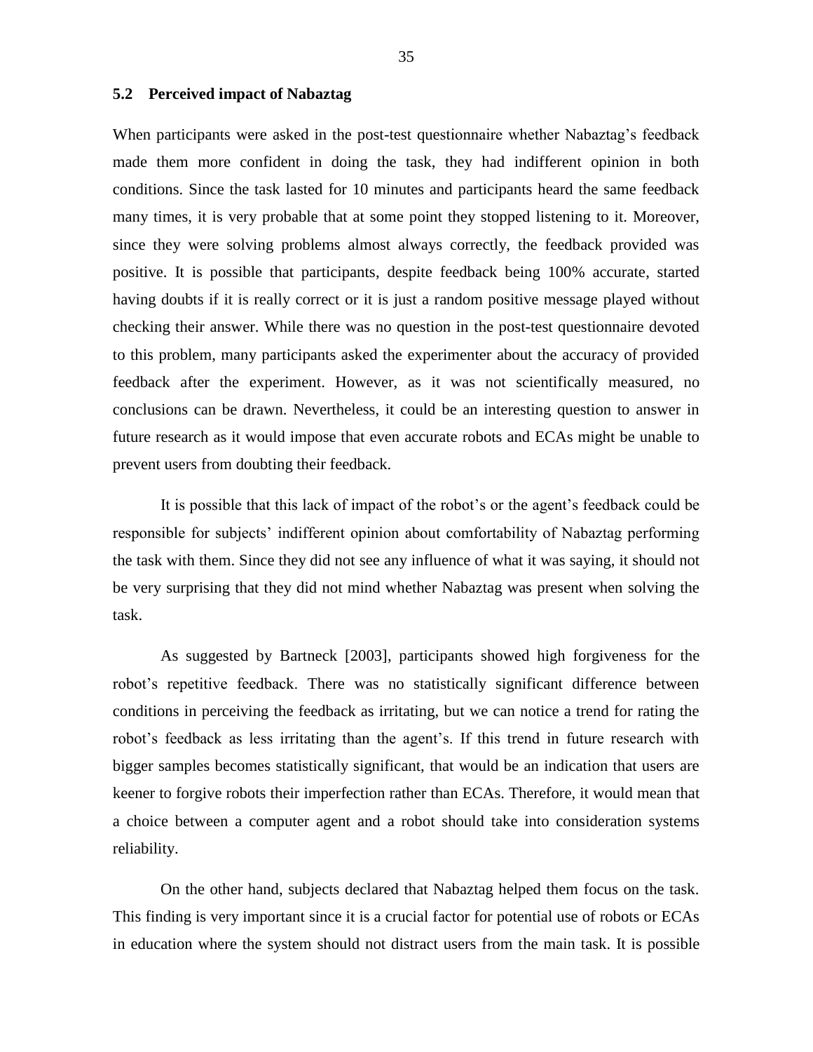### 5.2 Perceived impact of Nabaztag

When participants were asked in the post-test questionnaire whether Nabaztag's feedback made them more confident in doing the task, they had indifferent opinion in both conditions. Since the task lasted for 10 minutes and participants heard the same feedback many times, it is very probable that at some point they stopped listening to it. Moreover, since they were solving problems almost always correctly, the feedback provided was positive. It is possible that participants, despite feedback being 100% accurate, started having doubts if it is really correct or it is just a random positive message played without checking their answer. While there was no question in the post-test questionnaire devoted to this problem, many participants asked the experimenter about the accuracy of provided feedback after the experiment. However, as it was not scientifically measured, no conclusions can be drawn. Nevertheless, it could be an interesting question to answer in future research as it would impose that even accurate robots and ECAs might be unable to prevent users from doubting their feedback.

It is possible that this lack of impact of the robot's or the agent's feedback could be responsible for subjects' indifferent opinion about comfortability of Nabaztag performing the task with them. Since they did not see any influence of what it was saying, it should not be very surprising that they did not mind whether Nabaztag was present when solving the task.

As suggested by Bartneck [2003], participants showed high forgiveness for the robot's repetitive feedback. There was no statistically significant difference between conditions in perceiving the feedback as irritating, but we can notice a trend for rating the robot's feedback as less irritating than the agent's. If this trend in future research with bigger samples becomes statistically significant, that would be an indication that users are keener to forgive robots their imperfection rather than ECAs. Therefore, it would mean that a choice between a computer agent and a robot should take into consideration systems reliability.

On the other hand, subjects declared that Nabaztag helped them focus on the task. This finding is very important since it is a crucial factor for potential use of robots or ECAs in education where the system should not distract users from the main task. It is possible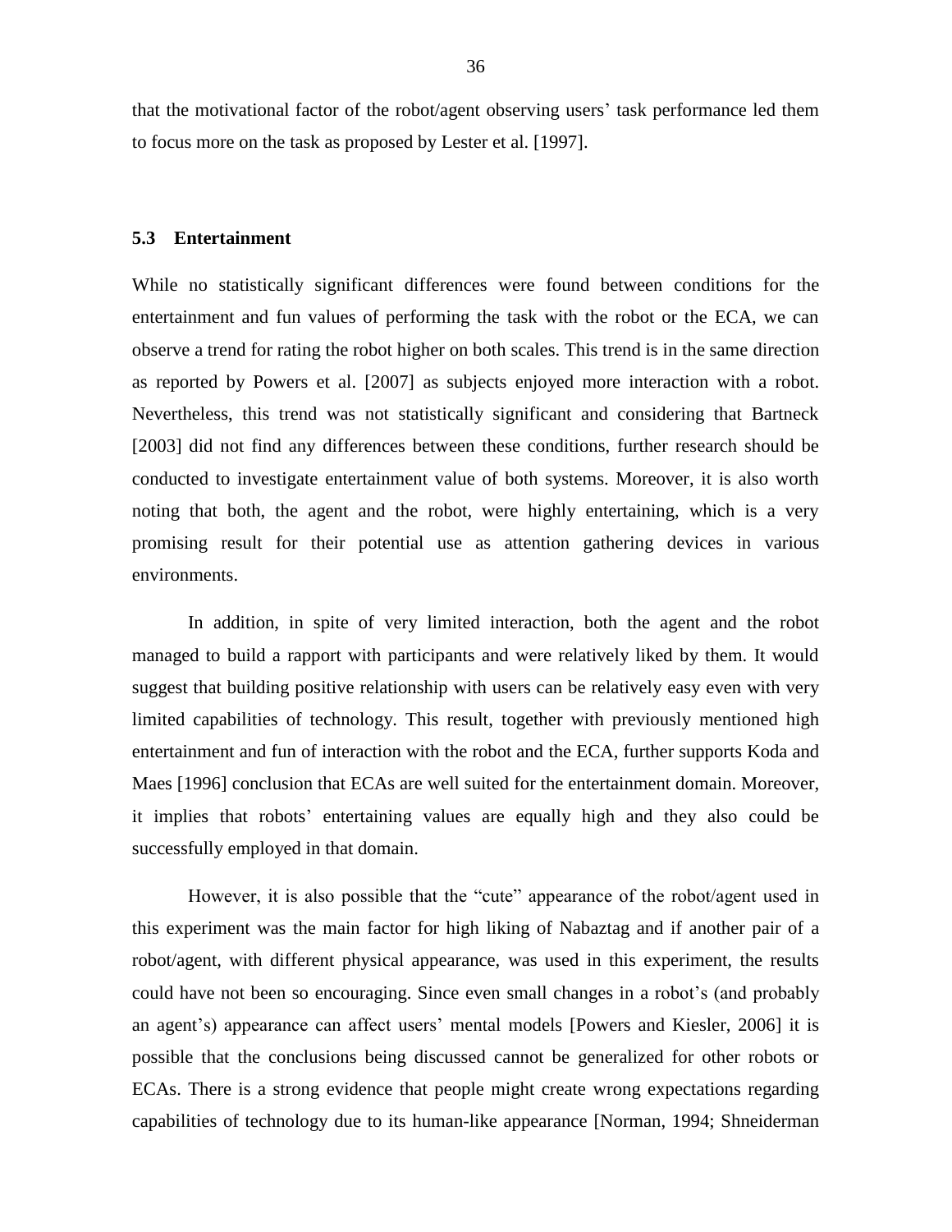that the motivational factor of the robot/agent observing users' task performance led them to focus more on the task as proposed by Lester et al. [1997].

### 5.3 Entertainment

While no statistically significant differences were found between conditions for the entertainment and fun values of performing the task with the robot or the ECA, we can observe a trend for rating the robot higher on both scales. This trend is in the same direction as reported by Powers et al. [2007] as subjects enjoyed more interaction with a robot. Nevertheless, this trend was not statistically significant and considering that Bartneck [2003] did not find any differences between these conditions, further research should be conducted to investigate entertainment value of both systems. Moreover, it is also worth noting that both, the agent and the robot, were highly entertaining, which is a very promising result for their potential use as attention gathering devices in various environments.

In addition, in spite of very limited interaction, both the agent and the robot managed to build a rapport with participants and were relatively liked by them. It would suggest that building positive relationship with users can be relatively easy even with very limited capabilities of technology. This result, together with previously mentioned high entertainment and fun of interaction with the robot and the ECA, further supports Koda and Maes [1996] conclusion that ECAs are well suited for the entertainment domain. Moreover, it implies that robots' entertaining values are equally high and they also could be successfully employed in that domain.

However, it is also possible that the "cute" appearance of the robot/agent used in this experiment was the main factor for high liking of Nabaztag and if another pair of a robot/agent, with different physical appearance, was used in this experiment, the results could have not been so encouraging. Since even small changes in a robot's (and probably an agent's) appearance can affect users' mental models [Powers and Kiesler, 2006] it is possible that the conclusions being discussed cannot be generalized for other robots or ECAs. There is a strong evidence that people might create wrong expectations regarding capabilities of technology due to its human-like appearance [Norman, 1994; Shneiderman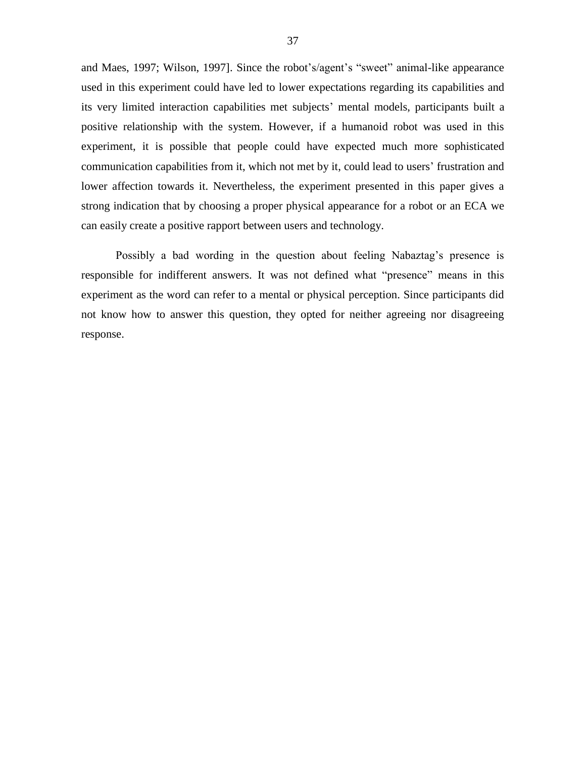and Maes, 1997; Wilson, 1997]. Since the robot's/agent's "sweet" animal-like appearance used in this experiment could have led to lower expectations regarding its capabilities and its very limited interaction capabilities met subjects' mental models, participants built a positive relationship with the system. However, if a humanoid robot was used in this experiment, it is possible that people could have expected much more sophisticated communication capabilities from it, which not met by it, could lead to users' frustration and lower affection towards it. Nevertheless, the experiment presented in this paper gives a strong indication that by choosing a proper physical appearance for a robot or an ECA we can easily create a positive rapport between users and technology.

Possibly a bad wording in the question about feeling Nabaztag's presence is responsible for indifferent answers. It was not defined what "presence" means in this experiment as the word can refer to a mental or physical perception. Since participants did not know how to answer this question, they opted for neither agreeing nor disagreeing response.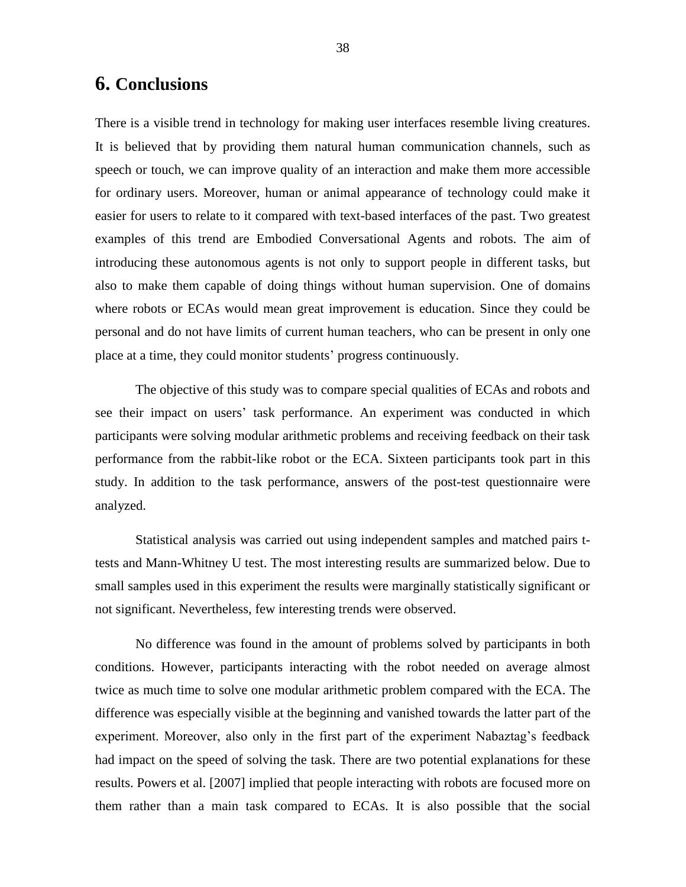# 6. Conclusions

There is a visible trend in technology for making user interfaces resemble living creatures. It is believed that by providing them natural human communication channels, such as speech or touch, we can improve quality of an interaction and make them more accessible for ordinary users. Moreover, human or animal appearance of technology could make it easier for users to relate to it compared with text-based interfaces of the past. Two greatest examples of this trend are Embodied Conversational Agents and robots. The aim of introducing these autonomous agents is not only to support people in different tasks, but also to make them capable of doing things without human supervision. One of domains where robots or ECAs would mean great improvement is education. Since they could be personal and do not have limits of current human teachers, who can be present in only one place at a time, they could monitor students' progress continuously.

The objective of this study was to compare special qualities of ECAs and robots and see their impact on users' task performance. An experiment was conducted in which participants were solving modular arithmetic problems and receiving feedback on their task performance from the rabbit-like robot or the ECA. Sixteen participants took part in this study. In addition to the task performance, answers of the post-test questionnaire were analyzed.

Statistical analysis was carried out using independent samples and matched pairs t-tests and Mann-Whitney U test. The most interesting results are summarized below. Due to small samples used in this experiment the results were marginally statistically significant or not significant. Nevertheless, few interesting trends were observed.

No difference was found in the amount of problems solved by participants in both conditions. However, participants interacting with the robot needed on average almost twice as much time to solve one modular arithmetic problem compared with the ECA. The difference was especially visible at the beginning and vanished towards the latter part of the experiment. Moreover, also only in the first part of the experiment Nabaztag's feedback had impact on the speed of solving the task. There are two potential explanations for these results. Powers et al. [2007] implied that people interacting with robots are focused more on them rather than a main task compared to ECAs. It is also possible that the social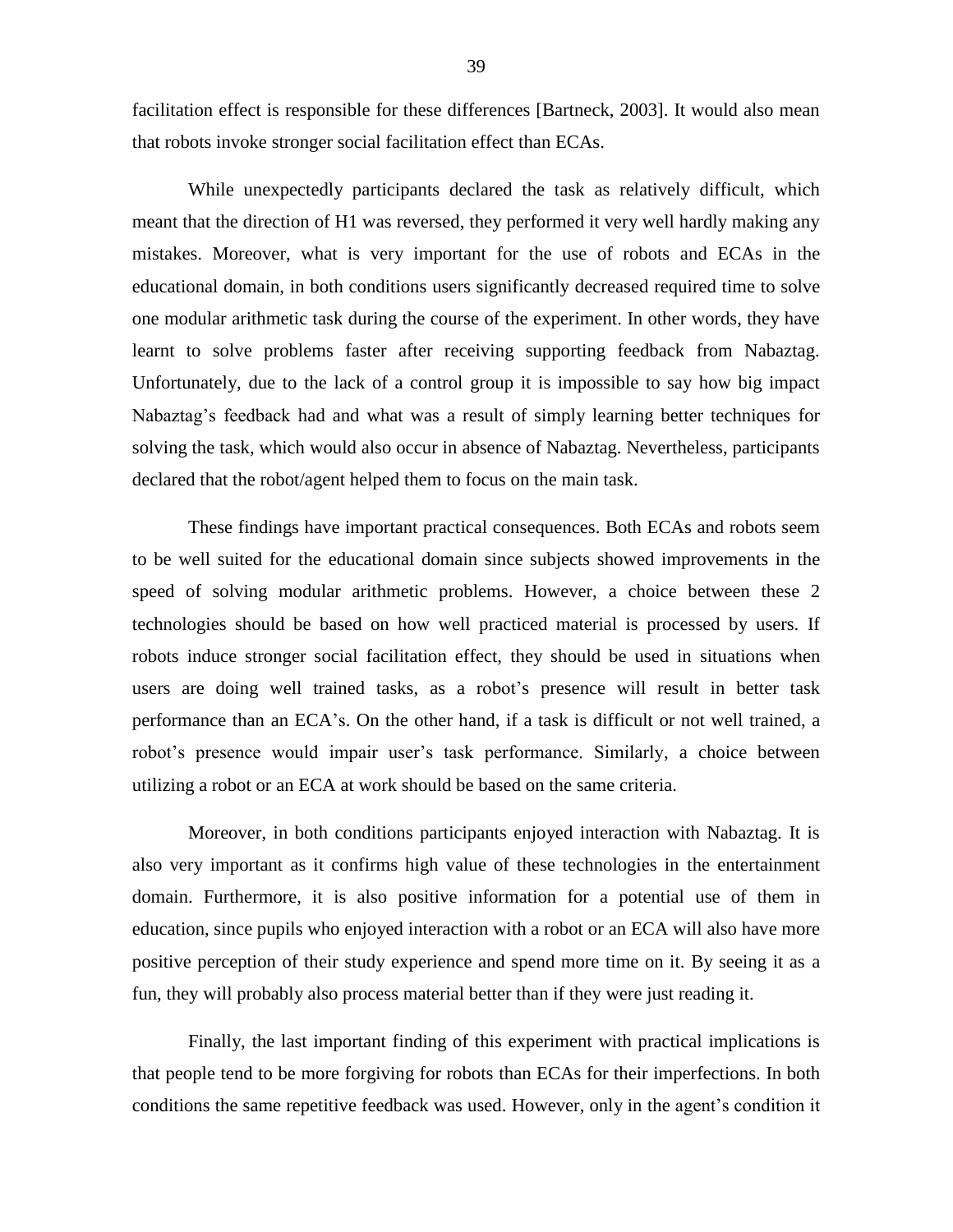facilitation effect is responsible for these differences [Bartneck, 2003]. It would also mean that robots invoke stronger social facilitation effect than ECAs.

While unexpectedly participants declared the task as relatively difficult, which meant that the direction of H1 was reversed, they performed it very well hardly making any mistakes. Moreover, what is very important for the use of robots and ECAs in the educational domain, in both conditions users significantly decreased required time to solve one modular arithmetic task during the course of the experiment. In other words, they have learnt to solve problems faster after receiving supporting feedback from Nabaztag. Unfortunately, due to the lack of a control group it is impossible to say how big impact Nabaztag's feedback had and what was a result of simply learning better techniques for solving the task, which would also occur in absence of Nabaztag. Nevertheless, participants declared that the robot/agent helped them to focus on the main task.

These findings have important practical consequences. Both ECAs and robots seem to be well suited for the educational domain since subjects showed improvements in the speed of solving modular arithmetic problems. However, a choice between these 2 technologies should be based on how well practiced material is processed by users. If robots induce stronger social facilitation effect, they should be used in situations when users are doing well trained tasks, as a robot's presence will result in better task performance than an ECA's. On the other hand, if a task is difficult or not well trained, a robot's presence would impair user's task performance. Similarly, a choice between utilizing a robot or an ECA at work should be based on the same criteria.

Moreover, in both conditions participants enjoyed interaction with Nabaztag. It is also very important as it confirms high value of these technologies in the entertainment domain. Furthermore, it is also positive information for a potential use of them in education, since pupils who enjoyed interaction with a robot or an ECA will also have more positive perception of their study experience and spend more time on it. By seeing it as a fun, they will probably also process material better than if they were just reading it.

Finally, the last important finding of this experiment with practical implications is that people tend to be more forgiving for robots than ECAs for their imperfections. In both conditions the same repetitive feedback was used. However, only in the agent's condition it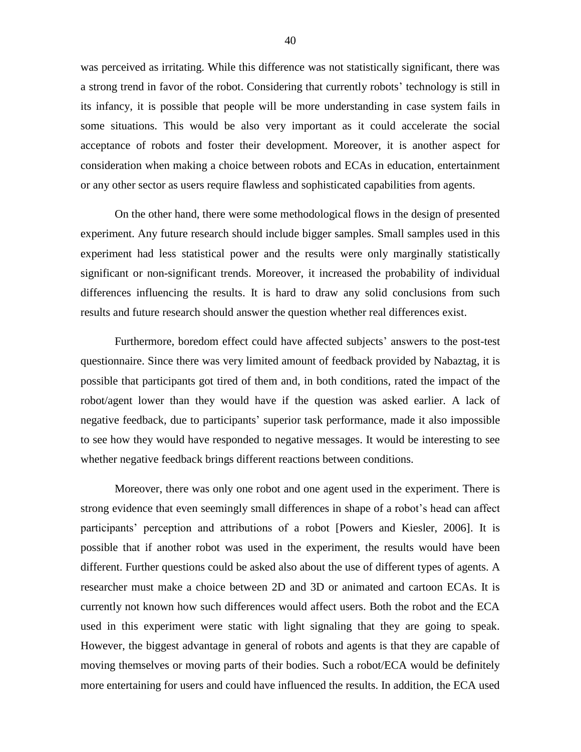was perceived as irritating. While this difference was not statistically significant, there was a strong trend in favor of the robot. Considering that currently robots' technology is still in its infancy, it is possible that people will be more understanding in case system fails in some situations. This would be also very important as it could accelerate the social acceptance of robots and foster their development. Moreover, it is another aspect for consideration when making a choice between robots and ECAs in education, entertainment or any other sector as users require flawless and sophisticated capabilities from agents.

On the other hand, there were some methodological flows in the design of presented experiment. Any future research should include bigger samples. Small samples used in this experiment had less statistical power and the results were only marginally statistically significant or non-significant trends. Moreover, it increased the probability of individual differences influencing the results. It is hard to draw any solid conclusions from such results and future research should answer the question whether real differences exist.

Furthermore, boredom effect could have affected subjects' answers to the post-test questionnaire. Since there was very limited amount of feedback provided by Nabaztag, it is possible that participants got tired of them and, in both conditions, rated the impact of the robot/agent lower than they would have if the question was asked earlier. A lack of negative feedback, due to participants' superior task performance, made it also impossible to see how they would have responded to negative messages. It would be interesting to see whether negative feedback brings different reactions between conditions.

Moreover, there was only one robot and one agent used in the experiment. There is strong evidence that even seemingly small differences in shape of a robot's head can affect participants' perception and attributions of a robot [Powers and Kiesler, 2006]. It is possible that if another robot was used in the experiment, the results would have been different. Further questions could be asked also about the use of different types of agents. A researcher must make a choice between 2D and 3D or animated and cartoon ECAs. It is currently not known how such differences would affect users. Both the robot and the ECA used in this experiment were static with light signaling that they are going to speak. However, the biggest advantage in general of robots and agents is that they are capable of moving themselves or moving parts of their bodies. Such a robot/ECA would be definitely more entertaining for users and could have influenced the results. In addition, the ECA used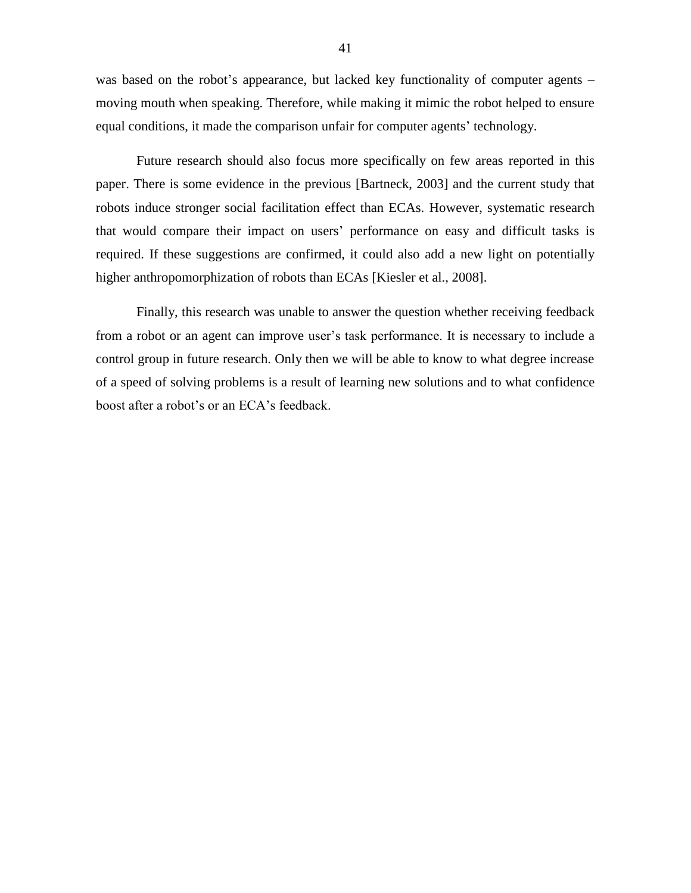was based on the robot's appearance, but lacked key functionality of computer agents – moving mouth when speaking. Therefore, while making it mimic the robot helped to ensure equal conditions, it made the comparison unfair for computer agents' technology.

Future research should also focus more specifically on few areas reported in this paper. There is some evidence in the previous [Bartneck, 2003] and the current study that robots induce stronger social facilitation effect than ECAs. However, systematic research that would compare their impact on users' performance on easy and difficult tasks is required. If these suggestions are confirmed, it could also add a new light on potentially higher anthropomorphization of robots than ECAs [Kiesler et al., 2008].

Finally, this research was unable to answer the question whether receiving feedback from a robot or an agent can improve user's task performance. It is necessary to include a control group in future research. Only then we will be able to know to what degree increase of a speed of solving problems is a result of learning new solutions and to what confidence boost after a robot's or an ECA's feedback.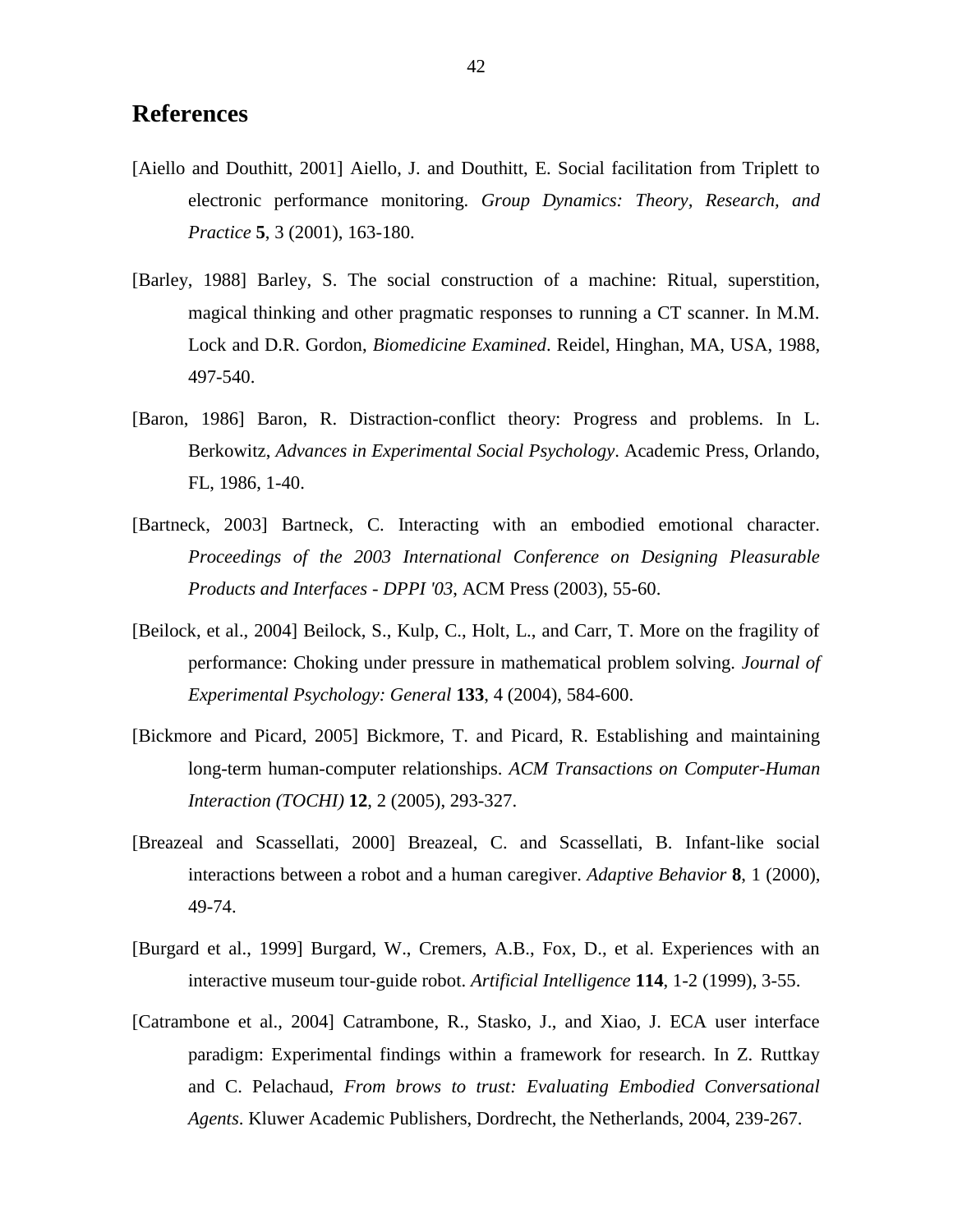# References

[Aiello and Douthitt, 2001] Aiello, J. and Douthitt, E. Social facilitation from Triplett to electronic performance monitoring. *Group Dynamics: Theory, Research, and Practice* **5**, 3 (2001), 163-180.

[Barley, 1988] Barley, S. The social construction of a machine: Ritual, superstition, magical thinking and other pragmatic responses to running a CT scanner. In M.M. Lock and D.R. Gordon, *Biomedicine Examined*. Reidel, Hinghan, MA, USA, 1988, 497-540.

[Baron, 1986] Baron, R. Distraction-conflict theory: Progress and problems. In L. Berkowitz, *Advances in Experimental Social Psychology*. Academic Press, Orlando, FL, 1986, 1-40.

[Bartneck, 2003] Bartneck, C. Interacting with an embodied emotional character. *Proceedings of the 2003 International Conference on Designing Pleasurable Products and Interfaces - DPPI '03*, ACM Press (2003), 55-60.

[Beilock, et al., 2004] Beilock, S., Kulp, C., Holt, L., and Carr, T. More on the fragility of performance: Choking under pressure in mathematical problem solving. *Journal of Experimental Psychology: General* **133**, 4 (2004), 584-600.

[Bickmore and Picard, 2005] Bickmore, T. and Picard, R. Establishing and maintaining long-term human-computer relationships. *ACM Transactions on Computer-Human Interaction (TOCHI)* **12**, 2 (2005), 293-327.

[Breazeal and Scassellati, 2000] Breazeal, C. and Scassellati, B. Infant-like social interactions between a robot and a human caregiver. *Adaptive Behavior* **8**, 1 (2000), 49-74.

[Burgard et al., 1999] Burgard, W., Cremers, A.B., Fox, D., et al. Experiences with an interactive museum tour-guide robot. *Artificial Intelligence* **114**, 1-2 (1999), 3-55.

[Catrambone et al., 2004] Catrambone, R., Stasko, J., and Xiao, J. ECA user interface paradigm: Experimental findings within a framework for research. In Z. Ruttkay and C. Pelachaud, *From brows to trust: Evaluating Embodied Conversational Agents*. Kluwer Academic Publishers, Dordrecht, the Netherlands, 2004, 239-267.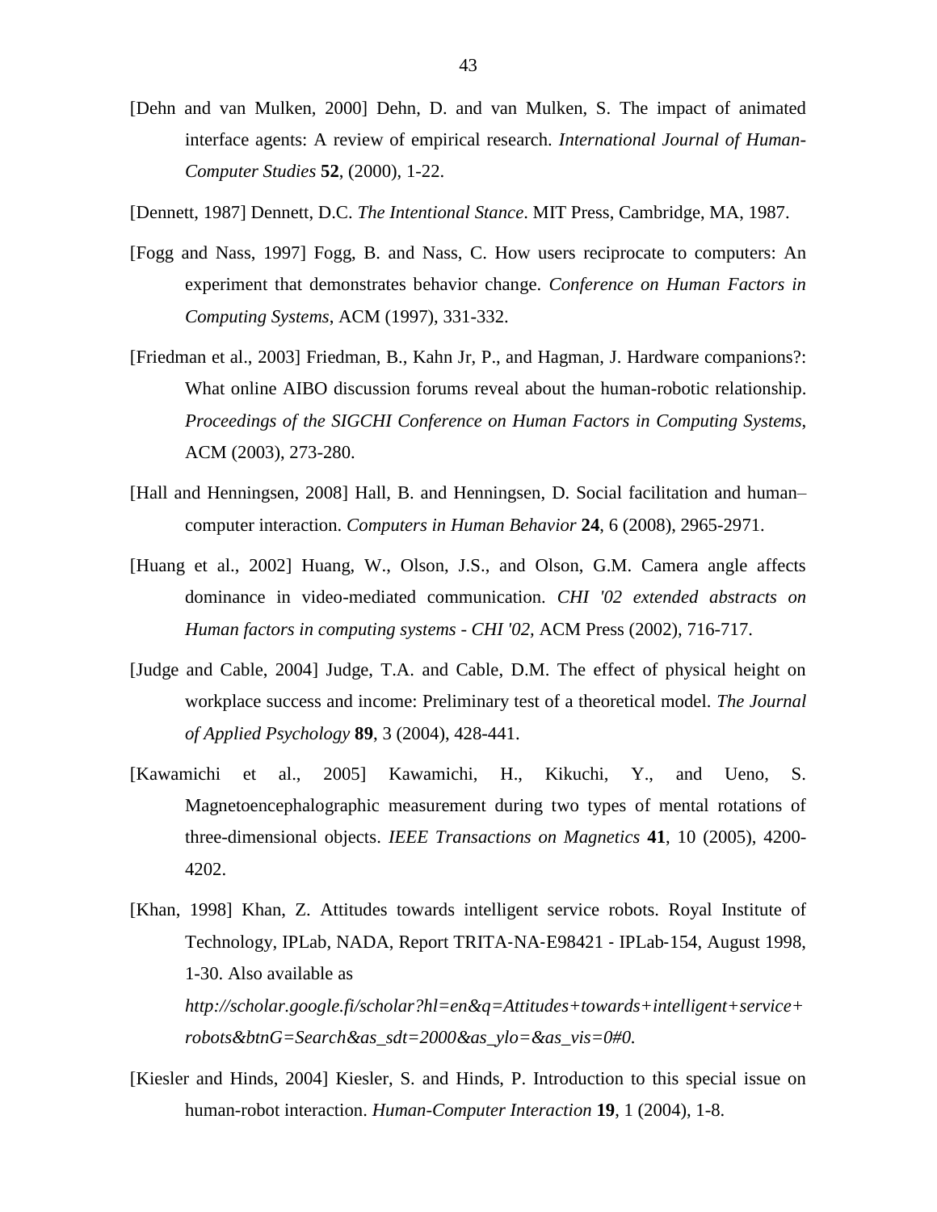[Dehn and van Mulken, 2000] Dehn, D. and van Mulken, S. The impact of animated interface agents: A review of empirical research. *International Journal of Human-Computer Studies* **52**, (2000), 1-22.

[Dennett, 1987] Dennett, D.C. *The Intentional Stance*. MIT Press, Cambridge, MA, 1987.

[Fogg and Nass, 1997] Fogg, B. and Nass, C. How users reciprocate to computers: An experiment that demonstrates behavior change. *Conference on Human Factors in Computing Systems*, ACM (1997), 331-332.

[Friedman et al., 2003] Friedman, B., Kahn Jr, P., and Hagman, J. Hardware companions?: What online AIBO discussion forums reveal about the human-robotic relationship. *Proceedings of the SIGCHI Conference on Human Factors in Computing Systems*, ACM (2003), 273-280.

[Hall and Henningsen, 2008] Hall, B. and Henningsen, D. Social facilitation and human–computer interaction. *Computers in Human Behavior* **24**, 6 (2008), 2965-2971.

[Huang et al., 2002] Huang, W., Olson, J.S., and Olson, G.M. Camera angle affects dominance in video-mediated communication. *CHI '02 extended abstracts on Human factors in computing systems - CHI '02*, ACM Press (2002), 716-717.

[Judge and Cable, 2004] Judge, T.A. and Cable, D.M. The effect of physical height on workplace success and income: Preliminary test of a theoretical model. *The Journal of Applied Psychology* **89**, 3 (2004), 428-441.

[Kawamichi et al., 2005] Kawamichi, H., Kikuchi, Y., and Ueno, S. Magnetoencephalographic measurement during two types of mental rotations of three-dimensional objects. *IEEE Transactions on Magnetics* **41**, 10 (2005), 4200-4202.

[Khan, 1998] Khan, Z. Attitudes towards intelligent service robots. Royal Institute of Technology, IPLab, NADA, Report TRITA-NA-E98421 - IPLab-154, August 1998, 1-30. Also available as *http://scholar.google.fi/scholar?hl=en&q=Attitudes+towards+intelligent+service+robots&btnG=Search&as_sdt=2000&as_ylo=&as_vis=0#0.*

[Kiesler and Hinds, 2004] Kiesler, S. and Hinds, P. Introduction to this special issue on human-robot interaction. *Human-Computer Interaction* **19**, 1 (2004), 1-8.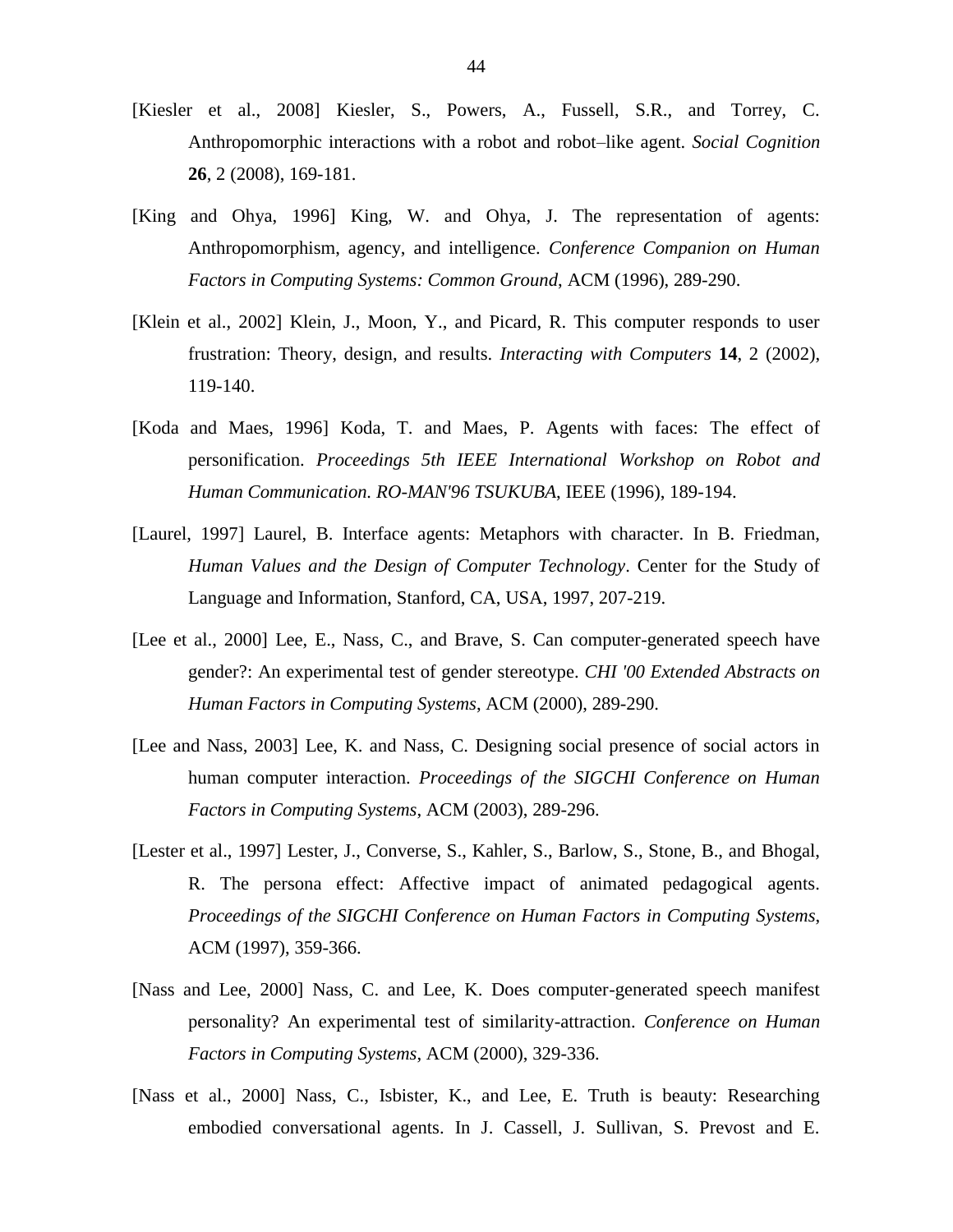[Kiesler et al., 2008] Kiesler, S., Powers, A., Fussell, S.R., and Torrey, C. Anthropomorphic interactions with a robot and robot–like agent. *Social Cognition* **26**, 2 (2008), 169-181.

[King and Ohya, 1996] King, W. and Ohya, J. The representation of agents: Anthropomorphism, agency, and intelligence. *Conference Companion on Human Factors in Computing Systems: Common Ground*, ACM (1996), 289-290.

[Klein et al., 2002] Klein, J., Moon, Y., and Picard, R. This computer responds to user frustration: Theory, design, and results. *Interacting with Computers* **14**, 2 (2002), 119-140.

[Koda and Maes, 1996] Koda, T. and Maes, P. Agents with faces: The effect of personification. *Proceedings 5th IEEE International Workshop on Robot and Human Communication. RO-MAN'96 TSUKUBA*, IEEE (1996), 189-194.

[Laurel, 1997] Laurel, B. Interface agents: Metaphors with character. In B. Friedman, *Human Values and the Design of Computer Technology*. Center for the Study of Language and Information, Stanford, CA, USA, 1997, 207-219.

[Lee et al., 2000] Lee, E., Nass, C., and Brave, S. Can computer-generated speech have gender?: An experimental test of gender stereotype. *CHI '00 Extended Abstracts on Human Factors in Computing Systems*, ACM (2000), 289-290.

[Lee and Nass, 2003] Lee, K. and Nass, C. Designing social presence of social actors in human computer interaction. *Proceedings of the SIGCHI Conference on Human Factors in Computing Systems*, ACM (2003), 289-296.

[Lester et al., 1997] Lester, J., Converse, S., Kahler, S., Barlow, S., Stone, B., and Bhogal, R. The persona effect: Affective impact of animated pedagogical agents. *Proceedings of the SIGCHI Conference on Human Factors in Computing Systems*, ACM (1997), 359-366.

[Nass and Lee, 2000] Nass, C. and Lee, K. Does computer-generated speech manifest personality? An experimental test of similarity-attraction. *Conference on Human Factors in Computing Systems*, ACM (2000), 329-336.

[Nass et al., 2000] Nass, C., Isbister, K., and Lee, E. Truth is beauty: Researching embodied conversational agents. In J. Cassell, J. Sullivan, S. Prevost and E.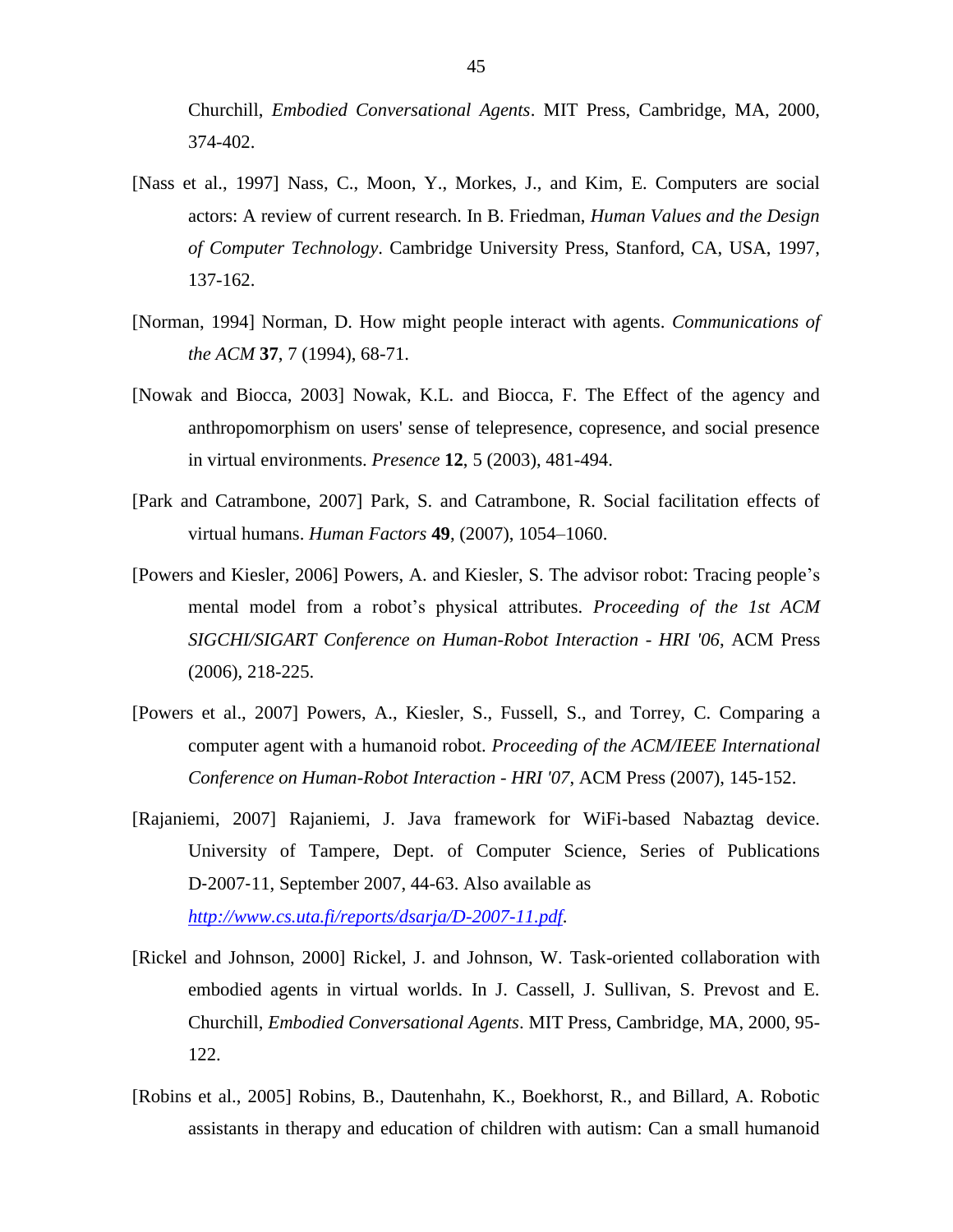Churchill, *Embodied Conversational Agents*. MIT Press, Cambridge, MA, 2000, 374-402.

[Nass et al., 1997] Nass, C., Moon, Y., Morkes, J., and Kim, E. Computers are social actors: A review of current research. In B. Friedman, *Human Values and the Design of Computer Technology*. Cambridge University Press, Stanford, CA, USA, 1997, 137-162.

[Norman, 1994] Norman, D. How might people interact with agents. *Communications of the ACM* **37**, 7 (1994), 68-71.

[Nowak and Biocca, 2003] Nowak, K.L. and Biocca, F. The Effect of the agency and anthropomorphism on users' sense of telepresence, copresence, and social presence in virtual environments. *Presence* **12**, 5 (2003), 481-494.

[Park and Catrambone, 2007] Park, S. and Catrambone, R. Social facilitation effects of virtual humans. *Human Factors* **49**, (2007), 1054–1060.

[Powers and Kiesler, 2006] Powers, A. and Kiesler, S. The advisor robot: Tracing people's mental model from a robot's physical attributes. *Proceeding of the 1st ACM SIGCHI/SIGART Conference on Human-Robot Interaction - HRI '06*, ACM Press (2006), 218-225.

[Powers et al., 2007] Powers, A., Kiesler, S., Fussell, S., and Torrey, C. Comparing a computer agent with a humanoid robot. *Proceeding of the ACM/IEEE International Conference on Human-Robot Interaction - HRI '07*, ACM Press (2007), 145-152.

[Rajaniemi, 2007] Rajaniemi, J. Java framework for WiFi-based Nabaztag device. University of Tampere, Dept. of Computer Science, Series of Publications D-2007-11, September 2007, 44-63. Also available as *http://www.cs.uta.fi/reports/dsarja/D-2007-11.pdf*.

[Rickel and Johnson, 2000] Rickel, J. and Johnson, W. Task-oriented collaboration with embodied agents in virtual worlds. In J. Cassell, J. Sullivan, S. Prevost and E. Churchill, *Embodied Conversational Agents*. MIT Press, Cambridge, MA, 2000, 95-122.

[Robins et al., 2005] Robins, B., Dautenhahn, K., Boekhorst, R., and Billard, A. Robotic assistants in therapy and education of children with autism: Can a small humanoid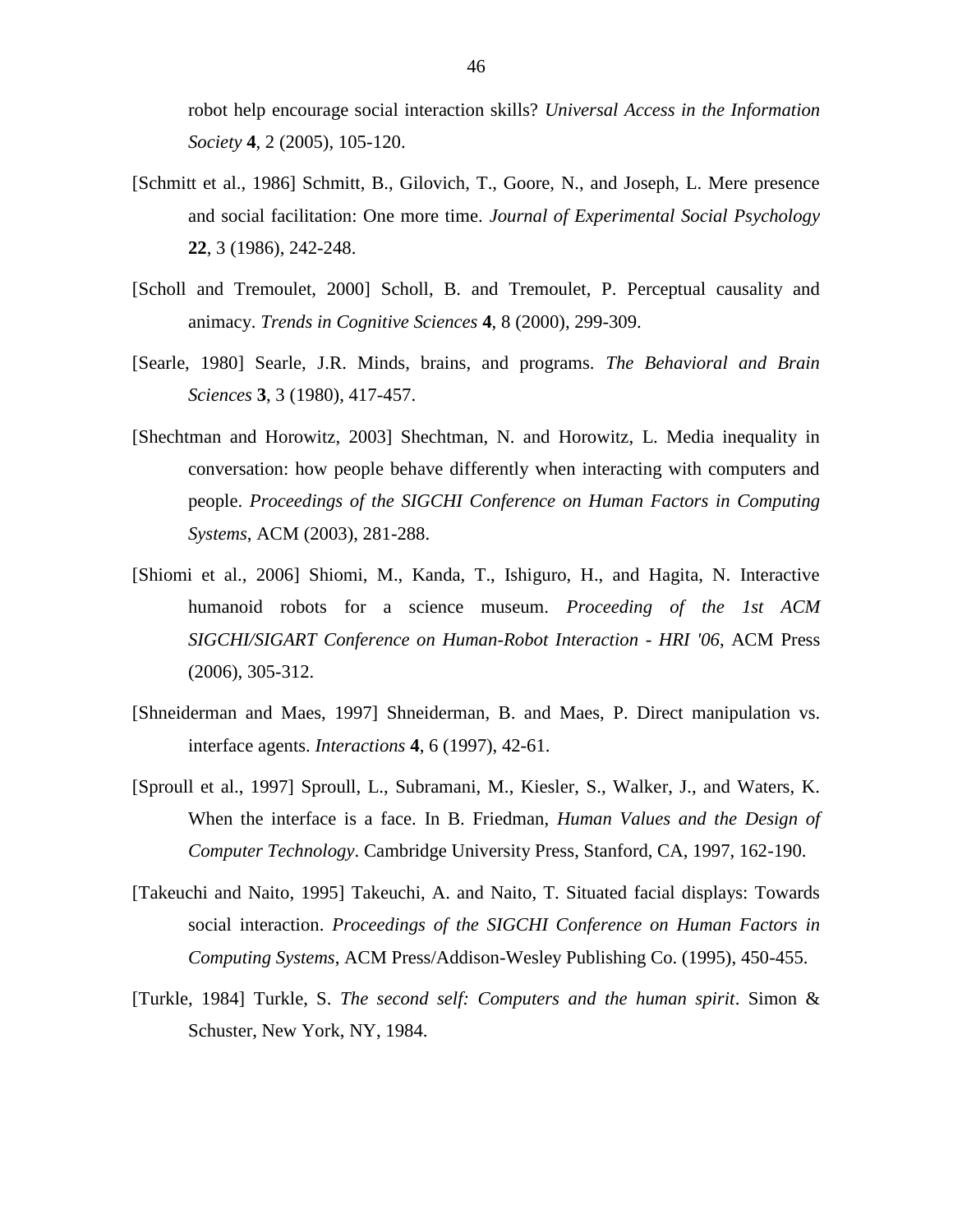robot help encourage social interaction skills? *Universal Access in the Information Society* **4**, 2 (2005), 105-120.

[Schmitt et al., 1986] Schmitt, B., Gilovich, T., Goore, N., and Joseph, L. Mere presence and social facilitation: One more time. *Journal of Experimental Social Psychology* **22**, 3 (1986), 242-248.

[Scholl and Tremoulet, 2000] Scholl, B. and Tremoulet, P. Perceptual causality and animacy. *Trends in Cognitive Sciences* **4**, 8 (2000), 299-309.

[Searle, 1980] Searle, J.R. Minds, brains, and programs. *The Behavioral and Brain Sciences* **3**, 3 (1980), 417-457.

[Shechtman and Horowitz, 2003] Shechtman, N. and Horowitz, L. Media inequality in conversation: how people behave differently when interacting with computers and people. *Proceedings of the SIGCHI Conference on Human Factors in Computing Systems*, ACM (2003), 281-288.

[Shiomi et al., 2006] Shiomi, M., Kanda, T., Ishiguro, H., and Hagita, N. Interactive humanoid robots for a science museum. *Proceeding of the 1st ACM SIGCHI/SIGART Conference on Human-Robot Interaction - HRI '06*, ACM Press (2006), 305-312.

[Shneiderman and Maes, 1997] Shneiderman, B. and Maes, P. Direct manipulation vs. interface agents. *Interactions* **4**, 6 (1997), 42-61.

[Sproull et al., 1997] Sproull, L., Subramani, M., Kiesler, S., Walker, J., and Waters, K. When the interface is a face. In B. Friedman, *Human Values and the Design of Computer Technology*. Cambridge University Press, Stanford, CA, 1997, 162-190.

[Takeuchi and Naito, 1995] Takeuchi, A. and Naito, T. Situated facial displays: Towards social interaction. *Proceedings of the SIGCHI Conference on Human Factors in Computing Systems*, ACM Press/Addison-Wesley Publishing Co. (1995), 450-455.

[Turkle, 1984] Turkle, S. *The second self: Computers and the human spirit*. Simon & Schuster, New York, NY, 1984.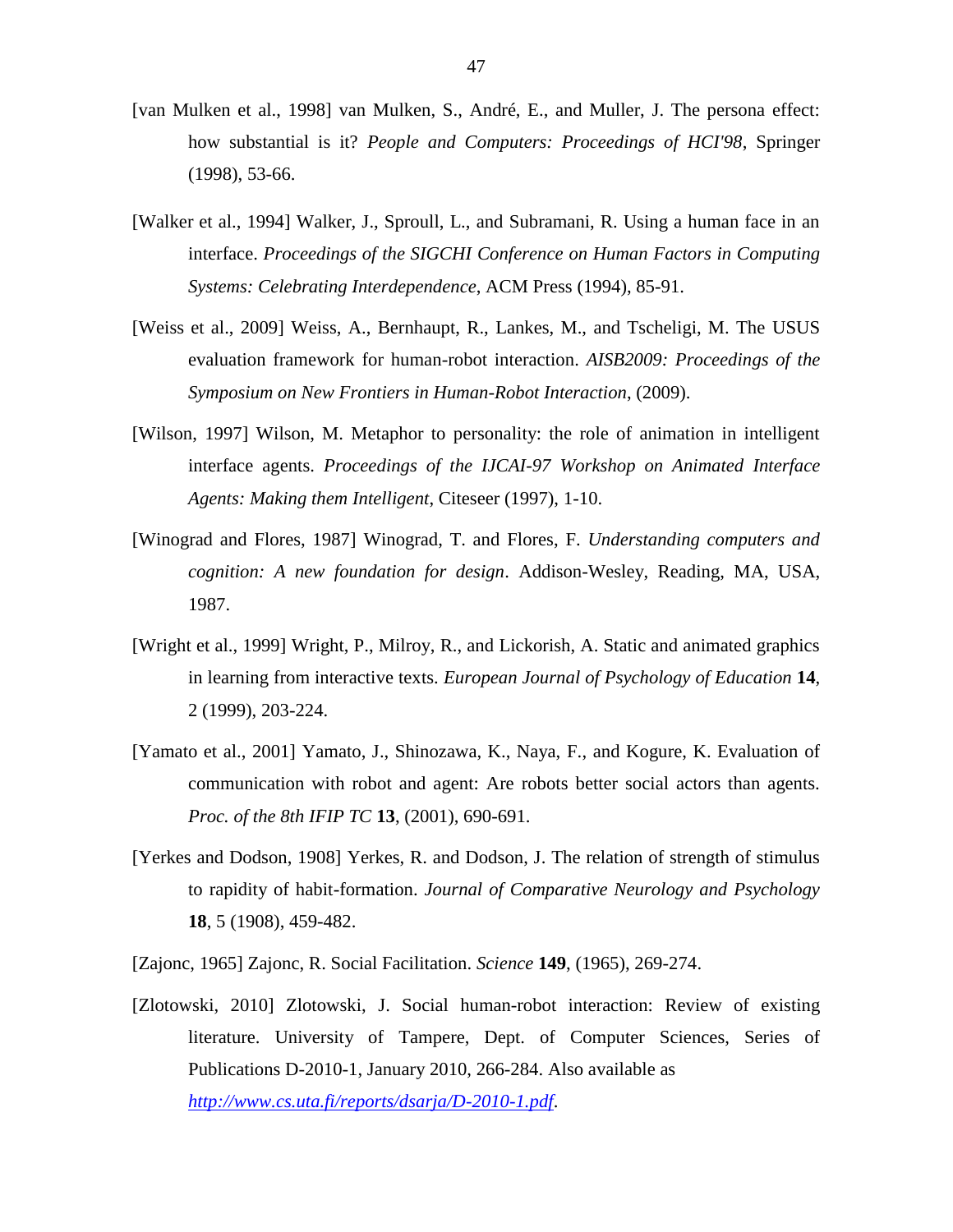[van Mulken et al., 1998] van Mulken, S., André, E., and Muller, J. The persona effect: how substantial is it? *People and Computers: Proceedings of HCI'98*, Springer (1998), 53-66.

[Walker et al., 1994] Walker, J., Sproull, L., and Subramani, R. Using a human face in an interface. *Proceedings of the SIGCHI Conference on Human Factors in Computing Systems: Celebrating Interdependence*, ACM Press (1994), 85-91.

[Weiss et al., 2009] Weiss, A., Bernhaupt, R., Lankes, M., and Tscheligi, M. The USUS evaluation framework for human-robot interaction. *AISB2009: Proceedings of the Symposium on New Frontiers in Human-Robot Interaction*, (2009).

[Wilson, 1997] Wilson, M. Metaphor to personality: the role of animation in intelligent interface agents. *Proceedings of the IJCAI-97 Workshop on Animated Interface Agents: Making them Intelligent*, Citeseer (1997), 1-10.

[Winograd and Flores, 1987] Winograd, T. and Flores, F. *Understanding computers and cognition: A new foundation for design*. Addison-Wesley, Reading, MA, USA, 1987.

[Wright et al., 1999] Wright, P., Milroy, R., and Lickorish, A. Static and animated graphics in learning from interactive texts. *European Journal of Psychology of Education* **14**, 2 (1999), 203-224.

[Yamato et al., 2001] Yamato, J., Shinozawa, K., Naya, F., and Kogure, K. Evaluation of communication with robot and agent: Are robots better social actors than agents. *Proc. of the 8th IFIP TC* **13**, (2001), 690-691.

[Yerkes and Dodson, 1908] Yerkes, R. and Dodson, J. The relation of strength of stimulus to rapidity of habit-formation. *Journal of Comparative Neurology and Psychology* **18**, 5 (1908), 459-482.

[Zajonc, 1965] Zajonc, R. Social Facilitation. *Science* **149**, (1965), 269-274.

[Zlotowski, 2010] Zlotowski, J. Social human-robot interaction: Review of existing literature. University of Tampere, Dept. of Computer Sciences, Series of Publications D-2010-1, January 2010, 266-284. Also available as http://www.cs.uta.fi/reports/dsarja/D-2010-1.pdf.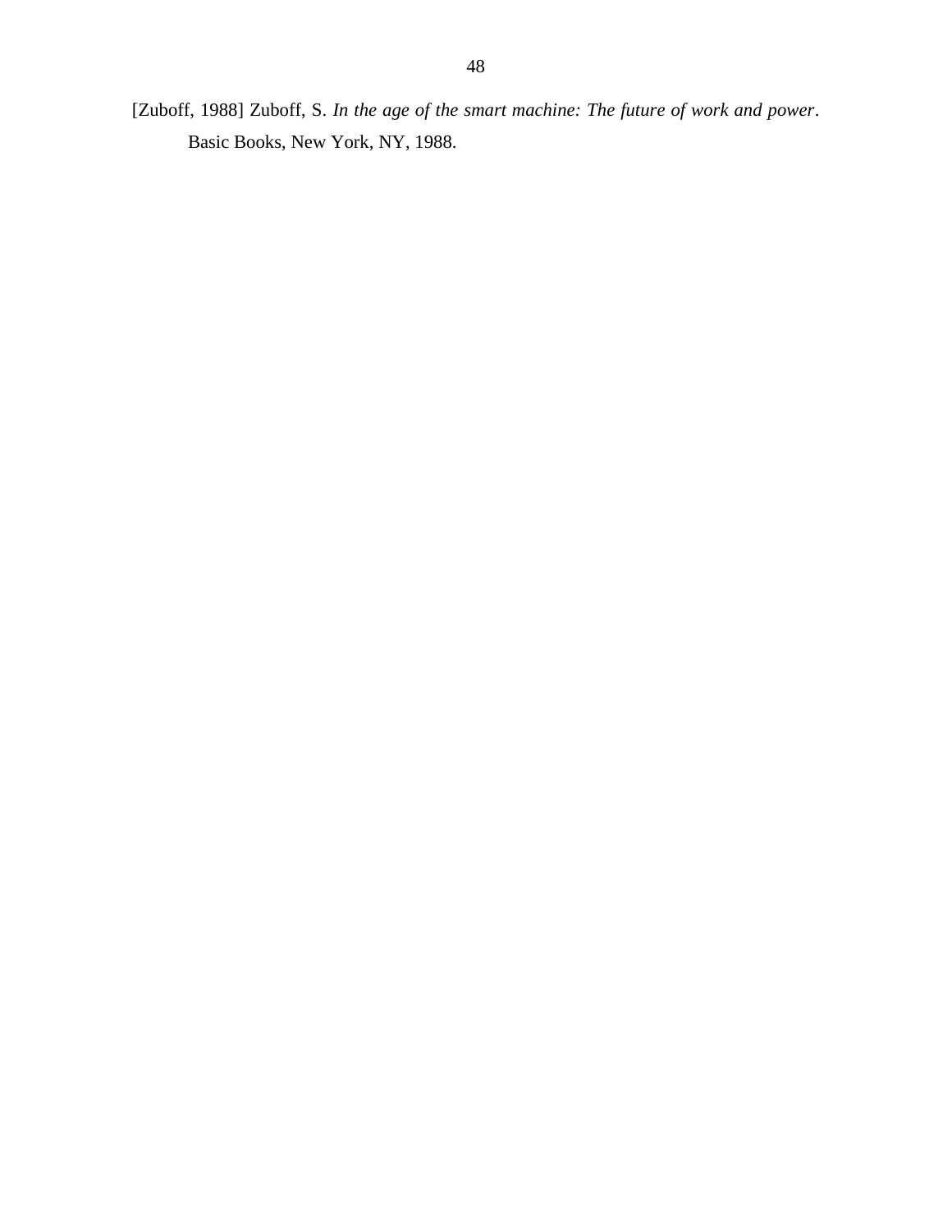[Zuboff, 1988] Zuboff, S. *In the age of the smart machine: The future of work and power*. Basic Books, New York, NY, 1988.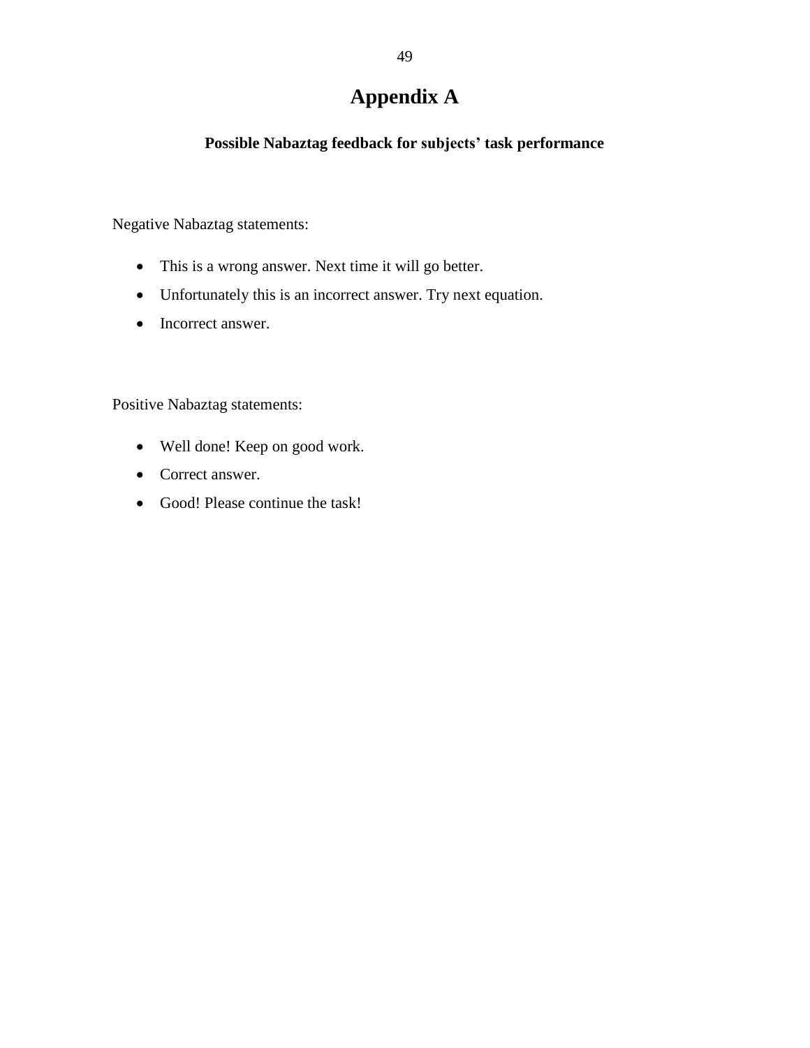# Appendix A

### Possible Nabaztag feedback for subjects' task performance

Negative Nabaztag statements:

- This is a wrong answer. Next time it will go better.
- Unfortunately this is an incorrect answer. Try next equation.
- Incorrect answer.

Positive Nabaztag statements:

- Well done! Keep on good work.
- Correct answer.
- Good! Please continue the task!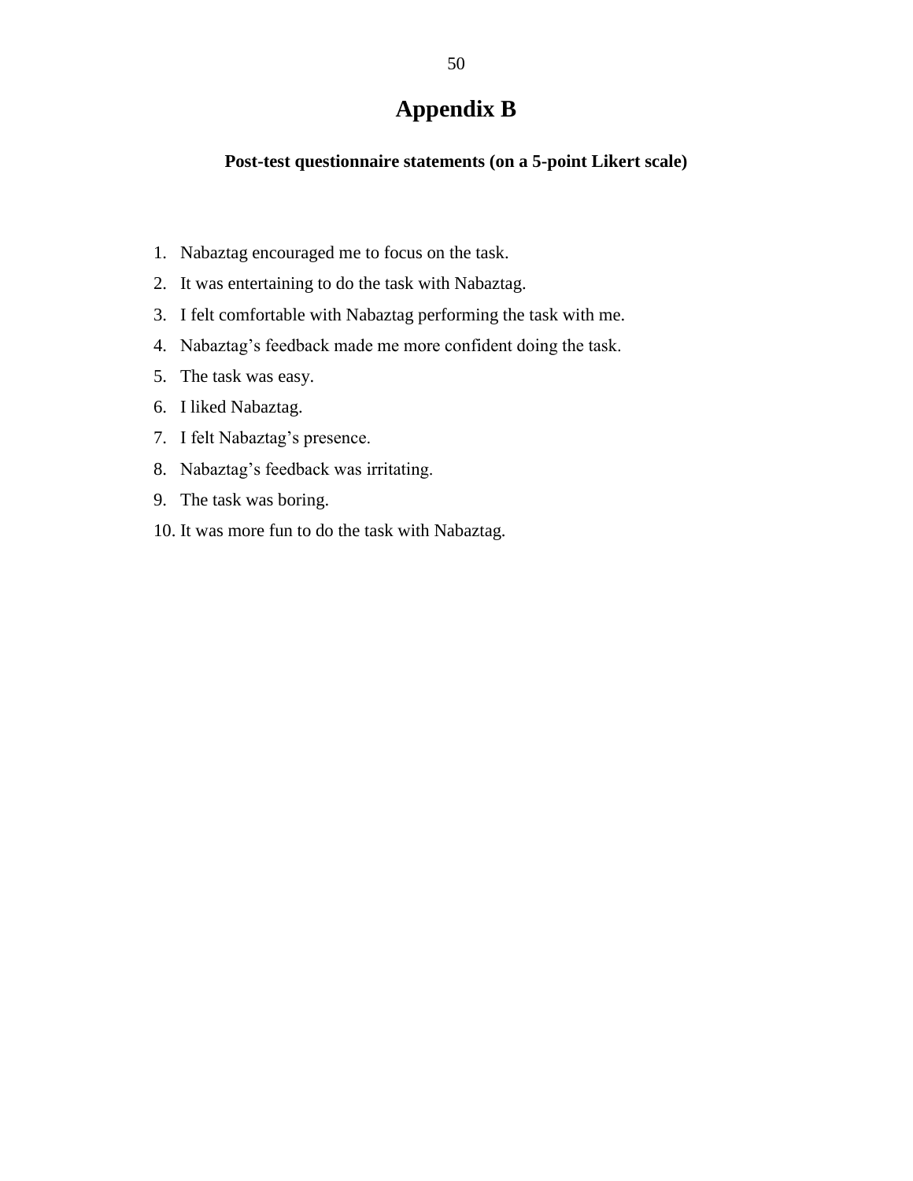# Appendix B

**Post-test questionnaire statements (on a 5-point Likert scale)**

1. Nabaztag encouraged me to focus on the task.
2. It was entertaining to do the task with Nabaztag.
3. I felt comfortable with Nabaztag performing the task with me.
4. Nabaztag's feedback made me more confident doing the task.
5. The task was easy.
6. I liked Nabaztag.
7. I felt Nabaztag's presence.
8. Nabaztag's feedback was irritating.
9. The task was boring.
10. It was more fun to do the task with Nabaztag.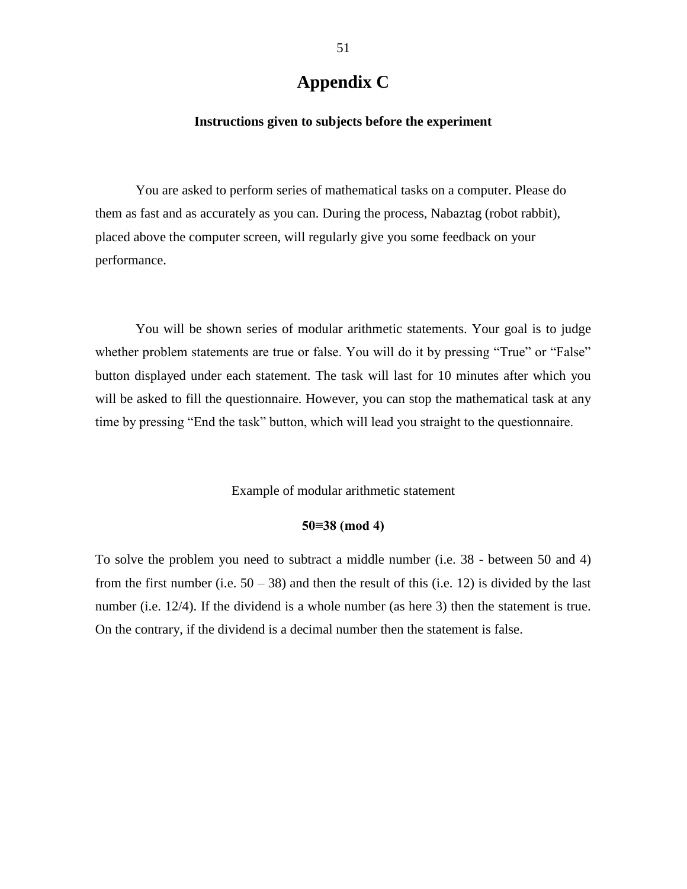# Appendix C

### Instructions given to subjects before the experiment

You are asked to perform series of mathematical tasks on a computer. Please do them as fast and as accurately as you can. During the process, Nabaztag (robot rabbit), placed above the computer screen, will regularly give you some feedback on your performance.

You will be shown series of modular arithmetic statements. Your goal is to judge whether problem statements are true or false. You will do it by pressing “True” or “False” button displayed under each statement. The task will last for 10 minutes after which you will be asked to fill the questionnaire. However, you can stop the mathematical task at any time by pressing “End the task” button, which will lead you straight to the questionnaire.

Example of modular arithmetic statement

**$50 \equiv 38 \pmod{4}$**

To solve the problem you need to subtract a middle number (i.e. 38 - between 50 and 4) from the first number (i.e. 50 – 38) and then the result of this (i.e. 12) is divided by the last number (i.e. 12/4). If the dividend is a whole number (as here 3) then the statement is true. On the contrary, if the dividend is a decimal number then the statement is false.